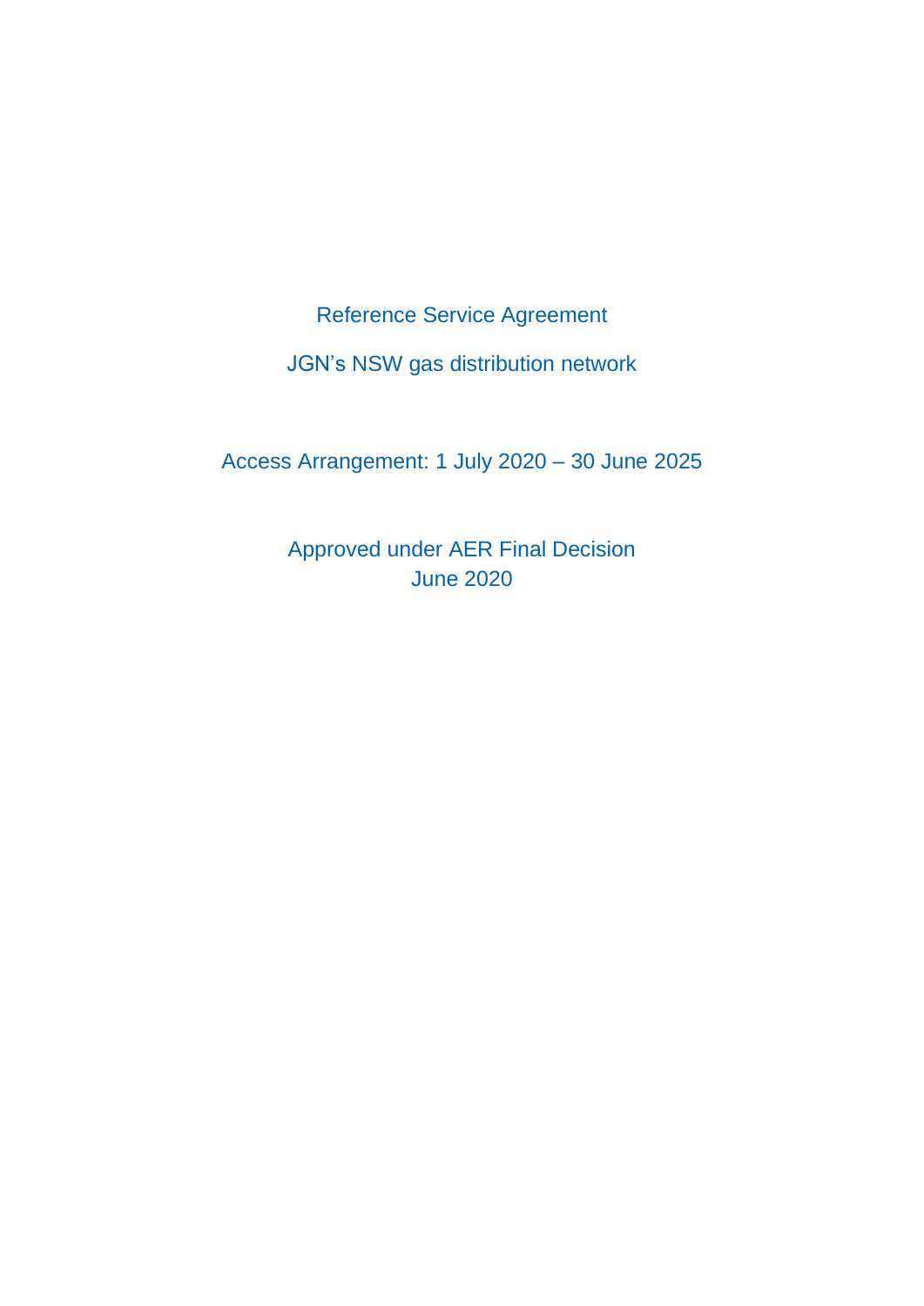# Reference Service Agreement

## JGN's NSW gas distribution network

Access Arrangement: 1 July 2020 – 30 June 2025

Approved under AER Final Decision
June 2020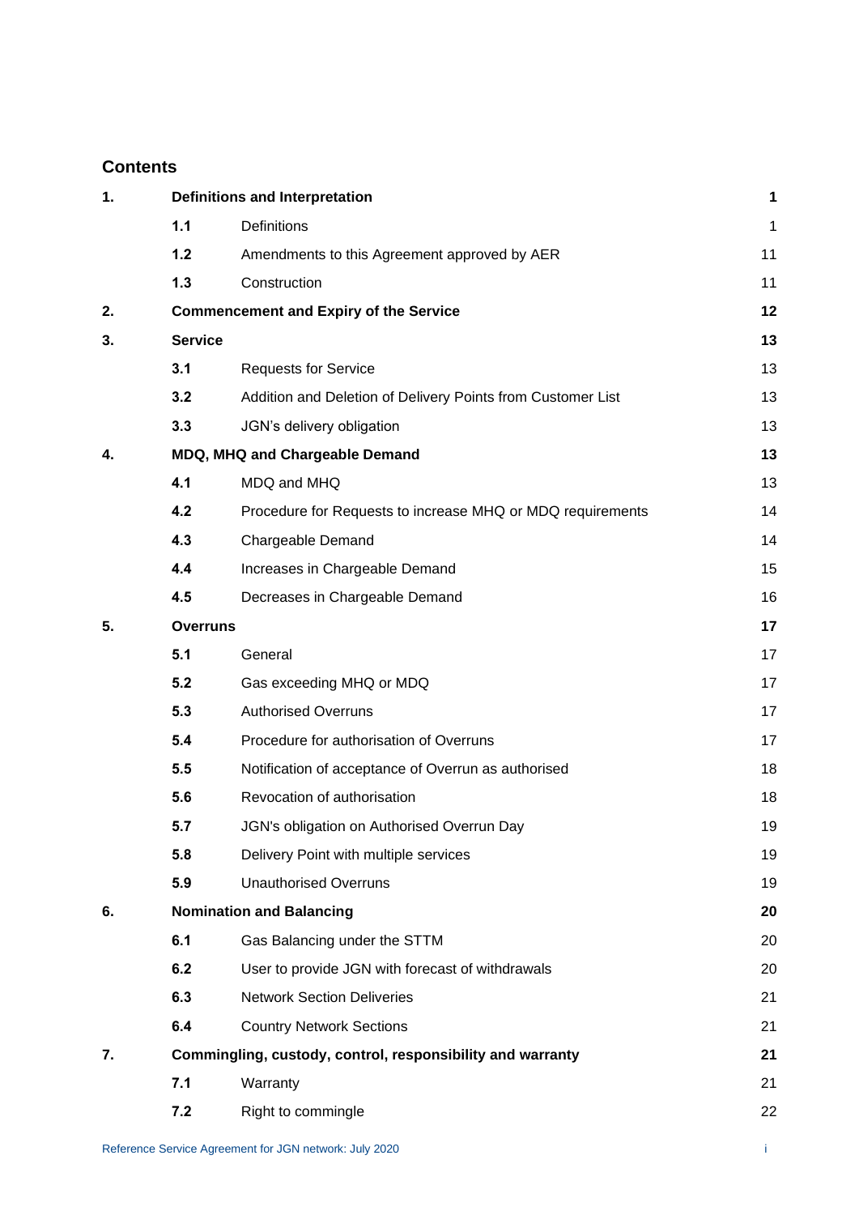## Contents

| | | | |
|---|---|---|---|
| **1.** | **Definitions and Interpretation** | | **1** |
| | **1.1** | Definitions | 1 |
| | **1.2** | Amendments to this Agreement approved by AER | 11 |
| | **1.3** | Construction | 11 |
| **2.** | **Commencement and Expiry of the Service** | | **12** |
| **3.** | **Service** | | **13** |
| | **3.1** | Requests for Service | 13 |
| | **3.2** | Addition and Deletion of Delivery Points from Customer List | 13 |
| | **3.3** | JGN's delivery obligation | 13 |
| **4.** | **MDQ, MHQ and Chargeable Demand** | | **13** |
| | **4.1** | MDQ and MHQ | 13 |
| | **4.2** | Procedure for Requests to increase MHQ or MDQ requirements | 14 |
| | **4.3** | Chargeable Demand | 14 |
| | **4.4** | Increases in Chargeable Demand | 15 |
| | **4.5** | Decreases in Chargeable Demand | 16 |
| **5.** | **Overruns** | | **17** |
| | **5.1** | General | 17 |
| | **5.2** | Gas exceeding MHQ or MDQ | 17 |
| | **5.3** | Authorised Overruns | 17 |
| | **5.4** | Procedure for authorisation of Overruns | 17 |
| | **5.5** | Notification of acceptance of Overrun as authorised | 18 |
| | **5.6** | Revocation of authorisation | 18 |
| | **5.7** | JGN's obligation on Authorised Overrun Day | 19 |
| | **5.8** | Delivery Point with multiple services | 19 |
| | **5.9** | Unauthorised Overruns | 19 |
| **6.** | **Nomination and Balancing** | | **20** |
| | **6.1** | Gas Balancing under the STTM | 20 |
| | **6.2** | User to provide JGN with forecast of withdrawals | 20 |
| | **6.3** | Network Section Deliveries | 21 |
| | **6.4** | Country Network Sections | 21 |
| **7.** | **Commingling, custody, control, responsibility and warranty** | | **21** |
| | **7.1** | Warranty | 21 |
| | **7.2** | Right to commingle | 22 |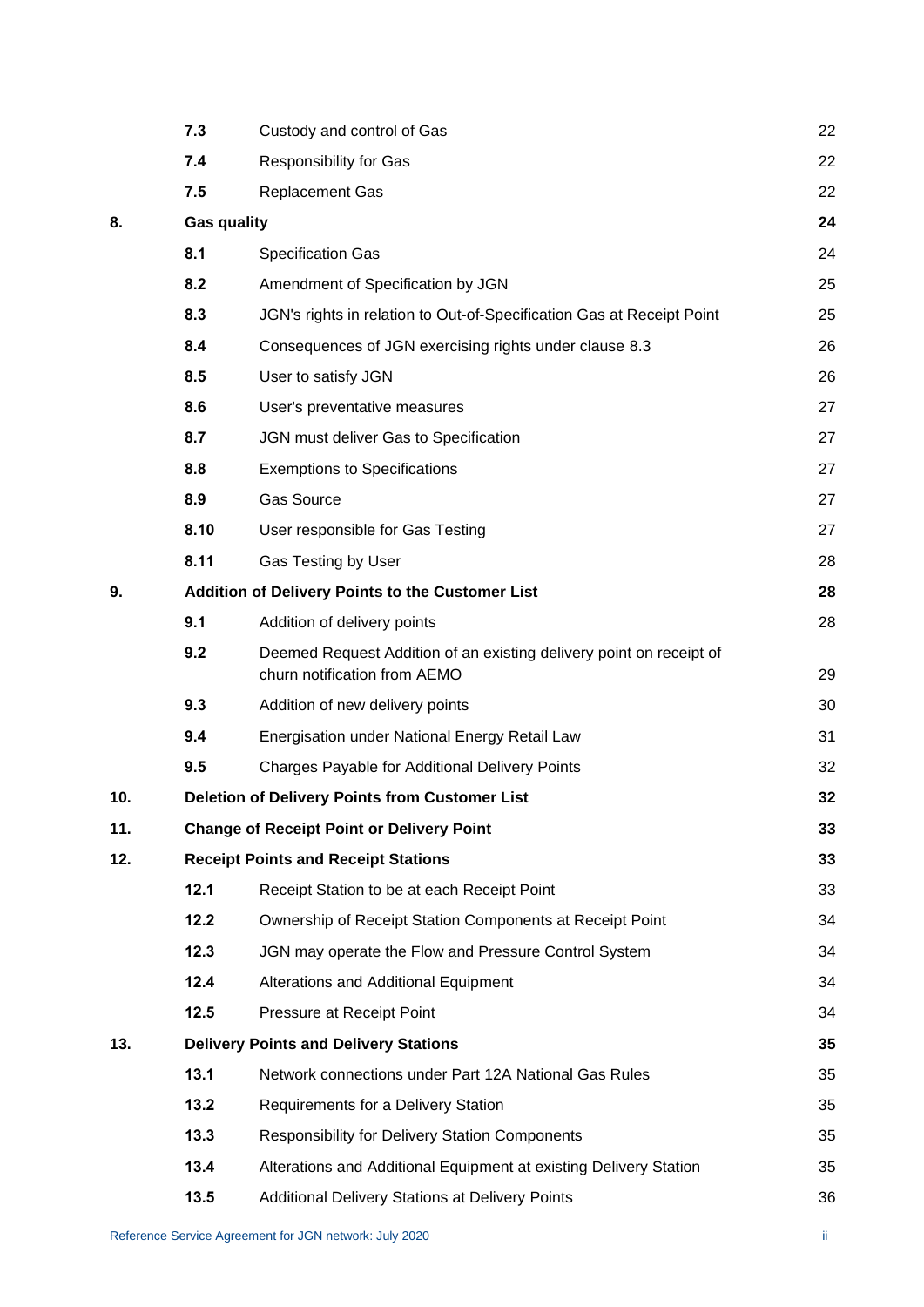| | | | |
|---|---|---|---|
| | **7.3** | Custody and control of Gas | 22 |
| | **7.4** | Responsibility for Gas | 22 |
| | **7.5** | Replacement Gas | 22 |
| **8.** | **Gas quality** | | **24** |
| | **8.1** | Specification Gas | 24 |
| | **8.2** | Amendment of Specification by JGN | 25 |
| | **8.3** | JGN's rights in relation to Out-of-Specification Gas at Receipt Point | 25 |
| | **8.4** | Consequences of JGN exercising rights under clause 8.3 | 26 |
| | **8.5** | User to satisfy JGN | 26 |
| | **8.6** | User's preventative measures | 27 |
| | **8.7** | JGN must deliver Gas to Specification | 27 |
| | **8.8** | Exemptions to Specifications | 27 |
| | **8.9** | Gas Source | 27 |
| | **8.10** | User responsible for Gas Testing | 27 |
| | **8.11** | Gas Testing by User | 28 |
| **9.** | **Addition of Delivery Points to the Customer List** | | **28** |
| | **9.1** | Addition of delivery points | 28 |
| | **9.2** | Deemed Request Addition of an existing delivery point on receipt of churn notification from AEMO | 29 |
| | **9.3** | Addition of new delivery points | 30 |
| | **9.4** | Energisation under National Energy Retail Law | 31 |
| | **9.5** | Charges Payable for Additional Delivery Points | 32 |
| **10.** | **Deletion of Delivery Points from Customer List** | | **32** |
| **11.** | **Change of Receipt Point or Delivery Point** | | **33** |
| **12.** | **Receipt Points and Receipt Stations** | | **33** |
| | **12.1** | Receipt Station to be at each Receipt Point | 33 |
| | **12.2** | Ownership of Receipt Station Components at Receipt Point | 34 |
| | **12.3** | JGN may operate the Flow and Pressure Control System | 34 |
| | **12.4** | Alterations and Additional Equipment | 34 |
| | **12.5** | Pressure at Receipt Point | 34 |
| **13.** | **Delivery Points and Delivery Stations** | | **35** |
| | **13.1** | Network connections under Part 12A National Gas Rules | 35 |
| | **13.2** | Requirements for a Delivery Station | 35 |
| | **13.3** | Responsibility for Delivery Station Components | 35 |
| | **13.4** | Alterations and Additional Equipment at existing Delivery Station | 35 |
| | **13.5** | Additional Delivery Stations at Delivery Points | 36 |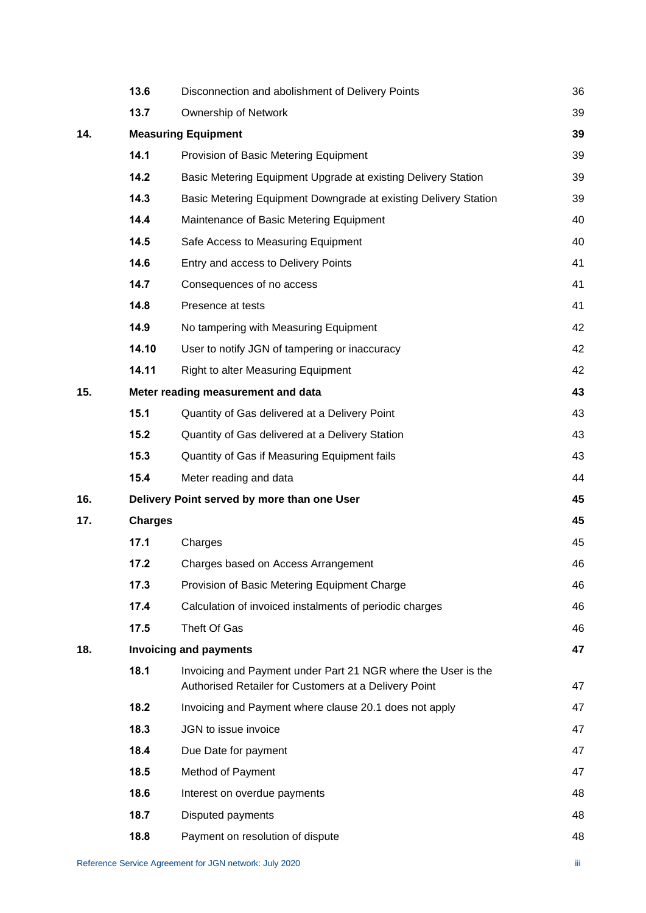| | | | |
|---|---|---|---|
| | **13.6** | Disconnection and abolishment of Delivery Points | 36 |
| | **13.7** | Ownership of Network | 39 |
| **14.** | **Measuring Equipment** | | **39** |
| | **14.1** | Provision of Basic Metering Equipment | 39 |
| | **14.2** | Basic Metering Equipment Upgrade at existing Delivery Station | 39 |
| | **14.3** | Basic Metering Equipment Downgrade at existing Delivery Station | 39 |
| | **14.4** | Maintenance of Basic Metering Equipment | 40 |
| | **14.5** | Safe Access to Measuring Equipment | 40 |
| | **14.6** | Entry and access to Delivery Points | 41 |
| | **14.7** | Consequences of no access | 41 |
| | **14.8** | Presence at tests | 41 |
| | **14.9** | No tampering with Measuring Equipment | 42 |
| | **14.10** | User to notify JGN of tampering or inaccuracy | 42 |
| | **14.11** | Right to alter Measuring Equipment | 42 |
| **15.** | **Meter reading measurement and data** | | **43** |
| | **15.1** | Quantity of Gas delivered at a Delivery Point | 43 |
| | **15.2** | Quantity of Gas delivered at a Delivery Station | 43 |
| | **15.3** | Quantity of Gas if Measuring Equipment fails | 43 |
| | **15.4** | Meter reading and data | 44 |
| **16.** | **Delivery Point served by more than one User** | | **45** |
| **17.** | **Charges** | | **45** |
| | **17.1** | Charges | 45 |
| | **17.2** | Charges based on Access Arrangement | 46 |
| | **17.3** | Provision of Basic Metering Equipment Charge | 46 |
| | **17.4** | Calculation of invoiced instalments of periodic charges | 46 |
| | **17.5** | Theft Of Gas | 46 |
| **18.** | **Invoicing and payments** | | **47** |
| | **18.1** | Invoicing and Payment under Part 21 NGR where the User is the Authorised Retailer for Customers at a Delivery Point | 47 |
| | **18.2** | Invoicing and Payment where clause 20.1 does not apply | 47 |
| | **18.3** | JGN to issue invoice | 47 |
| | **18.4** | Due Date for payment | 47 |
| | **18.5** | Method of Payment | 47 |
| | **18.6** | Interest on overdue payments | 48 |
| | **18.7** | Disputed payments | 48 |
| | **18.8** | Payment on resolution of dispute | 48 |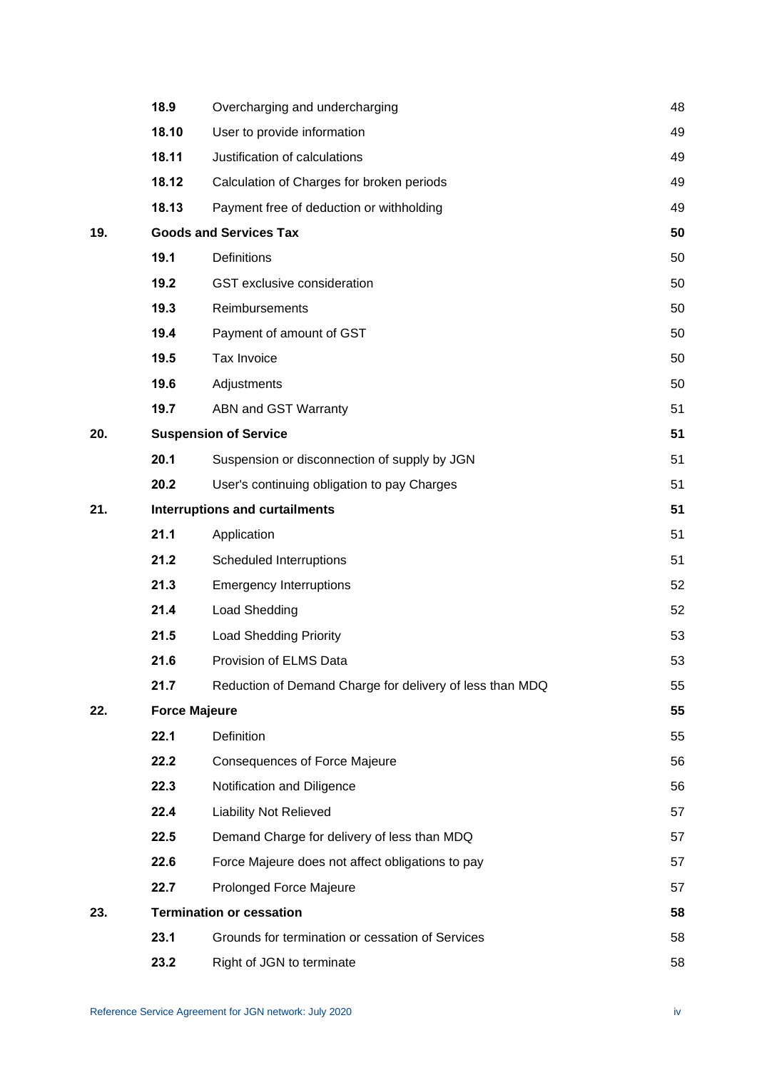| | | | |
|---|---|---|---|
| | **18.9** | Overcharging and undercharging | 48 |
| | **18.10** | User to provide information | 49 |
| | **18.11** | Justification of calculations | 49 |
| | **18.12** | Calculation of Charges for broken periods | 49 |
| | **18.13** | Payment free of deduction or withholding | 49 |
| **19.** | **Goods and Services Tax** | | **50** |
| | **19.1** | Definitions | 50 |
| | **19.2** | GST exclusive consideration | 50 |
| | **19.3** | Reimbursements | 50 |
| | **19.4** | Payment of amount of GST | 50 |
| | **19.5** | Tax Invoice | 50 |
| | **19.6** | Adjustments | 50 |
| | **19.7** | ABN and GST Warranty | 51 |
| **20.** | **Suspension of Service** | | **51** |
| | **20.1** | Suspension or disconnection of supply by JGN | 51 |
| | **20.2** | User's continuing obligation to pay Charges | 51 |
| **21.** | **Interruptions and curtailments** | | **51** |
| | **21.1** | Application | 51 |
| | **21.2** | Scheduled Interruptions | 51 |
| | **21.3** | Emergency Interruptions | 52 |
| | **21.4** | Load Shedding | 52 |
| | **21.5** | Load Shedding Priority | 53 |
| | **21.6** | Provision of ELMS Data | 53 |
| | **21.7** | Reduction of Demand Charge for delivery of less than MDQ | 55 |
| **22.** | **Force Majeure** | | **55** |
| | **22.1** | Definition | 55 |
| | **22.2** | Consequences of Force Majeure | 56 |
| | **22.3** | Notification and Diligence | 56 |
| | **22.4** | Liability Not Relieved | 57 |
| | **22.5** | Demand Charge for delivery of less than MDQ | 57 |
| | **22.6** | Force Majeure does not affect obligations to pay | 57 |
| | **22.7** | Prolonged Force Majeure | 57 |
| **23.** | **Termination or cessation** | | **58** |
| | **23.1** | Grounds for termination or cessation of Services | 58 |
| | **23.2** | Right of JGN to terminate | 58 |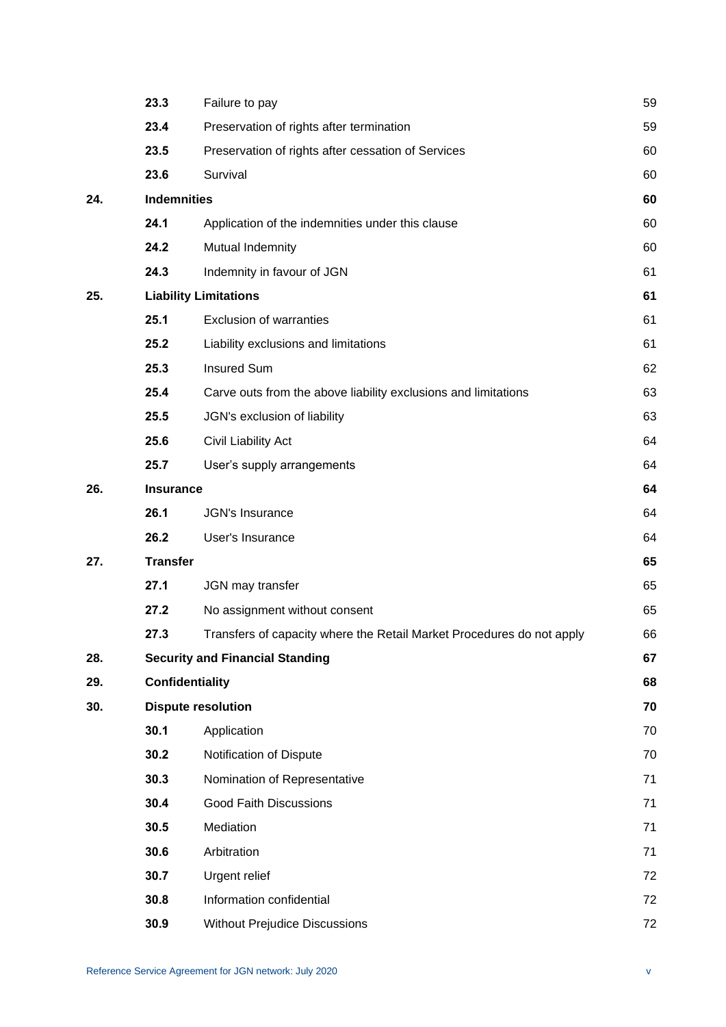| | | | |
|---|---|---|---|
| | **23.3** | Failure to pay | 59 |
| | **23.4** | Preservation of rights after termination | 59 |
| | **23.5** | Preservation of rights after cessation of Services | 60 |
| | **23.6** | Survival | 60 |
| **24.** | **Indemnities** | | **60** |
| | **24.1** | Application of the indemnities under this clause | 60 |
| | **24.2** | Mutual Indemnity | 60 |
| | **24.3** | Indemnity in favour of JGN | 61 |
| **25.** | **Liability Limitations** | | **61** |
| | **25.1** | Exclusion of warranties | 61 |
| | **25.2** | Liability exclusions and limitations | 61 |
| | **25.3** | Insured Sum | 62 |
| | **25.4** | Carve outs from the above liability exclusions and limitations | 63 |
| | **25.5** | JGN's exclusion of liability | 63 |
| | **25.6** | Civil Liability Act | 64 |
| | **25.7** | User's supply arrangements | 64 |
| **26.** | **Insurance** | | **64** |
| | **26.1** | JGN's Insurance | 64 |
| | **26.2** | User's Insurance | 64 |
| **27.** | **Transfer** | | **65** |
| | **27.1** | JGN may transfer | 65 |
| | **27.2** | No assignment without consent | 65 |
| | **27.3** | Transfers of capacity where the Retail Market Procedures do not apply | 66 |
| **28.** | **Security and Financial Standing** | | **67** |
| **29.** | **Confidentiality** | | **68** |
| **30.** | **Dispute resolution** | | **70** |
| | **30.1** | Application | 70 |
| | **30.2** | Notification of Dispute | 70 |
| | **30.3** | Nomination of Representative | 71 |
| | **30.4** | Good Faith Discussions | 71 |
| | **30.5** | Mediation | 71 |
| | **30.6** | Arbitration | 71 |
| | **30.7** | Urgent relief | 72 |
| | **30.8** | Information confidential | 72 |
| | **30.9** | Without Prejudice Discussions | 72 |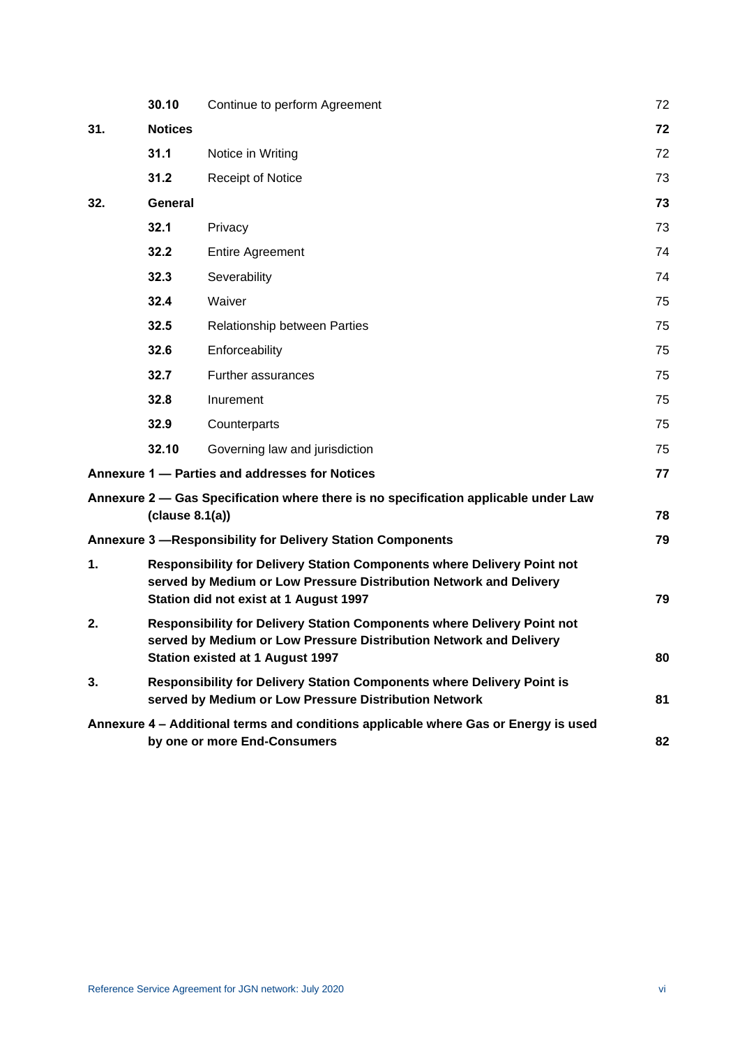| | | | |
|---|---|---|---|
| | **30.10** | Continue to perform Agreement | 72 |
| **31.** | **Notices** | | **72** |
| | **31.1** | Notice in Writing | 72 |
| | **31.2** | Receipt of Notice | 73 |
| **32.** | **General** | | **73** |
| | **32.1** | Privacy | 73 |
| | **32.2** | Entire Agreement | 74 |
| | **32.3** | Severability | 74 |
| | **32.4** | Waiver | 75 |
| | **32.5** | Relationship between Parties | 75 |
| | **32.6** | Enforceability | 75 |
| | **32.7** | Further assurances | 75 |
| | **32.8** | Inurement | 75 |
| | **32.9** | Counterparts | 75 |
| | **32.10** | Governing law and jurisdiction | 75 |
| **Annexure 1 — Parties and addresses for Notices** | | | **77** |
| **Annexure 2 — Gas Specification where there is no specification applicable under Law (clause 8.1(a))** | | | **78** |
| **Annexure 3 —Responsibility for Delivery Station Components** | | | **79** |
| **1.** | **Responsibility for Delivery Station Components where Delivery Point not served by Medium or Low Pressure Distribution Network and Delivery Station did not exist at 1 August 1997** | | **79** |
| **2.** | **Responsibility for Delivery Station Components where Delivery Point not served by Medium or Low Pressure Distribution Network and Delivery Station existed at 1 August 1997** | | **80** |
| **3.** | **Responsibility for Delivery Station Components where Delivery Point is served by Medium or Low Pressure Distribution Network** | | **81** |
| **Annexure 4 – Additional terms and conditions applicable where Gas or Energy is used by one or more End-Consumers** | | | **82** |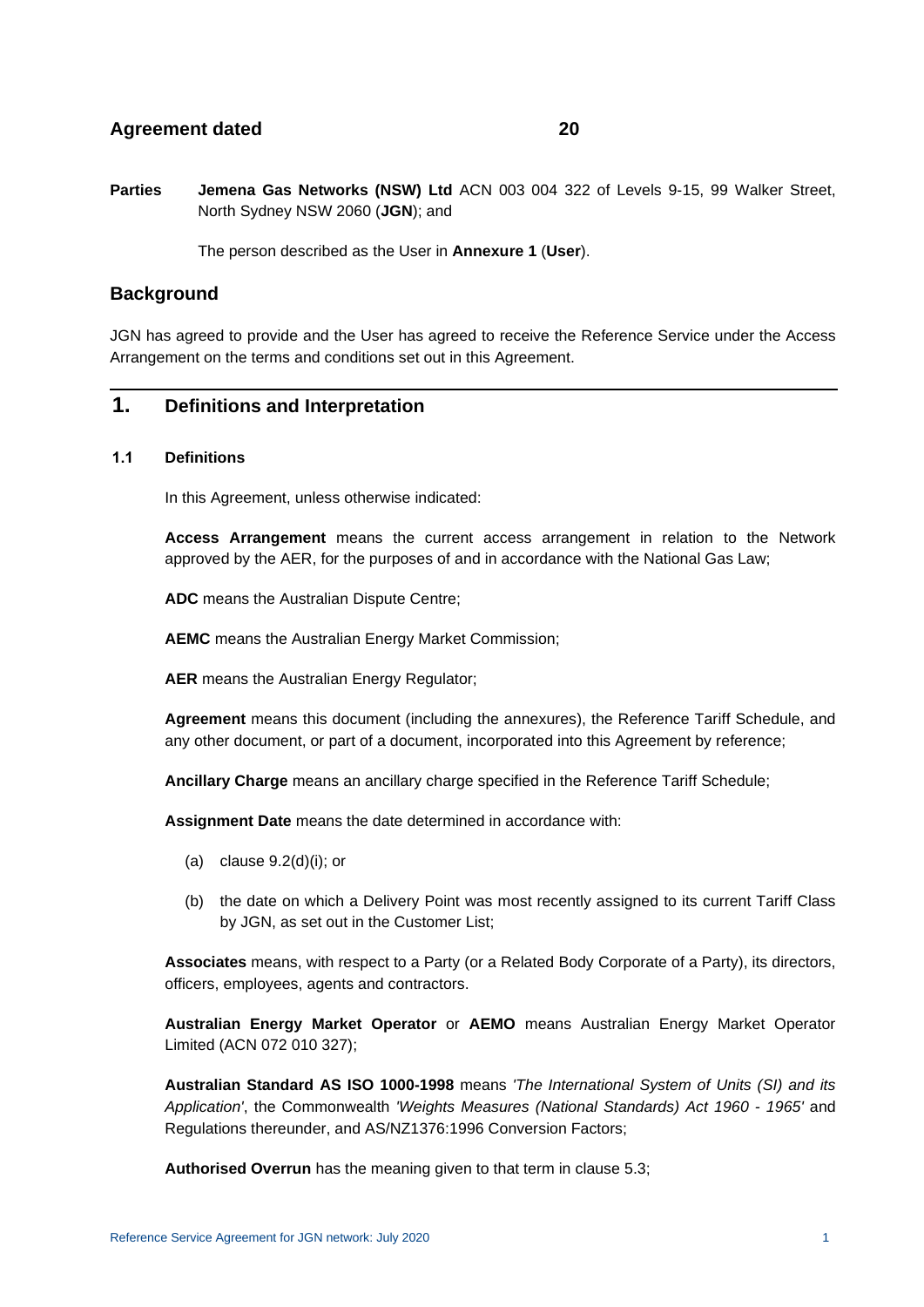**Agreement dated 20**

**Parties** **Jemena Gas Networks (NSW) Ltd** ACN 003 004 322 of Levels 9-15, 99 Walker Street, North Sydney NSW 2060 (**JGN**); and

The person described as the User in **Annexure 1** (**User**).

## Background

JGN has agreed to provide and the User has agreed to receive the Reference Service under the Access Arrangement on the terms and conditions set out in this Agreement.

# 1. Definitions and Interpretation

### 1.1 Definitions

In this Agreement, unless otherwise indicated:

**Access Arrangement** means the current access arrangement in relation to the Network approved by the AER, for the purposes of and in accordance with the National Gas Law;

**ADC** means the Australian Dispute Centre;

**AEMC** means the Australian Energy Market Commission;

**AER** means the Australian Energy Regulator;

**Agreement** means this document (including the annexures), the Reference Tariff Schedule, and any other document, or part of a document, incorporated into this Agreement by reference;

**Ancillary Charge** means an ancillary charge specified in the Reference Tariff Schedule;

**Assignment Date** means the date determined in accordance with:

(a) clause 9.2(d)(i); or

(b) the date on which a Delivery Point was most recently assigned to its current Tariff Class by JGN, as set out in the Customer List;

**Associates** means, with respect to a Party (or a Related Body Corporate of a Party), its directors, officers, employees, agents and contractors.

**Australian Energy Market Operator** or **AEMO** means Australian Energy Market Operator Limited (ACN 072 010 327);

**Australian Standard AS ISO 1000-1998** means *'The International System of Units (SI) and its Application'*, the Commonwealth *'Weights Measures (National Standards) Act 1960 - 1965'* and Regulations thereunder, and AS/NZ1376:1996 Conversion Factors;

**Authorised Overrun** has the meaning given to that term in clause 5.3;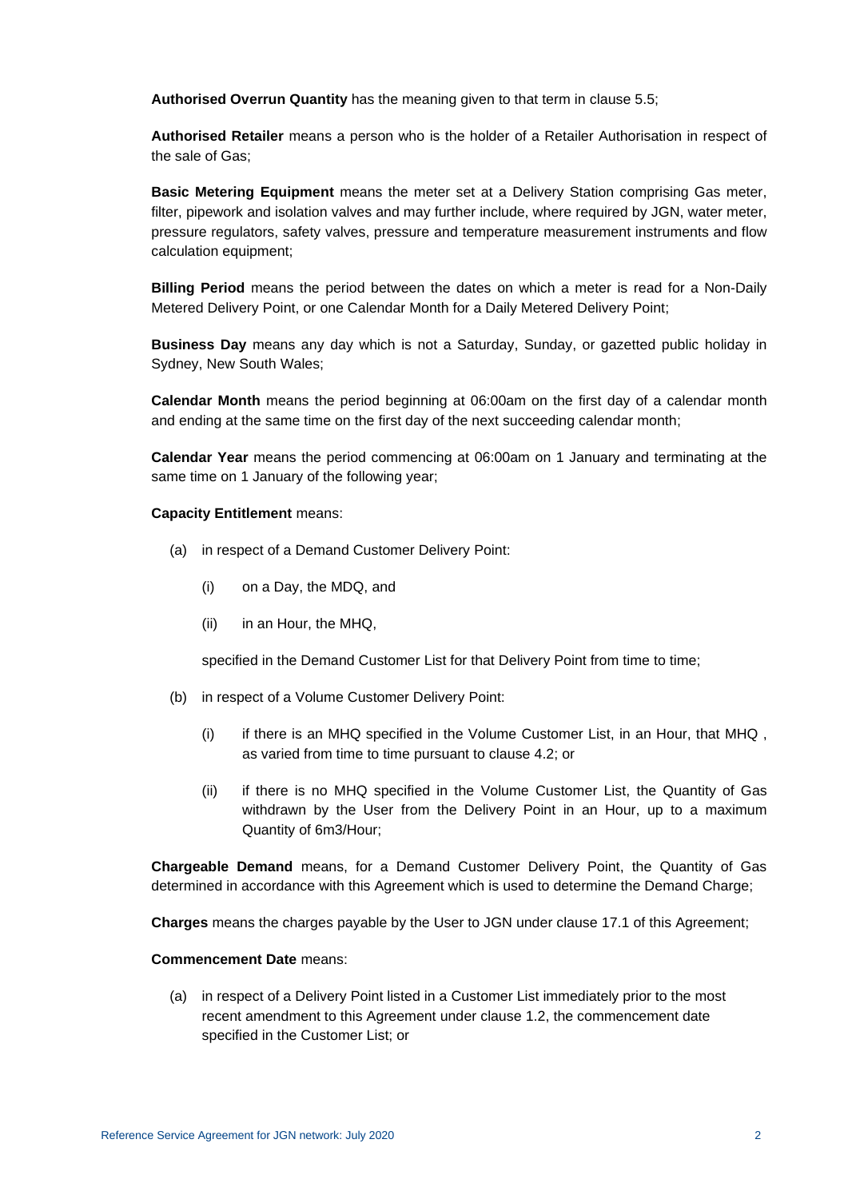**Authorised Overrun Quantity** has the meaning given to that term in clause 5.5;

**Authorised Retailer** means a person who is the holder of a Retailer Authorisation in respect of the sale of Gas;

**Basic Metering Equipment** means the meter set at a Delivery Station comprising Gas meter, filter, pipework and isolation valves and may further include, where required by JGN, water meter, pressure regulators, safety valves, pressure and temperature measurement instruments and flow calculation equipment;

**Billing Period** means the period between the dates on which a meter is read for a Non-Daily Metered Delivery Point, or one Calendar Month for a Daily Metered Delivery Point;

**Business Day** means any day which is not a Saturday, Sunday, or gazetted public holiday in Sydney, New South Wales;

**Calendar Month** means the period beginning at 06:00am on the first day of a calendar month and ending at the same time on the first day of the next succeeding calendar month;

**Calendar Year** means the period commencing at 06:00am on 1 January and terminating at the same time on 1 January of the following year;

**Capacity Entitlement** means:

(a) in respect of a Demand Customer Delivery Point:

  (i) on a Day, the MDQ, and

  (ii) in an Hour, the MHQ,

  specified in the Demand Customer List for that Delivery Point from time to time;

(b) in respect of a Volume Customer Delivery Point:

  (i) if there is an MHQ specified in the Volume Customer List, in an Hour, that MHQ , as varied from time to time pursuant to clause 4.2; or

  (ii) if there is no MHQ specified in the Volume Customer List, the Quantity of Gas withdrawn by the User from the Delivery Point in an Hour, up to a maximum Quantity of 6m3/Hour;

**Chargeable Demand** means, for a Demand Customer Delivery Point, the Quantity of Gas determined in accordance with this Agreement which is used to determine the Demand Charge;

**Charges** means the charges payable by the User to JGN under clause 17.1 of this Agreement;

**Commencement Date** means:

(a) in respect of a Delivery Point listed in a Customer List immediately prior to the most recent amendment to this Agreement under clause 1.2, the commencement date specified in the Customer List; or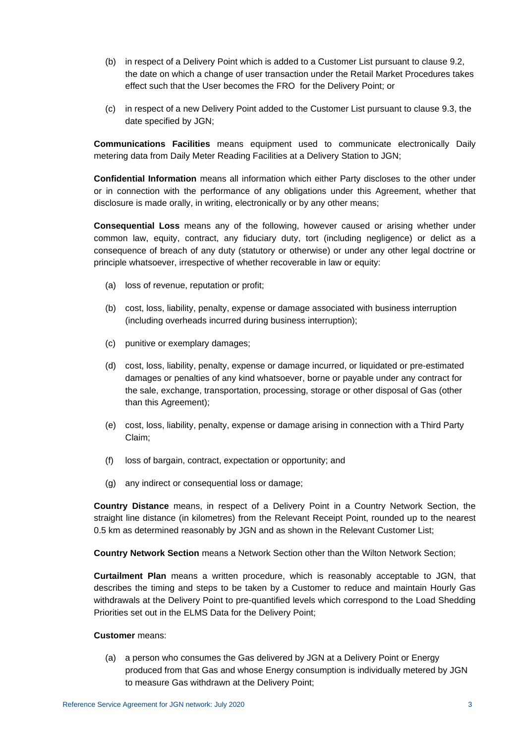(b) in respect of a Delivery Point which is added to a Customer List pursuant to clause 9.2, the date on which a change of user transaction under the Retail Market Procedures takes effect such that the User becomes the FRO for the Delivery Point; or

(c) in respect of a new Delivery Point added to the Customer List pursuant to clause 9.3, the date specified by JGN;

**Communications Facilities** means equipment used to communicate electronically Daily metering data from Daily Meter Reading Facilities at a Delivery Station to JGN;

**Confidential Information** means all information which either Party discloses to the other under or in connection with the performance of any obligations under this Agreement, whether that disclosure is made orally, in writing, electronically or by any other means;

**Consequential Loss** means any of the following, however caused or arising whether under common law, equity, contract, any fiduciary duty, tort (including negligence) or delict as a consequence of breach of any duty (statutory or otherwise) or under any other legal doctrine or principle whatsoever, irrespective of whether recoverable in law or equity:

(a) loss of revenue, reputation or profit;

(b) cost, loss, liability, penalty, expense or damage associated with business interruption (including overheads incurred during business interruption);

(c) punitive or exemplary damages;

(d) cost, loss, liability, penalty, expense or damage incurred, or liquidated or pre-estimated damages or penalties of any kind whatsoever, borne or payable under any contract for the sale, exchange, transportation, processing, storage or other disposal of Gas (other than this Agreement);

(e) cost, loss, liability, penalty, expense or damage arising in connection with a Third Party Claim;

(f) loss of bargain, contract, expectation or opportunity; and

(g) any indirect or consequential loss or damage;

**Country Distance** means, in respect of a Delivery Point in a Country Network Section, the straight line distance (in kilometres) from the Relevant Receipt Point, rounded up to the nearest 0.5 km as determined reasonably by JGN and as shown in the Relevant Customer List;

**Country Network Section** means a Network Section other than the Wilton Network Section;

**Curtailment Plan** means a written procedure, which is reasonably acceptable to JGN, that describes the timing and steps to be taken by a Customer to reduce and maintain Hourly Gas withdrawals at the Delivery Point to pre-quantified levels which correspond to the Load Shedding Priorities set out in the ELMS Data for the Delivery Point;

**Customer** means:

(a) a person who consumes the Gas delivered by JGN at a Delivery Point or Energy produced from that Gas and whose Energy consumption is individually metered by JGN to measure Gas withdrawn at the Delivery Point;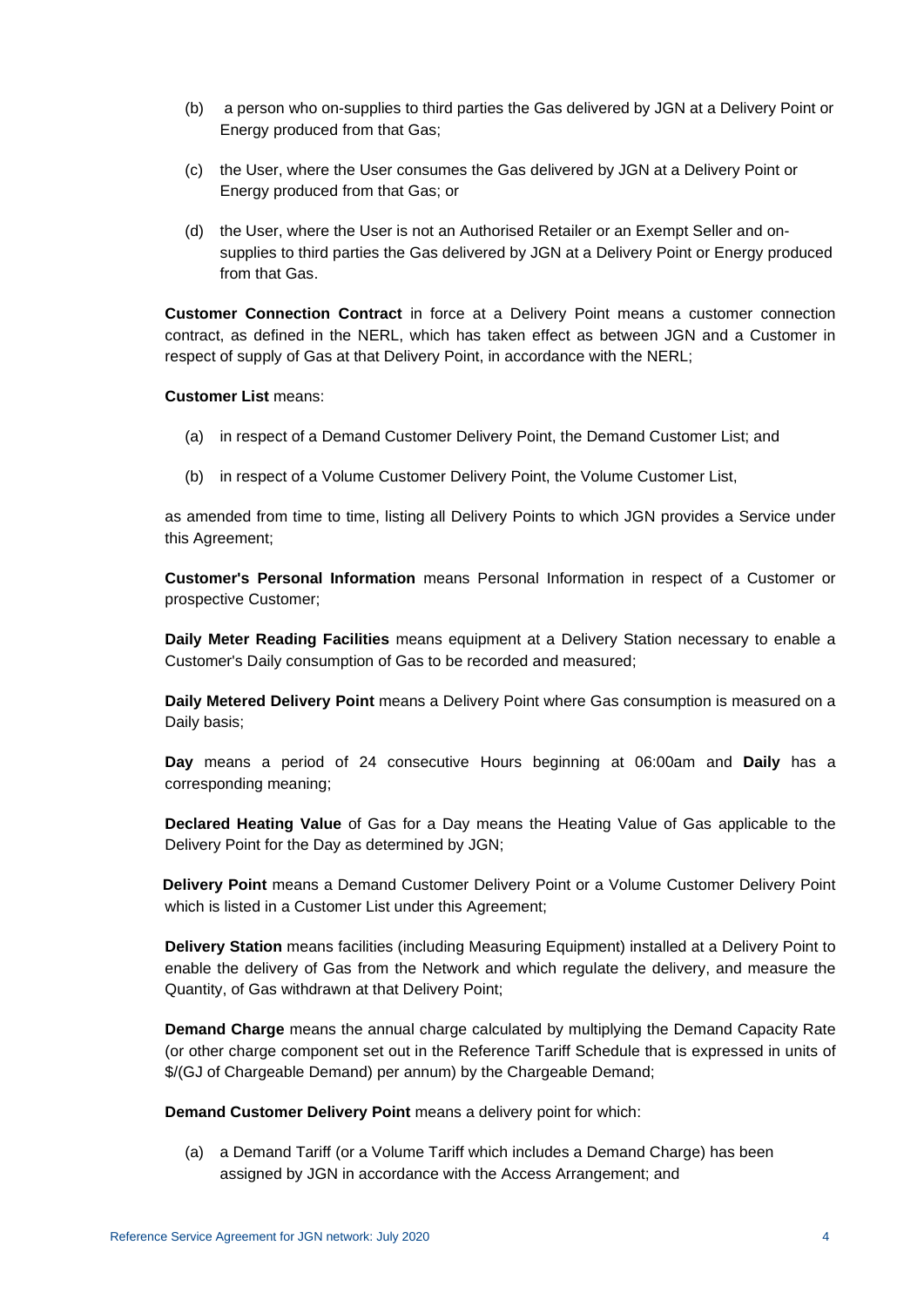(b) a person who on-supplies to third parties the Gas delivered by JGN at a Delivery Point or Energy produced from that Gas;

(c) the User, where the User consumes the Gas delivered by JGN at a Delivery Point or Energy produced from that Gas; or

(d) the User, where the User is not an Authorised Retailer or an Exempt Seller and on-supplies to third parties the Gas delivered by JGN at a Delivery Point or Energy produced from that Gas.

**Customer Connection Contract** in force at a Delivery Point means a customer connection contract, as defined in the NERL, which has taken effect as between JGN and a Customer in respect of supply of Gas at that Delivery Point, in accordance with the NERL;

**Customer List** means:

(a) in respect of a Demand Customer Delivery Point, the Demand Customer List; and

(b) in respect of a Volume Customer Delivery Point, the Volume Customer List,

as amended from time to time, listing all Delivery Points to which JGN provides a Service under this Agreement;

**Customer's Personal Information** means Personal Information in respect of a Customer or prospective Customer;

**Daily Meter Reading Facilities** means equipment at a Delivery Station necessary to enable a Customer's Daily consumption of Gas to be recorded and measured;

**Daily Metered Delivery Point** means a Delivery Point where Gas consumption is measured on a Daily basis;

**Day** means a period of 24 consecutive Hours beginning at 06:00am and **Daily** has a corresponding meaning;

**Declared Heating Value** of Gas for a Day means the Heating Value of Gas applicable to the Delivery Point for the Day as determined by JGN;

**Delivery Point** means a Demand Customer Delivery Point or a Volume Customer Delivery Point which is listed in a Customer List under this Agreement;

**Delivery Station** means facilities (including Measuring Equipment) installed at a Delivery Point to enable the delivery of Gas from the Network and which regulate the delivery, and measure the Quantity, of Gas withdrawn at that Delivery Point;

**Demand Charge** means the annual charge calculated by multiplying the Demand Capacity Rate (or other charge component set out in the Reference Tariff Schedule that is expressed in units of $/(GJ of Chargeable Demand) per annum) by the Chargeable Demand;

**Demand Customer Delivery Point** means a delivery point for which:

(a) a Demand Tariff (or a Volume Tariff which includes a Demand Charge) has been assigned by JGN in accordance with the Access Arrangement; and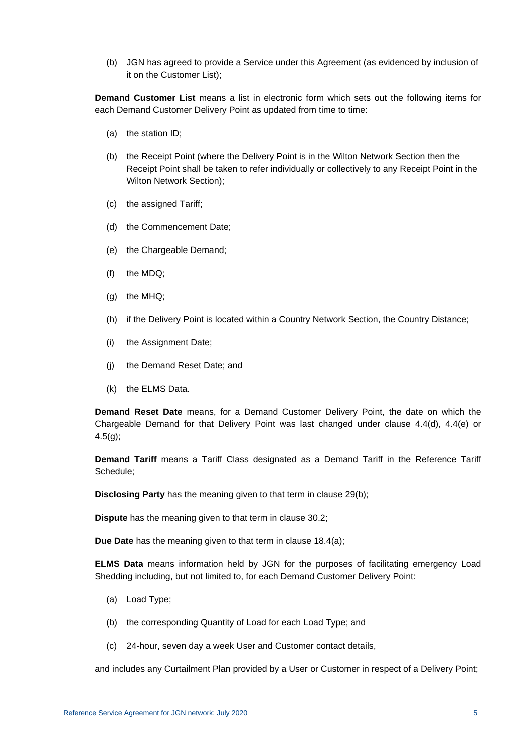(b) JGN has agreed to provide a Service under this Agreement (as evidenced by inclusion of it on the Customer List);

**Demand Customer List** means a list in electronic form which sets out the following items for each Demand Customer Delivery Point as updated from time to time:

(a) the station ID;

(b) the Receipt Point (where the Delivery Point is in the Wilton Network Section then the Receipt Point shall be taken to refer individually or collectively to any Receipt Point in the Wilton Network Section);

(c) the assigned Tariff;

(d) the Commencement Date;

(e) the Chargeable Demand;

(f) the MDQ;

(g) the MHQ;

(h) if the Delivery Point is located within a Country Network Section, the Country Distance;

(i) the Assignment Date;

(j) the Demand Reset Date; and

(k) the ELMS Data.

**Demand Reset Date** means, for a Demand Customer Delivery Point, the date on which the Chargeable Demand for that Delivery Point was last changed under clause 4.4(d), 4.4(e) or 4.5(g);

**Demand Tariff** means a Tariff Class designated as a Demand Tariff in the Reference Tariff Schedule;

**Disclosing Party** has the meaning given to that term in clause 29(b);

**Dispute** has the meaning given to that term in clause 30.2;

**Due Date** has the meaning given to that term in clause 18.4(a);

**ELMS Data** means information held by JGN for the purposes of facilitating emergency Load Shedding including, but not limited to, for each Demand Customer Delivery Point:

(a) Load Type;

(b) the corresponding Quantity of Load for each Load Type; and

(c) 24-hour, seven day a week User and Customer contact details,

and includes any Curtailment Plan provided by a User or Customer in respect of a Delivery Point;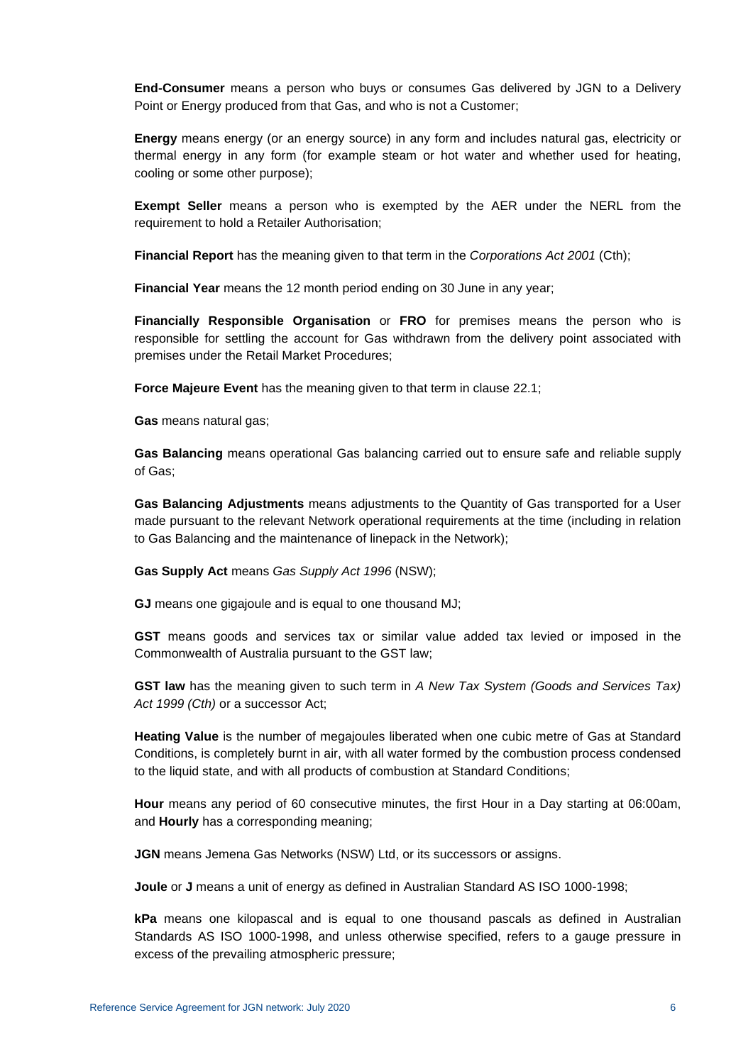**End-Consumer** means a person who buys or consumes Gas delivered by JGN to a Delivery Point or Energy produced from that Gas, and who is not a Customer;

**Energy** means energy (or an energy source) in any form and includes natural gas, electricity or thermal energy in any form (for example steam or hot water and whether used for heating, cooling or some other purpose);

**Exempt Seller** means a person who is exempted by the AER under the NERL from the requirement to hold a Retailer Authorisation;

**Financial Report** has the meaning given to that term in the *Corporations Act 2001* (Cth);

**Financial Year** means the 12 month period ending on 30 June in any year;

**Financially Responsible Organisation** or **FRO** for premises means the person who is responsible for settling the account for Gas withdrawn from the delivery point associated with premises under the Retail Market Procedures;

**Force Majeure Event** has the meaning given to that term in clause 22.1;

**Gas** means natural gas;

**Gas Balancing** means operational Gas balancing carried out to ensure safe and reliable supply of Gas;

**Gas Balancing Adjustments** means adjustments to the Quantity of Gas transported for a User made pursuant to the relevant Network operational requirements at the time (including in relation to Gas Balancing and the maintenance of linepack in the Network);

**Gas Supply Act** means *Gas Supply Act 1996* (NSW);

**GJ** means one gigajoule and is equal to one thousand MJ;

**GST** means goods and services tax or similar value added tax levied or imposed in the Commonwealth of Australia pursuant to the GST law;

**GST law** has the meaning given to such term in *A New Tax System (Goods and Services Tax) Act 1999 (Cth)* or a successor Act;

**Heating Value** is the number of megajoules liberated when one cubic metre of Gas at Standard Conditions, is completely burnt in air, with all water formed by the combustion process condensed to the liquid state, and with all products of combustion at Standard Conditions;

**Hour** means any period of 60 consecutive minutes, the first Hour in a Day starting at 06:00am, and **Hourly** has a corresponding meaning;

**JGN** means Jemena Gas Networks (NSW) Ltd, or its successors or assigns.

**Joule** or **J** means a unit of energy as defined in Australian Standard AS ISO 1000-1998;

**kPa** means one kilopascal and is equal to one thousand pascals as defined in Australian Standards AS ISO 1000-1998, and unless otherwise specified, refers to a gauge pressure in excess of the prevailing atmospheric pressure;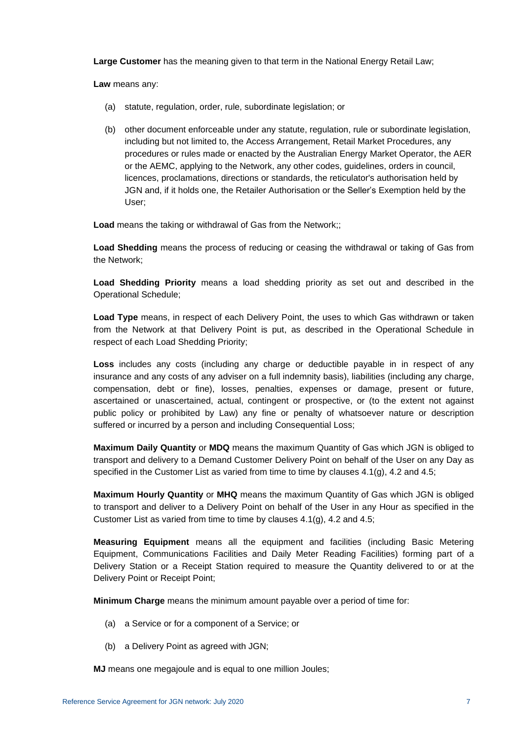**Large Customer** has the meaning given to that term in the National Energy Retail Law;

**Law** means any:

(a) statute, regulation, order, rule, subordinate legislation; or

(b) other document enforceable under any statute, regulation, rule or subordinate legislation, including but not limited to, the Access Arrangement, Retail Market Procedures, any procedures or rules made or enacted by the Australian Energy Market Operator, the AER or the AEMC, applying to the Network, any other codes, guidelines, orders in council, licences, proclamations, directions or standards, the reticulator's authorisation held by JGN and, if it holds one, the Retailer Authorisation or the Seller's Exemption held by the User;

**Load** means the taking or withdrawal of Gas from the Network;;

**Load Shedding** means the process of reducing or ceasing the withdrawal or taking of Gas from the Network;

**Load Shedding Priority** means a load shedding priority as set out and described in the Operational Schedule;

**Load Type** means, in respect of each Delivery Point, the uses to which Gas withdrawn or taken from the Network at that Delivery Point is put, as described in the Operational Schedule in respect of each Load Shedding Priority;

**Loss** includes any costs (including any charge or deductible payable in in respect of any insurance and any costs of any adviser on a full indemnity basis), liabilities (including any charge, compensation, debt or fine), losses, penalties, expenses or damage, present or future, ascertained or unascertained, actual, contingent or prospective, or (to the extent not against public policy or prohibited by Law) any fine or penalty of whatsoever nature or description suffered or incurred by a person and including Consequential Loss;

**Maximum Daily Quantity** or **MDQ** means the maximum Quantity of Gas which JGN is obliged to transport and delivery to a Demand Customer Delivery Point on behalf of the User on any Day as specified in the Customer List as varied from time to time by clauses 4.1(g), 4.2 and 4.5;

**Maximum Hourly Quantity** or **MHQ** means the maximum Quantity of Gas which JGN is obliged to transport and deliver to a Delivery Point on behalf of the User in any Hour as specified in the Customer List as varied from time to time by clauses 4.1(g), 4.2 and 4.5;

**Measuring Equipment** means all the equipment and facilities (including Basic Metering Equipment, Communications Facilities and Daily Meter Reading Facilities) forming part of a Delivery Station or a Receipt Station required to measure the Quantity delivered to or at the Delivery Point or Receipt Point;

**Minimum Charge** means the minimum amount payable over a period of time for:

(a) a Service or for a component of a Service; or

(b) a Delivery Point as agreed with JGN;

**MJ** means one megajoule and is equal to one million Joules;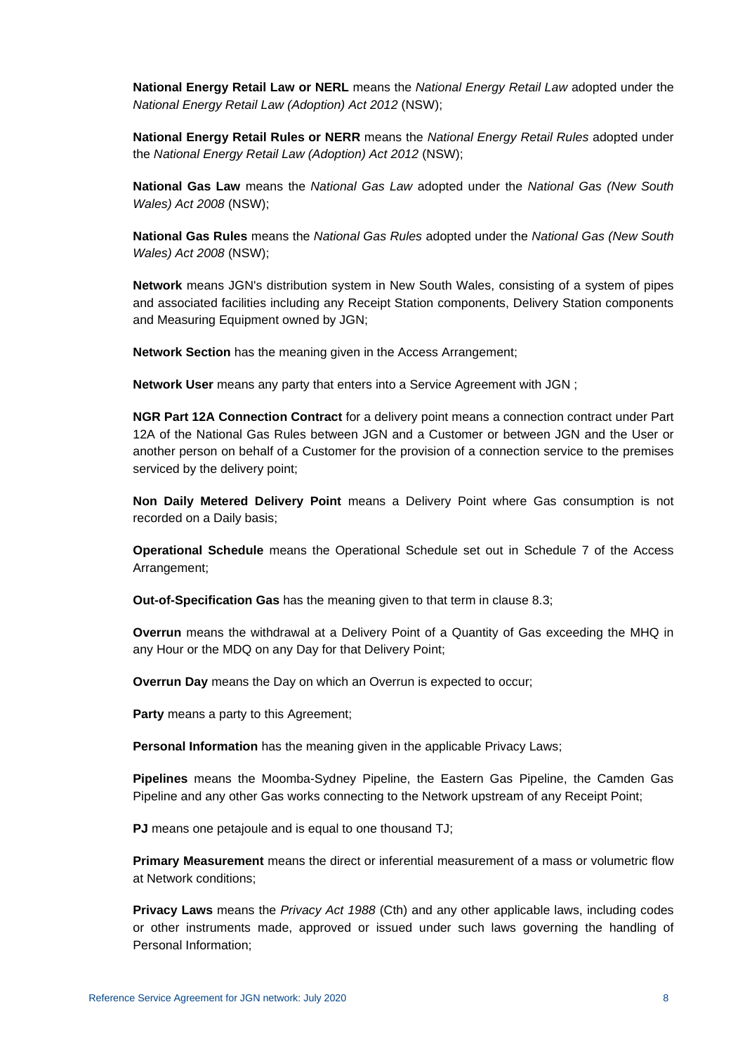**National Energy Retail Law or NERL** means the *National Energy Retail Law* adopted under the *National Energy Retail Law (Adoption) Act 2012* (NSW);

**National Energy Retail Rules or NERR** means the *National Energy Retail Rules* adopted under the *National Energy Retail Law (Adoption) Act 2012* (NSW);

**National Gas Law** means the *National Gas Law* adopted under the *National Gas (New South Wales) Act 2008* (NSW);

**National Gas Rules** means the *National Gas Rules* adopted under the *National Gas (New South Wales) Act 2008* (NSW);

**Network** means JGN's distribution system in New South Wales, consisting of a system of pipes and associated facilities including any Receipt Station components, Delivery Station components and Measuring Equipment owned by JGN;

**Network Section** has the meaning given in the Access Arrangement;

**Network User** means any party that enters into a Service Agreement with JGN ;

**NGR Part 12A Connection Contract** for a delivery point means a connection contract under Part 12A of the National Gas Rules between JGN and a Customer or between JGN and the User or another person on behalf of a Customer for the provision of a connection service to the premises serviced by the delivery point;

**Non Daily Metered Delivery Point** means a Delivery Point where Gas consumption is not recorded on a Daily basis;

**Operational Schedule** means the Operational Schedule set out in Schedule 7 of the Access Arrangement;

**Out-of-Specification Gas** has the meaning given to that term in clause 8.3;

**Overrun** means the withdrawal at a Delivery Point of a Quantity of Gas exceeding the MHQ in any Hour or the MDQ on any Day for that Delivery Point;

**Overrun Day** means the Day on which an Overrun is expected to occur;

**Party** means a party to this Agreement;

**Personal Information** has the meaning given in the applicable Privacy Laws;

**Pipelines** means the Moomba-Sydney Pipeline, the Eastern Gas Pipeline, the Camden Gas Pipeline and any other Gas works connecting to the Network upstream of any Receipt Point;

**PJ** means one petajoule and is equal to one thousand TJ;

**Primary Measurement** means the direct or inferential measurement of a mass or volumetric flow at Network conditions;

**Privacy Laws** means the *Privacy Act 1988* (Cth) and any other applicable laws, including codes or other instruments made, approved or issued under such laws governing the handling of Personal Information;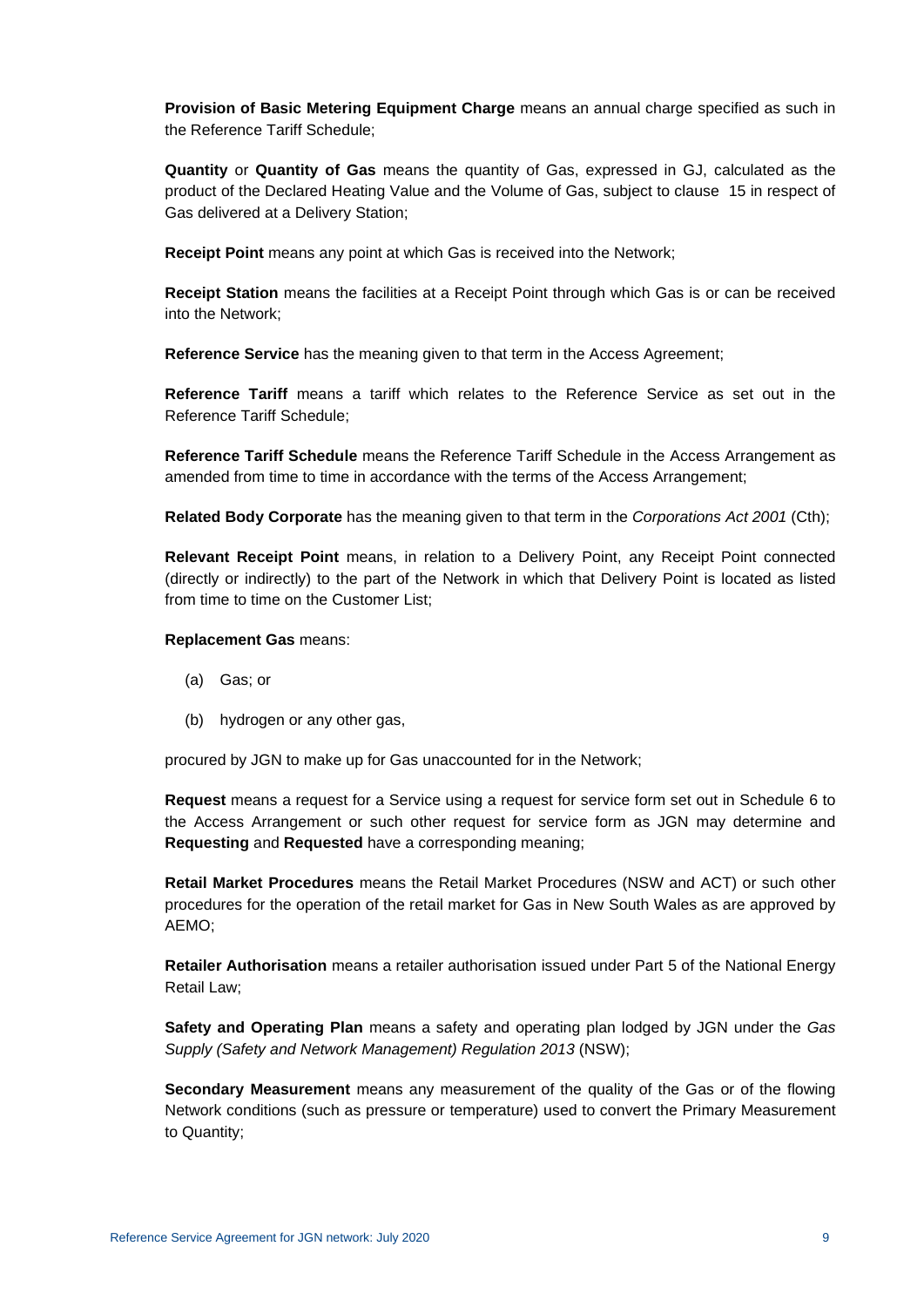**Provision of Basic Metering Equipment Charge** means an annual charge specified as such in the Reference Tariff Schedule;

**Quantity** or **Quantity of Gas** means the quantity of Gas, expressed in GJ, calculated as the product of the Declared Heating Value and the Volume of Gas, subject to clause 15 in respect of Gas delivered at a Delivery Station;

**Receipt Point** means any point at which Gas is received into the Network;

**Receipt Station** means the facilities at a Receipt Point through which Gas is or can be received into the Network;

**Reference Service** has the meaning given to that term in the Access Agreement;

**Reference Tariff** means a tariff which relates to the Reference Service as set out in the Reference Tariff Schedule;

**Reference Tariff Schedule** means the Reference Tariff Schedule in the Access Arrangement as amended from time to time in accordance with the terms of the Access Arrangement;

**Related Body Corporate** has the meaning given to that term in the *Corporations Act 2001* (Cth);

**Relevant Receipt Point** means, in relation to a Delivery Point, any Receipt Point connected (directly or indirectly) to the part of the Network in which that Delivery Point is located as listed from time to time on the Customer List;

**Replacement Gas** means:

(a) Gas; or

(b) hydrogen or any other gas,

procured by JGN to make up for Gas unaccounted for in the Network;

**Request** means a request for a Service using a request for service form set out in Schedule 6 to the Access Arrangement or such other request for service form as JGN may determine and **Requesting** and **Requested** have a corresponding meaning;

**Retail Market Procedures** means the Retail Market Procedures (NSW and ACT) or such other procedures for the operation of the retail market for Gas in New South Wales as are approved by AEMO;

**Retailer Authorisation** means a retailer authorisation issued under Part 5 of the National Energy Retail Law;

**Safety and Operating Plan** means a safety and operating plan lodged by JGN under the *Gas Supply (Safety and Network Management) Regulation 2013* (NSW);

**Secondary Measurement** means any measurement of the quality of the Gas or of the flowing Network conditions (such as pressure or temperature) used to convert the Primary Measurement to Quantity;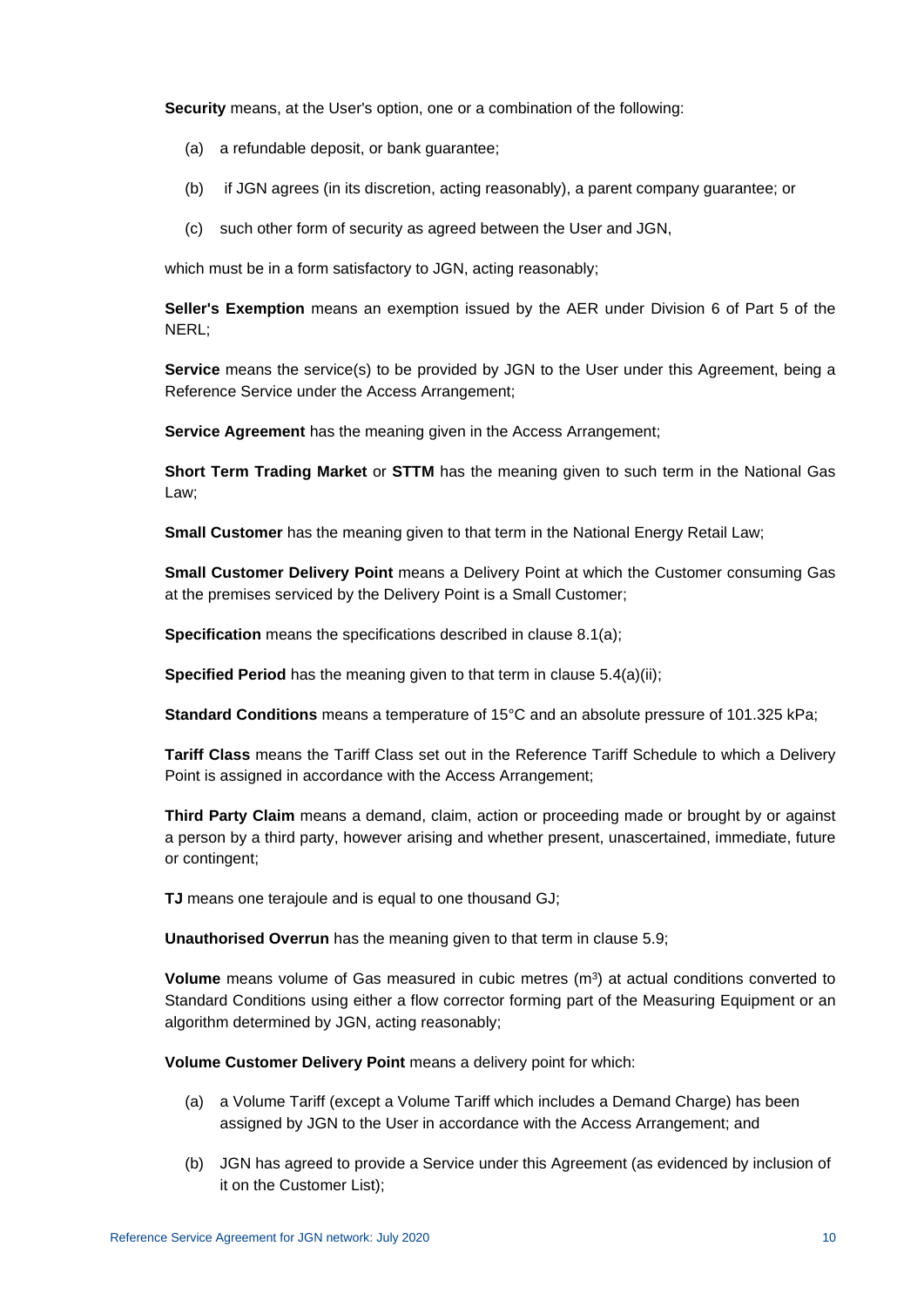**Security** means, at the User's option, one or a combination of the following:

(a) a refundable deposit, or bank guarantee;

(b) if JGN agrees (in its discretion, acting reasonably), a parent company guarantee; or

(c) such other form of security as agreed between the User and JGN,

which must be in a form satisfactory to JGN, acting reasonably;

**Seller's Exemption** means an exemption issued by the AER under Division 6 of Part 5 of the NERL;

**Service** means the service(s) to be provided by JGN to the User under this Agreement, being a Reference Service under the Access Arrangement;

**Service Agreement** has the meaning given in the Access Arrangement;

**Short Term Trading Market** or **STTM** has the meaning given to such term in the National Gas Law;

**Small Customer** has the meaning given to that term in the National Energy Retail Law;

**Small Customer Delivery Point** means a Delivery Point at which the Customer consuming Gas at the premises serviced by the Delivery Point is a Small Customer;

**Specification** means the specifications described in clause 8.1(a);

**Specified Period** has the meaning given to that term in clause 5.4(a)(ii);

**Standard Conditions** means a temperature of 15°C and an absolute pressure of 101.325 kPa;

**Tariff Class** means the Tariff Class set out in the Reference Tariff Schedule to which a Delivery Point is assigned in accordance with the Access Arrangement;

**Third Party Claim** means a demand, claim, action or proceeding made or brought by or against a person by a third party, however arising and whether present, unascertained, immediate, future or contingent;

**TJ** means one terajoule and is equal to one thousand GJ;

**Unauthorised Overrun** has the meaning given to that term in clause 5.9;

**Volume** means volume of Gas measured in cubic metres ($m^3$) at actual conditions converted to Standard Conditions using either a flow corrector forming part of the Measuring Equipment or an algorithm determined by JGN, acting reasonably;

**Volume Customer Delivery Point** means a delivery point for which:

(a) a Volume Tariff (except a Volume Tariff which includes a Demand Charge) has been assigned by JGN to the User in accordance with the Access Arrangement; and

(b) JGN has agreed to provide a Service under this Agreement (as evidenced by inclusion of it on the Customer List);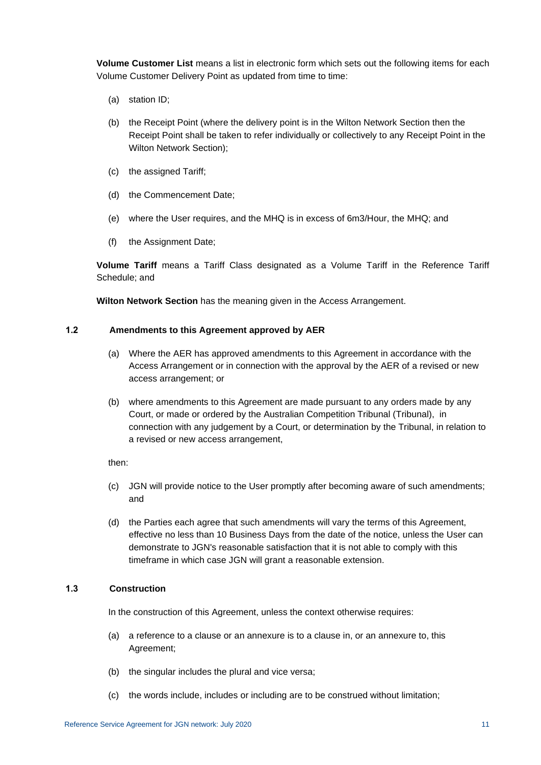**Volume Customer List** means a list in electronic form which sets out the following items for each Volume Customer Delivery Point as updated from time to time:

(a) station ID;

(b) the Receipt Point (where the delivery point is in the Wilton Network Section then the Receipt Point shall be taken to refer individually or collectively to any Receipt Point in the Wilton Network Section);

(c) the assigned Tariff;

(d) the Commencement Date;

(e) where the User requires, and the MHQ is in excess of 6m3/Hour, the MHQ; and

(f) the Assignment Date;

**Volume Tariff** means a Tariff Class designated as a Volume Tariff in the Reference Tariff Schedule; and

**Wilton Network Section** has the meaning given in the Access Arrangement.

### 1.2 Amendments to this Agreement approved by AER

(a) Where the AER has approved amendments to this Agreement in accordance with the Access Arrangement or in connection with the approval by the AER of a revised or new access arrangement; or

(b) where amendments to this Agreement are made pursuant to any orders made by any Court, or made or ordered by the Australian Competition Tribunal (Tribunal), in connection with any judgement by a Court, or determination by the Tribunal, in relation to a revised or new access arrangement,

then:

(c) JGN will provide notice to the User promptly after becoming aware of such amendments; and

(d) the Parties each agree that such amendments will vary the terms of this Agreement, effective no less than 10 Business Days from the date of the notice, unless the User can demonstrate to JGN's reasonable satisfaction that it is not able to comply with this timeframe in which case JGN will grant a reasonable extension.

### 1.3 Construction

In the construction of this Agreement, unless the context otherwise requires:

(a) a reference to a clause or an annexure is to a clause in, or an annexure to, this Agreement;

(b) the singular includes the plural and vice versa;

(c) the words include, includes or including are to be construed without limitation;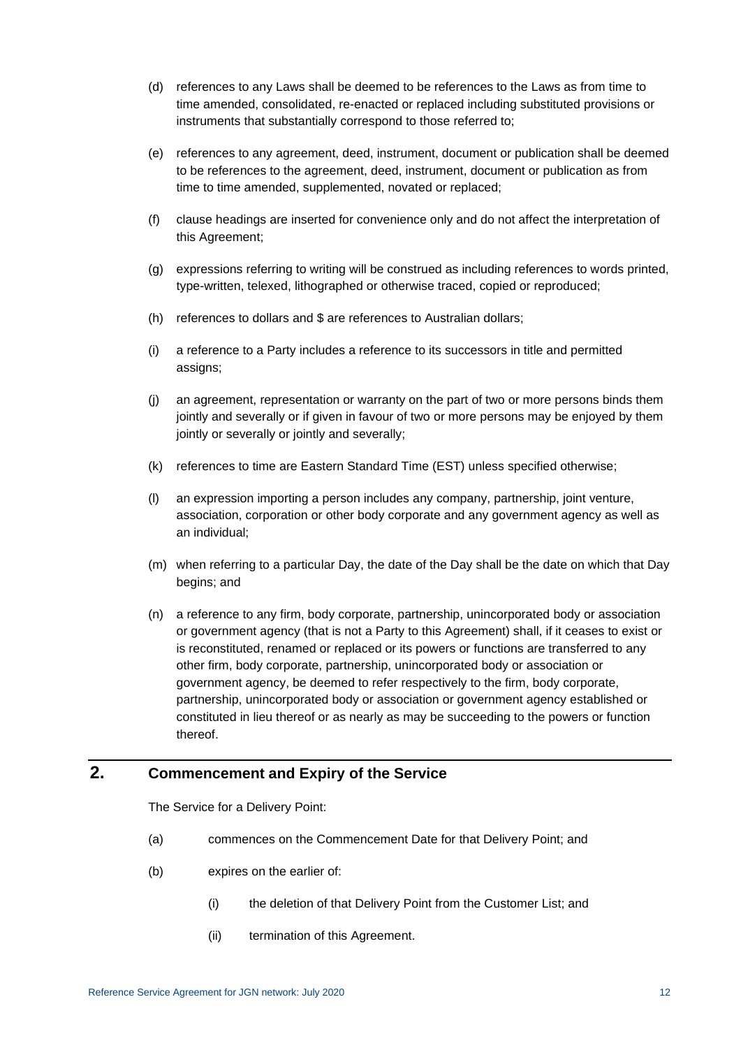(d) references to any Laws shall be deemed to be references to the Laws as from time to time amended, consolidated, re-enacted or replaced including substituted provisions or instruments that substantially correspond to those referred to;

(e) references to any agreement, deed, instrument, document or publication shall be deemed to be references to the agreement, deed, instrument, document or publication as from time to time amended, supplemented, novated or replaced;

(f) clause headings are inserted for convenience only and do not affect the interpretation of this Agreement;

(g) expressions referring to writing will be construed as including references to words printed, type-written, telexed, lithographed or otherwise traced, copied or reproduced;

(h) references to dollars and $ are references to Australian dollars;

(i) a reference to a Party includes a reference to its successors in title and permitted assigns;

(j) an agreement, representation or warranty on the part of two or more persons binds them jointly and severally or if given in favour of two or more persons may be enjoyed by them jointly or severally or jointly and severally;

(k) references to time are Eastern Standard Time (EST) unless specified otherwise;

(l) an expression importing a person includes any company, partnership, joint venture, association, corporation or other body corporate and any government agency as well as an individual;

(m) when referring to a particular Day, the date of the Day shall be the date on which that Day begins; and

(n) a reference to any firm, body corporate, partnership, unincorporated body or association or government agency (that is not a Party to this Agreement) shall, if it ceases to exist or is reconstituted, renamed or replaced or its powers or functions are transferred to any other firm, body corporate, partnership, unincorporated body or association or government agency, be deemed to refer respectively to the firm, body corporate, partnership, unincorporated body or association or government agency established or constituted in lieu thereof or as nearly as may be succeeding to the powers or function thereof.

## 2. Commencement and Expiry of the Service

The Service for a Delivery Point:

(a) commences on the Commencement Date for that Delivery Point; and

(b) expires on the earlier of:

  (i) the deletion of that Delivery Point from the Customer List; and

  (ii) termination of this Agreement.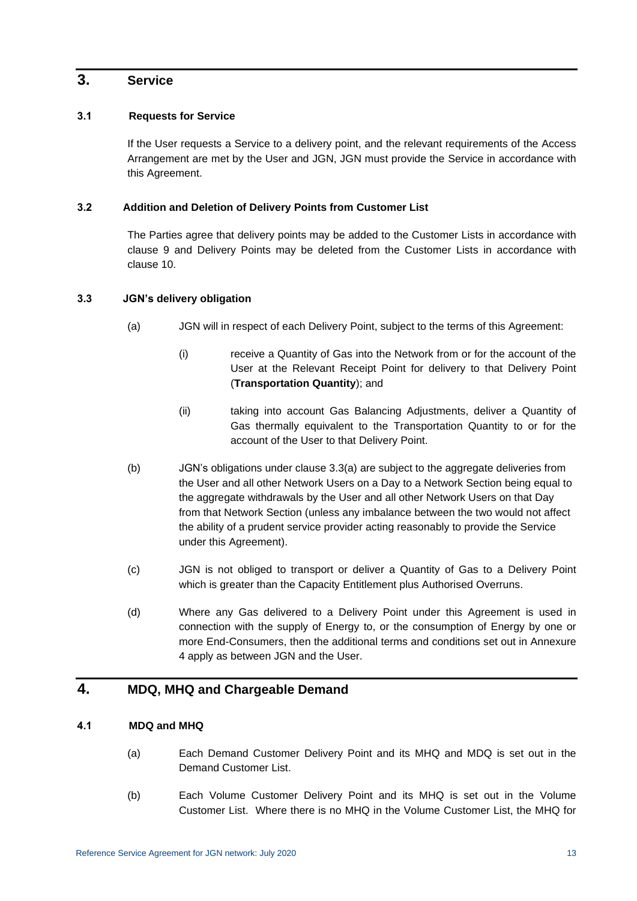# 3. Service

## 3.1 Requests for Service

If the User requests a Service to a delivery point, and the relevant requirements of the Access Arrangement are met by the User and JGN, JGN must provide the Service in accordance with this Agreement.

## 3.2 Addition and Deletion of Delivery Points from Customer List

The Parties agree that delivery points may be added to the Customer Lists in accordance with clause 9 and Delivery Points may be deleted from the Customer Lists in accordance with clause 10.

## 3.3 JGN's delivery obligation

(a) JGN will in respect of each Delivery Point, subject to the terms of this Agreement:

  (i) receive a Quantity of Gas into the Network from or for the account of the User at the Relevant Receipt Point for delivery to that Delivery Point (**Transportation Quantity**); and

  (ii) taking into account Gas Balancing Adjustments, deliver a Quantity of Gas thermally equivalent to the Transportation Quantity to or for the account of the User to that Delivery Point.

(b) JGN's obligations under clause 3.3(a) are subject to the aggregate deliveries from the User and all other Network Users on a Day to a Network Section being equal to the aggregate withdrawals by the User and all other Network Users on that Day from that Network Section (unless any imbalance between the two would not affect the ability of a prudent service provider acting reasonably to provide the Service under this Agreement).

(c) JGN is not obliged to transport or deliver a Quantity of Gas to a Delivery Point which is greater than the Capacity Entitlement plus Authorised Overruns.

(d) Where any Gas delivered to a Delivery Point under this Agreement is used in connection with the supply of Energy to, or the consumption of Energy by one or more End-Consumers, then the additional terms and conditions set out in Annexure 4 apply as between JGN and the User.

# 4. MDQ, MHQ and Chargeable Demand

## 4.1 MDQ and MHQ

(a) Each Demand Customer Delivery Point and its MHQ and MDQ is set out in the Demand Customer List.

(b) Each Volume Customer Delivery Point and its MHQ is set out in the Volume Customer List. Where there is no MHQ in the Volume Customer List, the MHQ for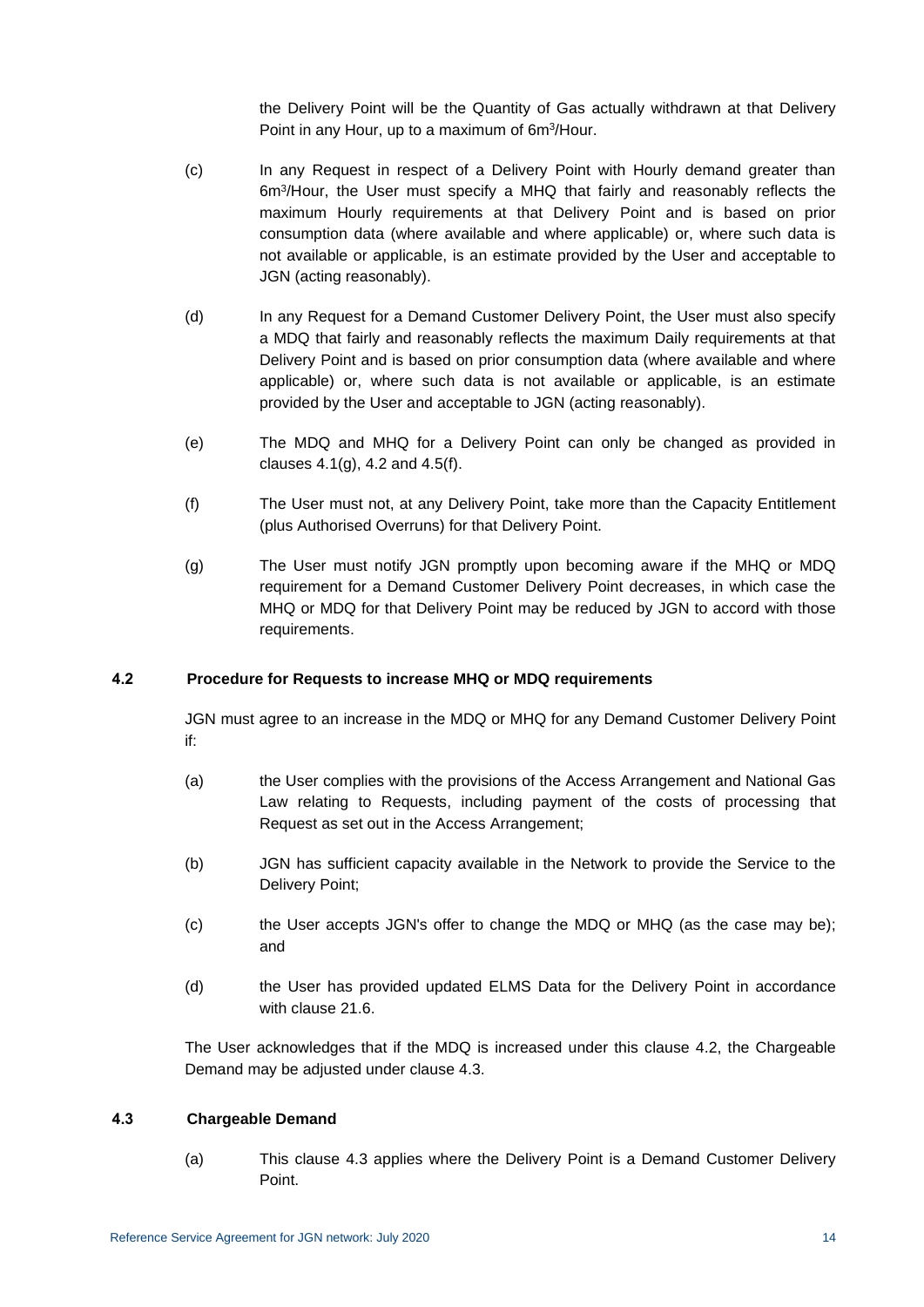the Delivery Point will be the Quantity of Gas actually withdrawn at that Delivery Point in any Hour, up to a maximum of $6m^3$/Hour.

(c) In any Request in respect of a Delivery Point with Hourly demand greater than $6m^3$/Hour, the User must specify a MHQ that fairly and reasonably reflects the maximum Hourly requirements at that Delivery Point and is based on prior consumption data (where available and where applicable) or, where such data is not available or applicable, is an estimate provided by the User and acceptable to JGN (acting reasonably).

(d) In any Request for a Demand Customer Delivery Point, the User must also specify a MDQ that fairly and reasonably reflects the maximum Daily requirements at that Delivery Point and is based on prior consumption data (where available and where applicable) or, where such data is not available or applicable, is an estimate provided by the User and acceptable to JGN (acting reasonably).

(e) The MDQ and MHQ for a Delivery Point can only be changed as provided in clauses 4.1(g), 4.2 and 4.5(f).

(f) The User must not, at any Delivery Point, take more than the Capacity Entitlement (plus Authorised Overruns) for that Delivery Point.

(g) The User must notify JGN promptly upon becoming aware if the MHQ or MDQ requirement for a Demand Customer Delivery Point decreases, in which case the MHQ or MDQ for that Delivery Point may be reduced by JGN to accord with those requirements.

### 4.2 Procedure for Requests to increase MHQ or MDQ requirements

JGN must agree to an increase in the MDQ or MHQ for any Demand Customer Delivery Point if:

(a) the User complies with the provisions of the Access Arrangement and National Gas Law relating to Requests, including payment of the costs of processing that Request as set out in the Access Arrangement;

(b) JGN has sufficient capacity available in the Network to provide the Service to the Delivery Point;

(c) the User accepts JGN's offer to change the MDQ or MHQ (as the case may be); and

(d) the User has provided updated ELMS Data for the Delivery Point in accordance with clause 21.6.

The User acknowledges that if the MDQ is increased under this clause 4.2, the Chargeable Demand may be adjusted under clause 4.3.

### 4.3 Chargeable Demand

(a) This clause 4.3 applies where the Delivery Point is a Demand Customer Delivery Point.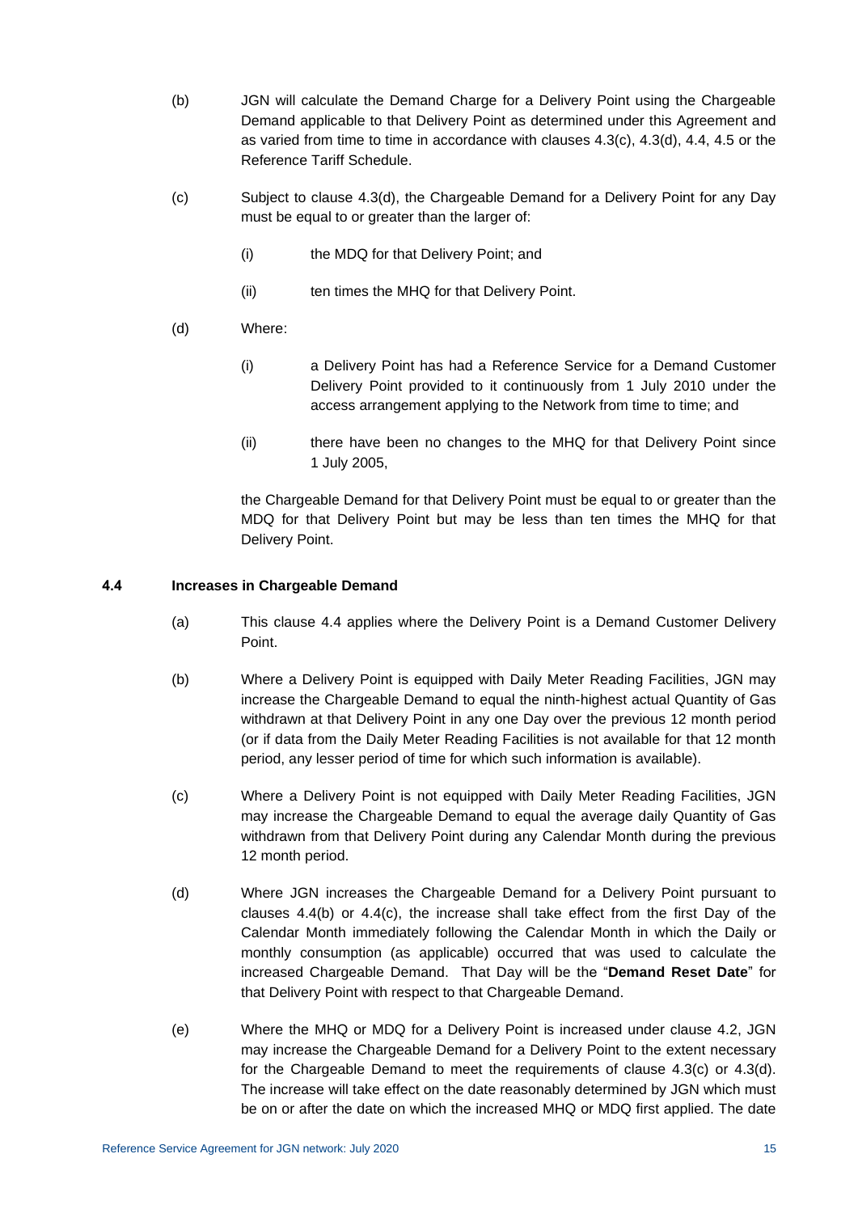(b) JGN will calculate the Demand Charge for a Delivery Point using the Chargeable Demand applicable to that Delivery Point as determined under this Agreement and as varied from time to time in accordance with clauses 4.3(c), 4.3(d), 4.4, 4.5 or the Reference Tariff Schedule.

(c) Subject to clause 4.3(d), the Chargeable Demand for a Delivery Point for any Day must be equal to or greater than the larger of:

(i) the MDQ for that Delivery Point; and

(ii) ten times the MHQ for that Delivery Point.

(d) Where:

(i) a Delivery Point has had a Reference Service for a Demand Customer Delivery Point provided to it continuously from 1 July 2010 under the access arrangement applying to the Network from time to time; and

(ii) there have been no changes to the MHQ for that Delivery Point since 1 July 2005,

the Chargeable Demand for that Delivery Point must be equal to or greater than the MDQ for that Delivery Point but may be less than ten times the MHQ for that Delivery Point.

### 4.4 Increases in Chargeable Demand

(a) This clause 4.4 applies where the Delivery Point is a Demand Customer Delivery Point.

(b) Where a Delivery Point is equipped with Daily Meter Reading Facilities, JGN may increase the Chargeable Demand to equal the ninth-highest actual Quantity of Gas withdrawn at that Delivery Point in any one Day over the previous 12 month period (or if data from the Daily Meter Reading Facilities is not available for that 12 month period, any lesser period of time for which such information is available).

(c) Where a Delivery Point is not equipped with Daily Meter Reading Facilities, JGN may increase the Chargeable Demand to equal the average daily Quantity of Gas withdrawn from that Delivery Point during any Calendar Month during the previous 12 month period.

(d) Where JGN increases the Chargeable Demand for a Delivery Point pursuant to clauses 4.4(b) or 4.4(c), the increase shall take effect from the first Day of the Calendar Month immediately following the Calendar Month in which the Daily or monthly consumption (as applicable) occurred that was used to calculate the increased Chargeable Demand. That Day will be the "**Demand Reset Date**" for that Delivery Point with respect to that Chargeable Demand.

(e) Where the MHQ or MDQ for a Delivery Point is increased under clause 4.2, JGN may increase the Chargeable Demand for a Delivery Point to the extent necessary for the Chargeable Demand to meet the requirements of clause 4.3(c) or 4.3(d). The increase will take effect on the date reasonably determined by JGN which must be on or after the date on which the increased MHQ or MDQ first applied. The date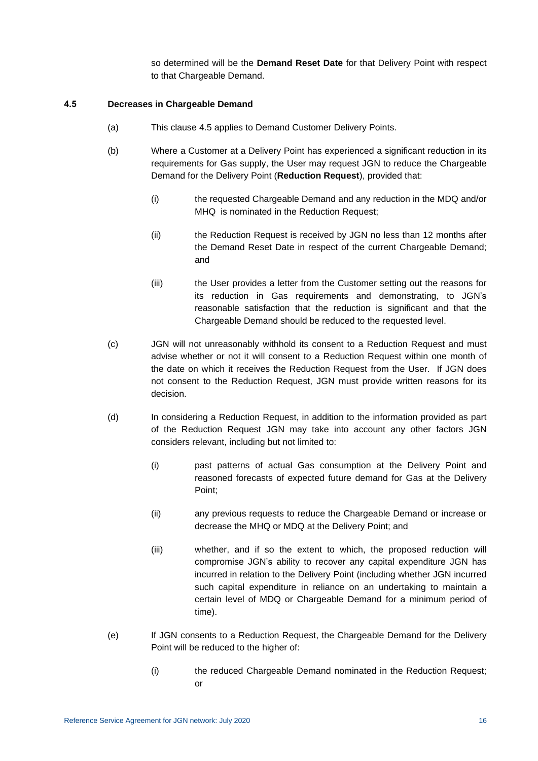so determined will be the **Demand Reset Date** for that Delivery Point with respect to that Chargeable Demand.

### 4.5 Decreases in Chargeable Demand

(a) This clause 4.5 applies to Demand Customer Delivery Points.

(b) Where a Customer at a Delivery Point has experienced a significant reduction in its requirements for Gas supply, the User may request JGN to reduce the Chargeable Demand for the Delivery Point (**Reduction Request**), provided that:

  (i) the requested Chargeable Demand and any reduction in the MDQ and/or MHQ is nominated in the Reduction Request;

  (ii) the Reduction Request is received by JGN no less than 12 months after the Demand Reset Date in respect of the current Chargeable Demand; and

  (iii) the User provides a letter from the Customer setting out the reasons for its reduction in Gas requirements and demonstrating, to JGN's reasonable satisfaction that the reduction is significant and that the Chargeable Demand should be reduced to the requested level.

(c) JGN will not unreasonably withhold its consent to a Reduction Request and must advise whether or not it will consent to a Reduction Request within one month of the date on which it receives the Reduction Request from the User. If JGN does not consent to the Reduction Request, JGN must provide written reasons for its decision.

(d) In considering a Reduction Request, in addition to the information provided as part of the Reduction Request JGN may take into account any other factors JGN considers relevant, including but not limited to:

  (i) past patterns of actual Gas consumption at the Delivery Point and reasoned forecasts of expected future demand for Gas at the Delivery Point;

  (ii) any previous requests to reduce the Chargeable Demand or increase or decrease the MHQ or MDQ at the Delivery Point; and

  (iii) whether, and if so the extent to which, the proposed reduction will compromise JGN's ability to recover any capital expenditure JGN has incurred in relation to the Delivery Point (including whether JGN incurred such capital expenditure in reliance on an undertaking to maintain a certain level of MDQ or Chargeable Demand for a minimum period of time).

(e) If JGN consents to a Reduction Request, the Chargeable Demand for the Delivery Point will be reduced to the higher of:

  (i) the reduced Chargeable Demand nominated in the Reduction Request; or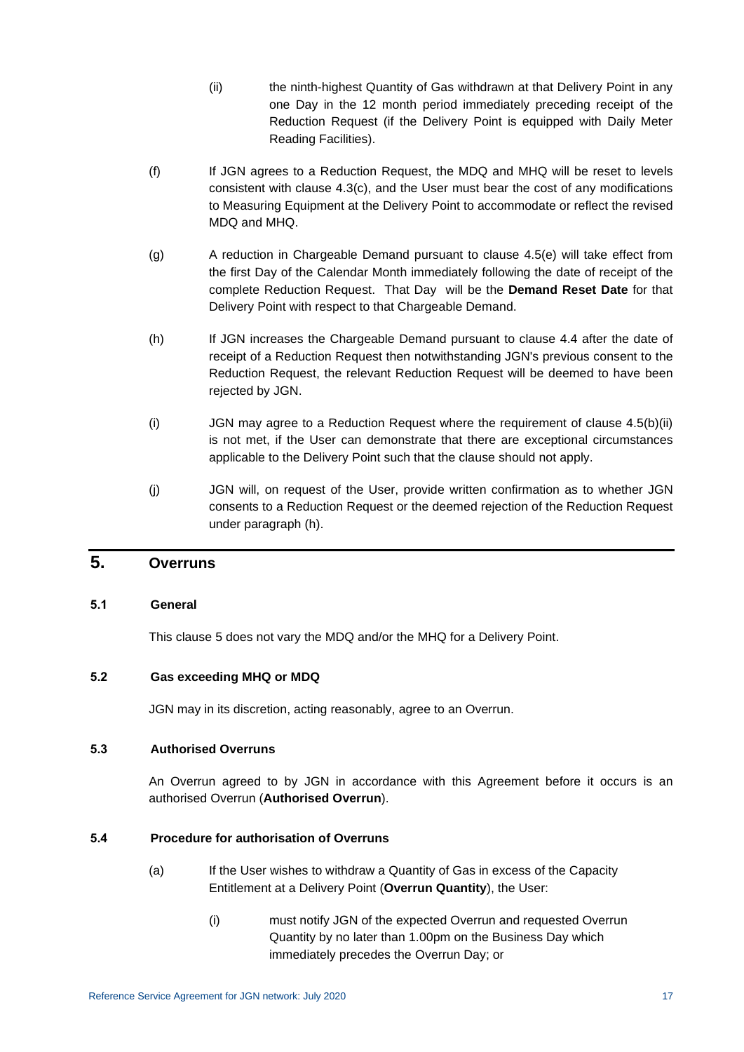(ii) the ninth-highest Quantity of Gas withdrawn at that Delivery Point in any one Day in the 12 month period immediately preceding receipt of the Reduction Request (if the Delivery Point is equipped with Daily Meter Reading Facilities).

(f) If JGN agrees to a Reduction Request, the MDQ and MHQ will be reset to levels consistent with clause 4.3(c), and the User must bear the cost of any modifications to Measuring Equipment at the Delivery Point to accommodate or reflect the revised MDQ and MHQ.

(g) A reduction in Chargeable Demand pursuant to clause 4.5(e) will take effect from the first Day of the Calendar Month immediately following the date of receipt of the complete Reduction Request. That Day will be the **Demand Reset Date** for that Delivery Point with respect to that Chargeable Demand.

(h) If JGN increases the Chargeable Demand pursuant to clause 4.4 after the date of receipt of a Reduction Request then notwithstanding JGN's previous consent to the Reduction Request, the relevant Reduction Request will be deemed to have been rejected by JGN.

(i) JGN may agree to a Reduction Request where the requirement of clause 4.5(b)(ii) is not met, if the User can demonstrate that there are exceptional circumstances applicable to the Delivery Point such that the clause should not apply.

(j) JGN will, on request of the User, provide written confirmation as to whether JGN consents to a Reduction Request or the deemed rejection of the Reduction Request under paragraph (h).

# 5. Overruns

### 5.1 General

This clause 5 does not vary the MDQ and/or the MHQ for a Delivery Point.

### 5.2 Gas exceeding MHQ or MDQ

JGN may in its discretion, acting reasonably, agree to an Overrun.

### 5.3 Authorised Overruns

An Overrun agreed to by JGN in accordance with this Agreement before it occurs is an authorised Overrun (**Authorised Overrun**).

### 5.4 Procedure for authorisation of Overruns

(a) If the User wishes to withdraw a Quantity of Gas in excess of the Capacity Entitlement at a Delivery Point (**Overrun Quantity**), the User:

(i) must notify JGN of the expected Overrun and requested Overrun Quantity by no later than 1.00pm on the Business Day which immediately precedes the Overrun Day; or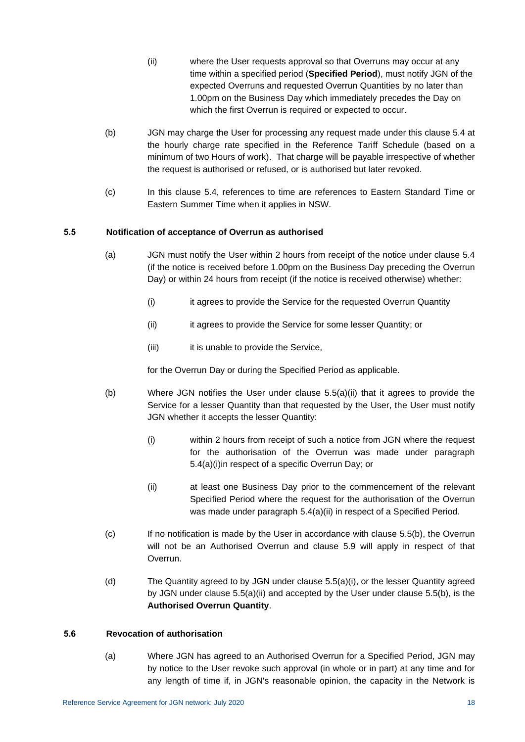(ii) where the User requests approval so that Overruns may occur at any time within a specified period (**Specified Period**), must notify JGN of the expected Overruns and requested Overrun Quantities by no later than 1.00pm on the Business Day which immediately precedes the Day on which the first Overrun is required or expected to occur.

(b) JGN may charge the User for processing any request made under this clause 5.4 at the hourly charge rate specified in the Reference Tariff Schedule (based on a minimum of two Hours of work). That charge will be payable irrespective of whether the request is authorised or refused, or is authorised but later revoked.

(c) In this clause 5.4, references to time are references to Eastern Standard Time or Eastern Summer Time when it applies in NSW.

### 5.5 Notification of acceptance of Overrun as authorised

(a) JGN must notify the User within 2 hours from receipt of the notice under clause 5.4 (if the notice is received before 1.00pm on the Business Day preceding the Overrun Day) or within 24 hours from receipt (if the notice is received otherwise) whether:

(i) it agrees to provide the Service for the requested Overrun Quantity

(ii) it agrees to provide the Service for some lesser Quantity; or

(iii) it is unable to provide the Service,

for the Overrun Day or during the Specified Period as applicable.

(b) Where JGN notifies the User under clause 5.5(a)(ii) that it agrees to provide the Service for a lesser Quantity than that requested by the User, the User must notify JGN whether it accepts the lesser Quantity:

(i) within 2 hours from receipt of such a notice from JGN where the request for the authorisation of the Overrun was made under paragraph 5.4(a)(i)in respect of a specific Overrun Day; or

(ii) at least one Business Day prior to the commencement of the relevant Specified Period where the request for the authorisation of the Overrun was made under paragraph 5.4(a)(ii) in respect of a Specified Period.

(c) If no notification is made by the User in accordance with clause 5.5(b), the Overrun will not be an Authorised Overrun and clause 5.9 will apply in respect of that Overrun.

(d) The Quantity agreed to by JGN under clause 5.5(a)(i), or the lesser Quantity agreed by JGN under clause 5.5(a)(ii) and accepted by the User under clause 5.5(b), is the **Authorised Overrun Quantity**.

### 5.6 Revocation of authorisation

(a) Where JGN has agreed to an Authorised Overrun for a Specified Period, JGN may by notice to the User revoke such approval (in whole or in part) at any time and for any length of time if, in JGN's reasonable opinion, the capacity in the Network is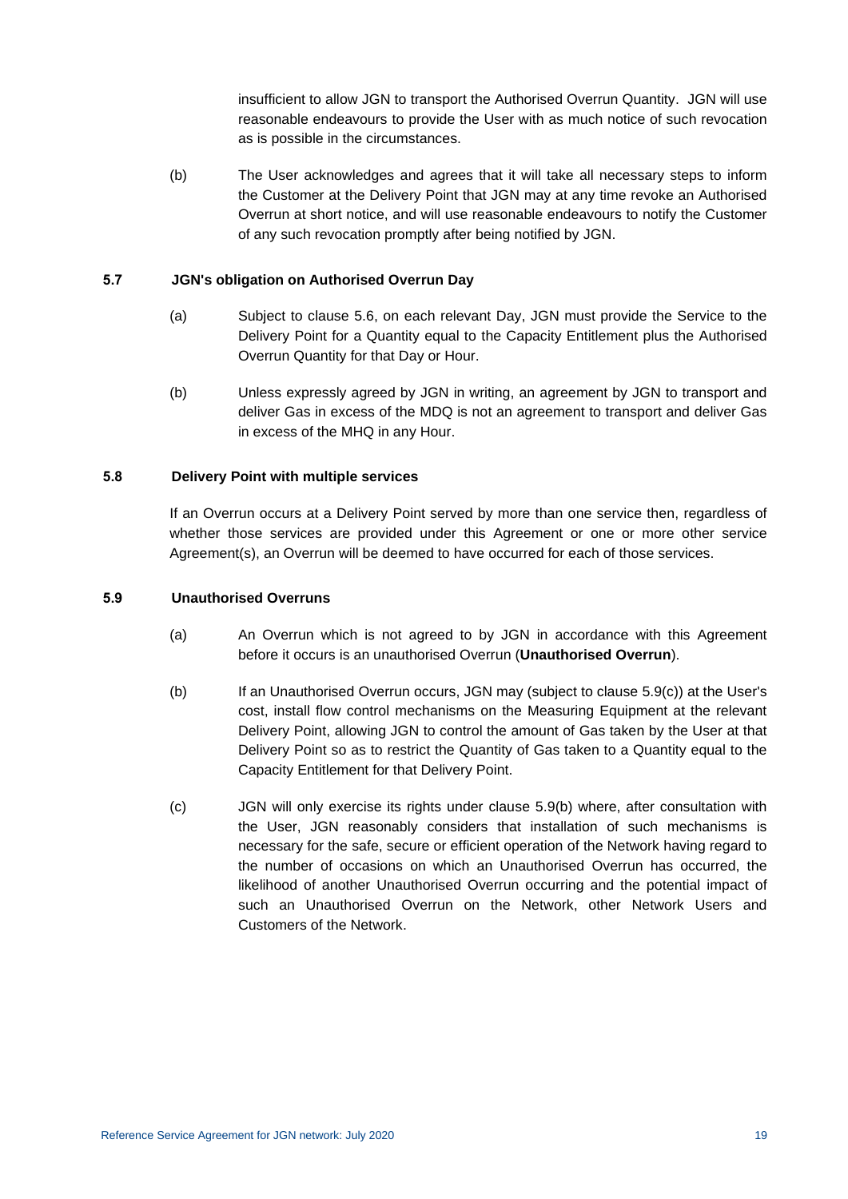insufficient to allow JGN to transport the Authorised Overrun Quantity. JGN will use reasonable endeavours to provide the User with as much notice of such revocation as is possible in the circumstances.

(b) The User acknowledges and agrees that it will take all necessary steps to inform the Customer at the Delivery Point that JGN may at any time revoke an Authorised Overrun at short notice, and will use reasonable endeavours to notify the Customer of any such revocation promptly after being notified by JGN.

### 5.7 JGN's obligation on Authorised Overrun Day

(a) Subject to clause 5.6, on each relevant Day, JGN must provide the Service to the Delivery Point for a Quantity equal to the Capacity Entitlement plus the Authorised Overrun Quantity for that Day or Hour.

(b) Unless expressly agreed by JGN in writing, an agreement by JGN to transport and deliver Gas in excess of the MDQ is not an agreement to transport and deliver Gas in excess of the MHQ in any Hour.

### 5.8 Delivery Point with multiple services

If an Overrun occurs at a Delivery Point served by more than one service then, regardless of whether those services are provided under this Agreement or one or more other service Agreement(s), an Overrun will be deemed to have occurred for each of those services.

### 5.9 Unauthorised Overruns

(a) An Overrun which is not agreed to by JGN in accordance with this Agreement before it occurs is an unauthorised Overrun (**Unauthorised Overrun**).

(b) If an Unauthorised Overrun occurs, JGN may (subject to clause 5.9(c)) at the User's cost, install flow control mechanisms on the Measuring Equipment at the relevant Delivery Point, allowing JGN to control the amount of Gas taken by the User at that Delivery Point so as to restrict the Quantity of Gas taken to a Quantity equal to the Capacity Entitlement for that Delivery Point.

(c) JGN will only exercise its rights under clause 5.9(b) where, after consultation with the User, JGN reasonably considers that installation of such mechanisms is necessary for the safe, secure or efficient operation of the Network having regard to the number of occasions on which an Unauthorised Overrun has occurred, the likelihood of another Unauthorised Overrun occurring and the potential impact of such an Unauthorised Overrun on the Network, other Network Users and Customers of the Network.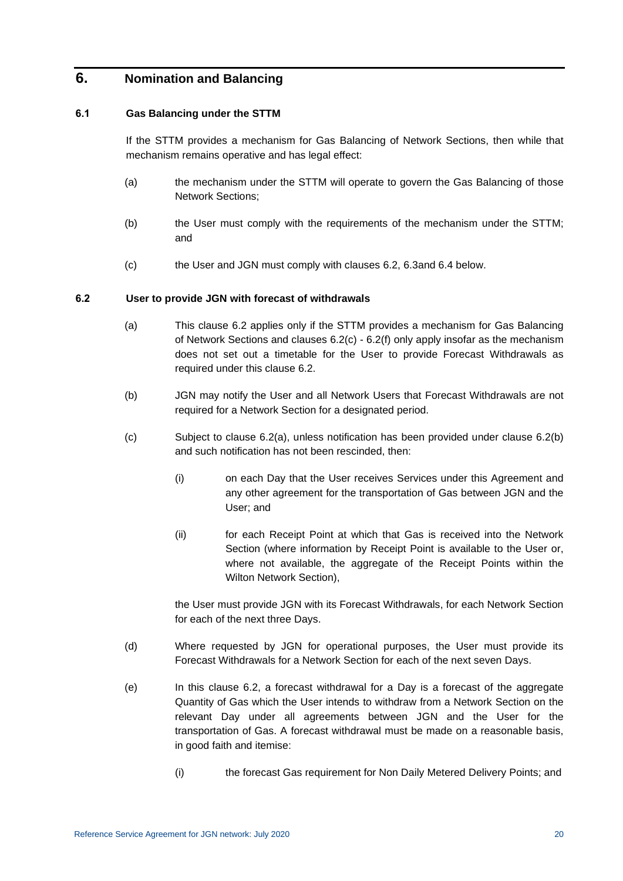# 6. Nomination and Balancing

## 6.1 Gas Balancing under the STTM

If the STTM provides a mechanism for Gas Balancing of Network Sections, then while that mechanism remains operative and has legal effect:

(a) the mechanism under the STTM will operate to govern the Gas Balancing of those Network Sections;

(b) the User must comply with the requirements of the mechanism under the STTM; and

(c) the User and JGN must comply with clauses 6.2, 6.3and 6.4 below.

## 6.2 User to provide JGN with forecast of withdrawals

(a) This clause 6.2 applies only if the STTM provides a mechanism for Gas Balancing of Network Sections and clauses 6.2(c) - 6.2(f) only apply insofar as the mechanism does not set out a timetable for the User to provide Forecast Withdrawals as required under this clause 6.2.

(b) JGN may notify the User and all Network Users that Forecast Withdrawals are not required for a Network Section for a designated period.

(c) Subject to clause 6.2(a), unless notification has been provided under clause 6.2(b) and such notification has not been rescinded, then:

(i) on each Day that the User receives Services under this Agreement and any other agreement for the transportation of Gas between JGN and the User; and

(ii) for each Receipt Point at which that Gas is received into the Network Section (where information by Receipt Point is available to the User or, where not available, the aggregate of the Receipt Points within the Wilton Network Section),

the User must provide JGN with its Forecast Withdrawals, for each Network Section for each of the next three Days.

(d) Where requested by JGN for operational purposes, the User must provide its Forecast Withdrawals for a Network Section for each of the next seven Days.

(e) In this clause 6.2, a forecast withdrawal for a Day is a forecast of the aggregate Quantity of Gas which the User intends to withdraw from a Network Section on the relevant Day under all agreements between JGN and the User for the transportation of Gas. A forecast withdrawal must be made on a reasonable basis, in good faith and itemise:

(i) the forecast Gas requirement for Non Daily Metered Delivery Points; and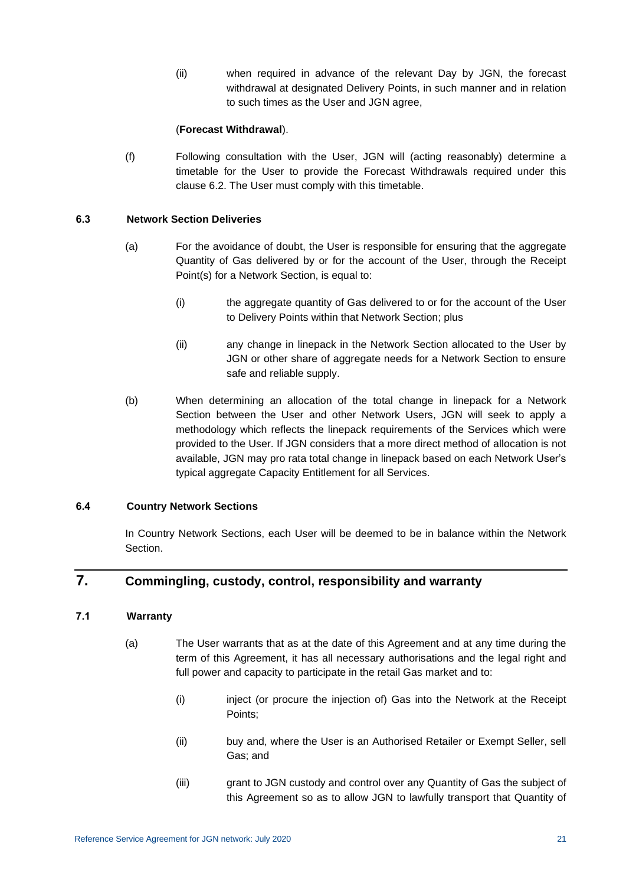(ii) when required in advance of the relevant Day by JGN, the forecast withdrawal at designated Delivery Points, in such manner and in relation to such times as the User and JGN agree,

(**Forecast Withdrawal**).

(f) Following consultation with the User, JGN will (acting reasonably) determine a timetable for the User to provide the Forecast Withdrawals required under this clause 6.2. The User must comply with this timetable.

### 6.3 Network Section Deliveries

(a) For the avoidance of doubt, the User is responsible for ensuring that the aggregate Quantity of Gas delivered by or for the account of the User, through the Receipt Point(s) for a Network Section, is equal to:

(i) the aggregate quantity of Gas delivered to or for the account of the User to Delivery Points within that Network Section; plus

(ii) any change in linepack in the Network Section allocated to the User by JGN or other share of aggregate needs for a Network Section to ensure safe and reliable supply.

(b) When determining an allocation of the total change in linepack for a Network Section between the User and other Network Users, JGN will seek to apply a methodology which reflects the linepack requirements of the Services which were provided to the User. If JGN considers that a more direct method of allocation is not available, JGN may pro rata total change in linepack based on each Network User's typical aggregate Capacity Entitlement for all Services.

### 6.4 Country Network Sections

In Country Network Sections, each User will be deemed to be in balance within the Network Section.

## 7. Commingling, custody, control, responsibility and warranty

### 7.1 Warranty

(a) The User warrants that as at the date of this Agreement and at any time during the term of this Agreement, it has all necessary authorisations and the legal right and full power and capacity to participate in the retail Gas market and to:

(i) inject (or procure the injection of) Gas into the Network at the Receipt Points;

(ii) buy and, where the User is an Authorised Retailer or Exempt Seller, sell Gas; and

(iii) grant to JGN custody and control over any Quantity of Gas the subject of this Agreement so as to allow JGN to lawfully transport that Quantity of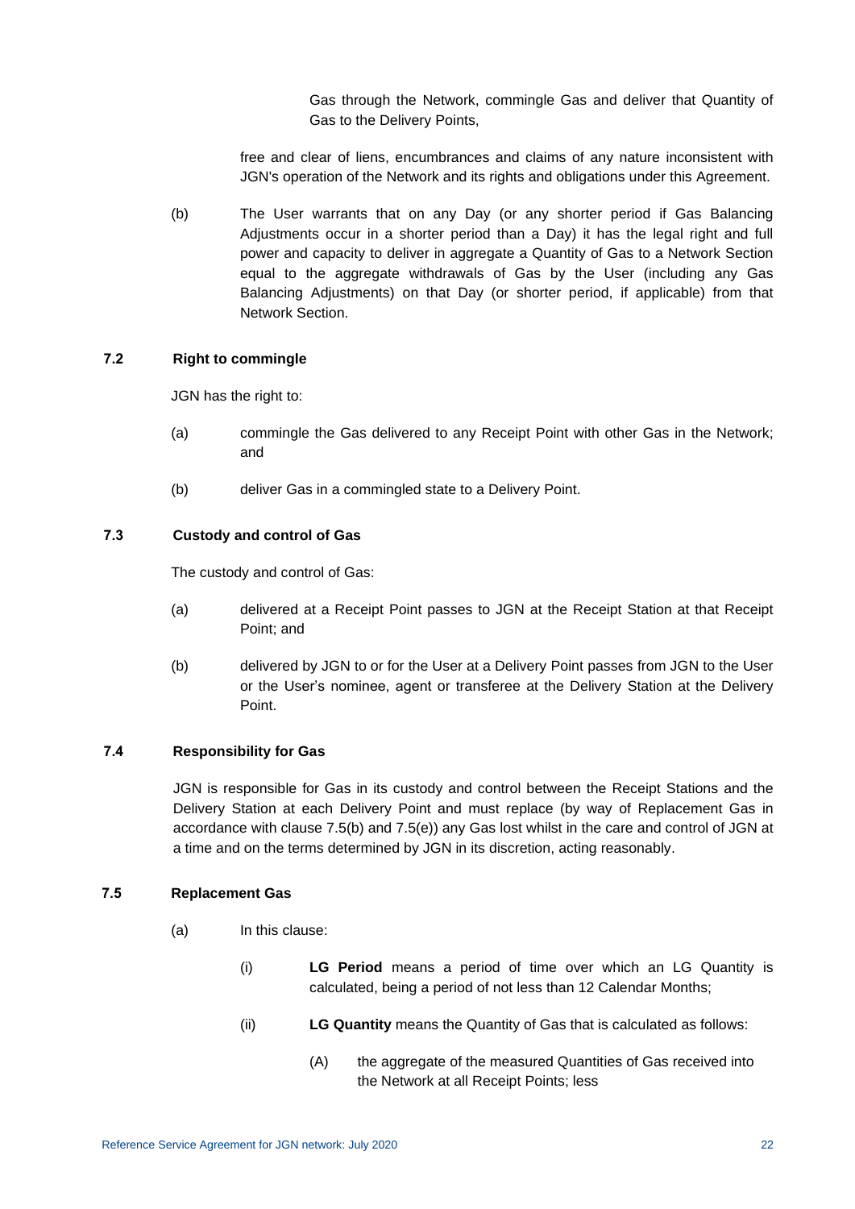Gas through the Network, commingle Gas and deliver that Quantity of Gas to the Delivery Points,

free and clear of liens, encumbrances and claims of any nature inconsistent with JGN's operation of the Network and its rights and obligations under this Agreement.

(b) The User warrants that on any Day (or any shorter period if Gas Balancing Adjustments occur in a shorter period than a Day) it has the legal right and full power and capacity to deliver in aggregate a Quantity of Gas to a Network Section equal to the aggregate withdrawals of Gas by the User (including any Gas Balancing Adjustments) on that Day (or shorter period, if applicable) from that Network Section.

### 7.2 Right to commingle

JGN has the right to:

(a) commingle the Gas delivered to any Receipt Point with other Gas in the Network; and

(b) deliver Gas in a commingled state to a Delivery Point.

### 7.3 Custody and control of Gas

The custody and control of Gas:

(a) delivered at a Receipt Point passes to JGN at the Receipt Station at that Receipt Point; and

(b) delivered by JGN to or for the User at a Delivery Point passes from JGN to the User or the User's nominee, agent or transferee at the Delivery Station at the Delivery Point.

### 7.4 Responsibility for Gas

JGN is responsible for Gas in its custody and control between the Receipt Stations and the Delivery Station at each Delivery Point and must replace (by way of Replacement Gas in accordance with clause 7.5(b) and 7.5(e)) any Gas lost whilst in the care and control of JGN at a time and on the terms determined by JGN in its discretion, acting reasonably.

### 7.5 Replacement Gas

(a) In this clause:

(i) **LG Period** means a period of time over which an LG Quantity is calculated, being a period of not less than 12 Calendar Months;

(ii) **LG Quantity** means the Quantity of Gas that is calculated as follows:

(A) the aggregate of the measured Quantities of Gas received into the Network at all Receipt Points; less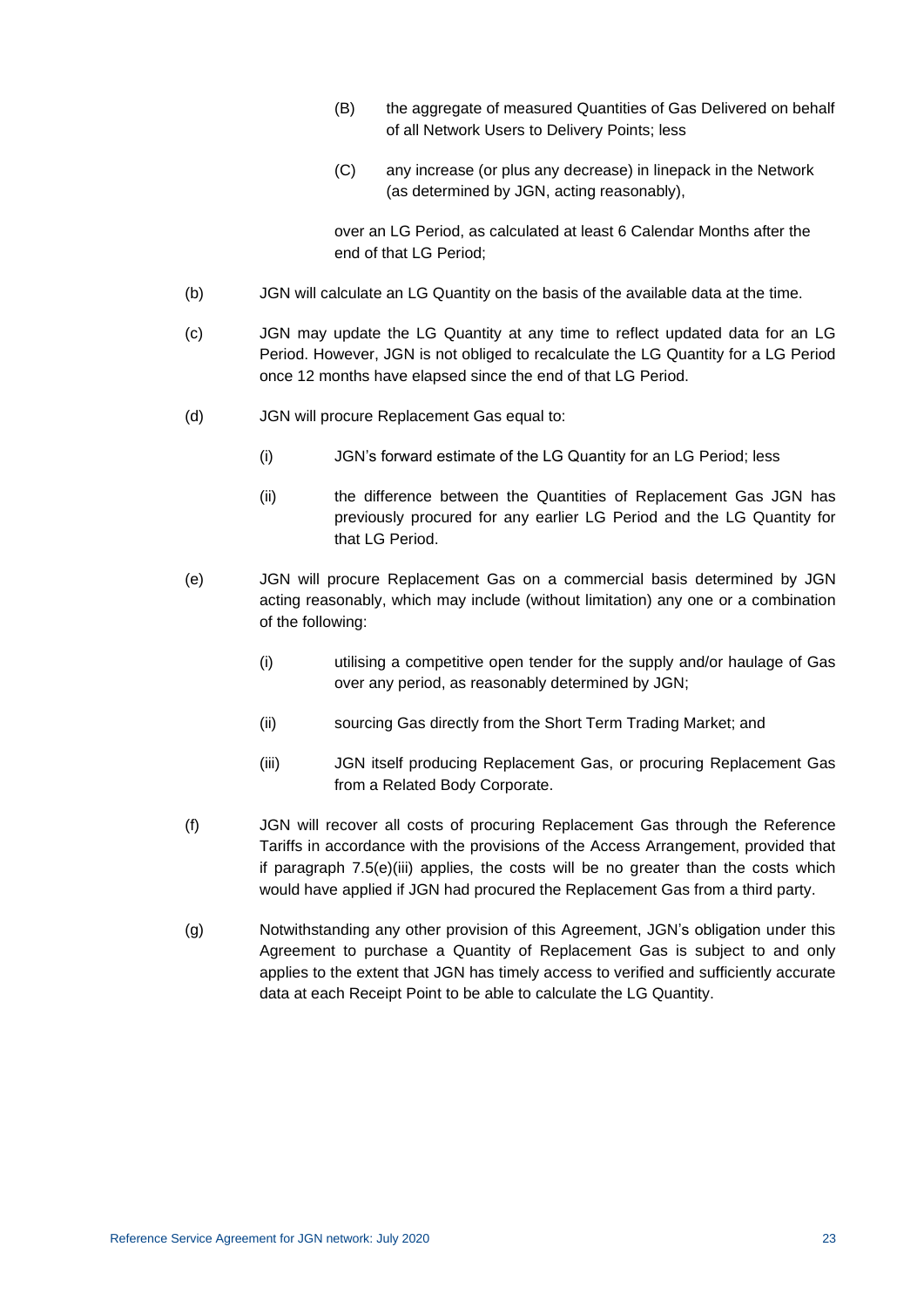(B) the aggregate of measured Quantities of Gas Delivered on behalf of all Network Users to Delivery Points; less

(C) any increase (or plus any decrease) in linepack in the Network (as determined by JGN, acting reasonably),

over an LG Period, as calculated at least 6 Calendar Months after the end of that LG Period;

(b) JGN will calculate an LG Quantity on the basis of the available data at the time.

(c) JGN may update the LG Quantity at any time to reflect updated data for an LG Period. However, JGN is not obliged to recalculate the LG Quantity for a LG Period once 12 months have elapsed since the end of that LG Period.

(d) JGN will procure Replacement Gas equal to:

(i) JGN's forward estimate of the LG Quantity for an LG Period; less

(ii) the difference between the Quantities of Replacement Gas JGN has previously procured for any earlier LG Period and the LG Quantity for that LG Period.

(e) JGN will procure Replacement Gas on a commercial basis determined by JGN acting reasonably, which may include (without limitation) any one or a combination of the following:

(i) utilising a competitive open tender for the supply and/or haulage of Gas over any period, as reasonably determined by JGN;

(ii) sourcing Gas directly from the Short Term Trading Market; and

(iii) JGN itself producing Replacement Gas, or procuring Replacement Gas from a Related Body Corporate.

(f) JGN will recover all costs of procuring Replacement Gas through the Reference Tariffs in accordance with the provisions of the Access Arrangement, provided that if paragraph 7.5(e)(iii) applies, the costs will be no greater than the costs which would have applied if JGN had procured the Replacement Gas from a third party.

(g) Notwithstanding any other provision of this Agreement, JGN's obligation under this Agreement to purchase a Quantity of Replacement Gas is subject to and only applies to the extent that JGN has timely access to verified and sufficiently accurate data at each Receipt Point to be able to calculate the LG Quantity.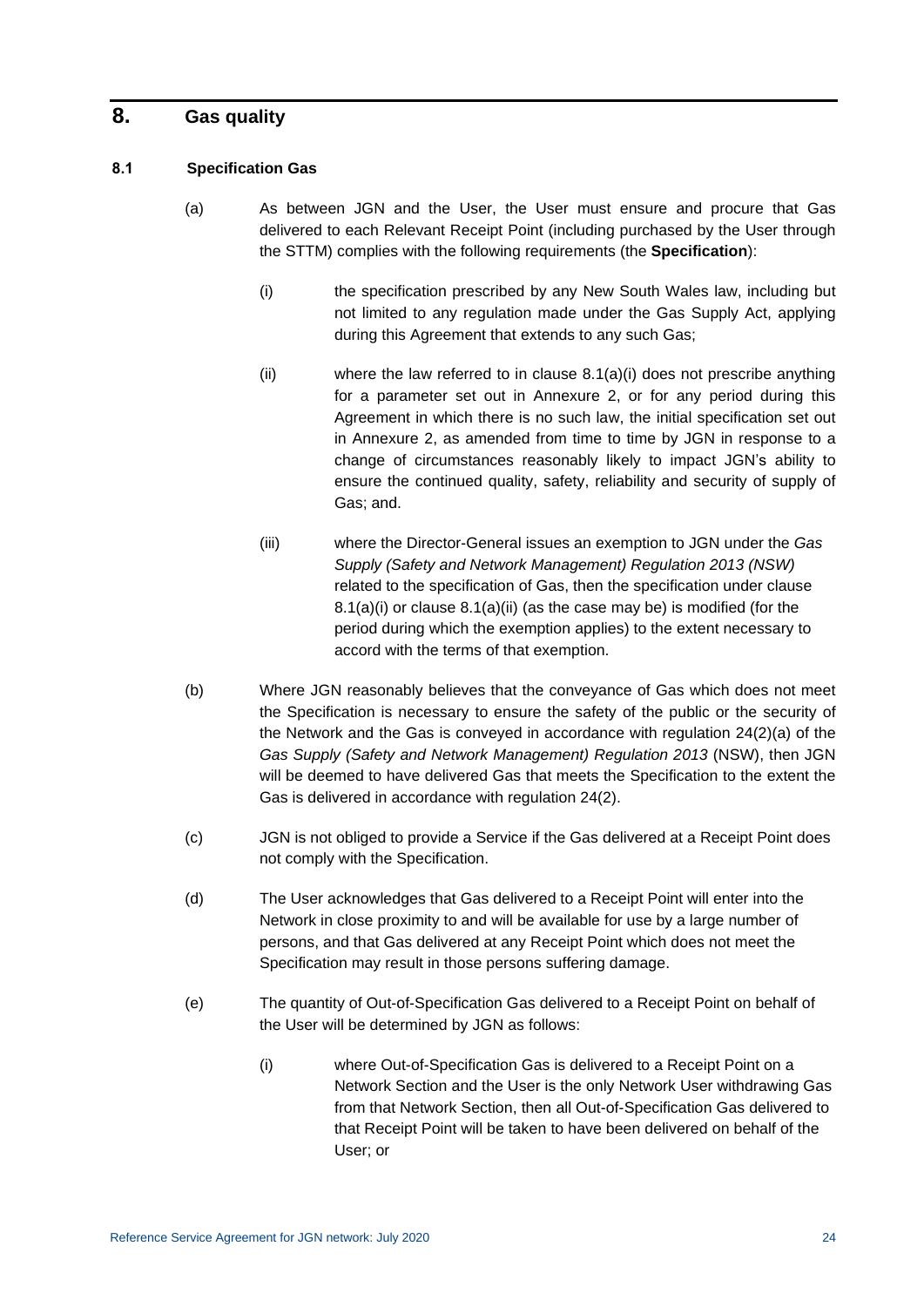# 8. Gas quality

## 8.1 Specification Gas

(a) As between JGN and the User, the User must ensure and procure that Gas delivered to each Relevant Receipt Point (including purchased by the User through the STTM) complies with the following requirements (the **Specification**):

(i) the specification prescribed by any New South Wales law, including but not limited to any regulation made under the Gas Supply Act, applying during this Agreement that extends to any such Gas;

(ii) where the law referred to in clause 8.1(a)(i) does not prescribe anything for a parameter set out in Annexure 2, or for any period during this Agreement in which there is no such law, the initial specification set out in Annexure 2, as amended from time to time by JGN in response to a change of circumstances reasonably likely to impact JGN's ability to ensure the continued quality, safety, reliability and security of supply of Gas; and.

(iii) where the Director-General issues an exemption to JGN under the *Gas Supply (Safety and Network Management) Regulation 2013 (NSW)* related to the specification of Gas, then the specification under clause 8.1(a)(i) or clause 8.1(a)(ii) (as the case may be) is modified (for the period during which the exemption applies) to the extent necessary to accord with the terms of that exemption.

(b) Where JGN reasonably believes that the conveyance of Gas which does not meet the Specification is necessary to ensure the safety of the public or the security of the Network and the Gas is conveyed in accordance with regulation 24(2)(a) of the *Gas Supply (Safety and Network Management) Regulation 2013* (NSW), then JGN will be deemed to have delivered Gas that meets the Specification to the extent the Gas is delivered in accordance with regulation 24(2).

(c) JGN is not obliged to provide a Service if the Gas delivered at a Receipt Point does not comply with the Specification.

(d) The User acknowledges that Gas delivered to a Receipt Point will enter into the Network in close proximity to and will be available for use by a large number of persons, and that Gas delivered at any Receipt Point which does not meet the Specification may result in those persons suffering damage.

(e) The quantity of Out-of-Specification Gas delivered to a Receipt Point on behalf of the User will be determined by JGN as follows:

(i) where Out-of-Specification Gas is delivered to a Receipt Point on a Network Section and the User is the only Network User withdrawing Gas from that Network Section, then all Out-of-Specification Gas delivered to that Receipt Point will be taken to have been delivered on behalf of the User; or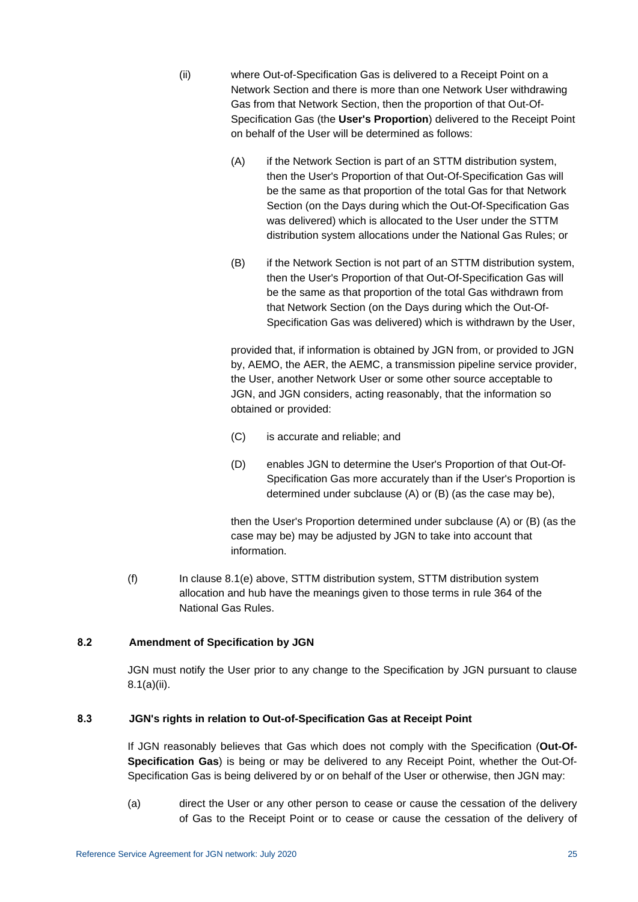(ii) where Out-of-Specification Gas is delivered to a Receipt Point on a Network Section and there is more than one Network User withdrawing Gas from that Network Section, then the proportion of that Out-Of-Specification Gas (the **User's Proportion**) delivered to the Receipt Point on behalf of the User will be determined as follows:

(A) if the Network Section is part of an STTM distribution system, then the User's Proportion of that Out-Of-Specification Gas will be the same as that proportion of the total Gas for that Network Section (on the Days during which the Out-Of-Specification Gas was delivered) which is allocated to the User under the STTM distribution system allocations under the National Gas Rules; or

(B) if the Network Section is not part of an STTM distribution system, then the User's Proportion of that Out-Of-Specification Gas will be the same as that proportion of the total Gas withdrawn from that Network Section (on the Days during which the Out-Of-Specification Gas was delivered) which is withdrawn by the User,

provided that, if information is obtained by JGN from, or provided to JGN by, AEMO, the AER, the AEMC, a transmission pipeline service provider, the User, another Network User or some other source acceptable to JGN, and JGN considers, acting reasonably, that the information so obtained or provided:

(C) is accurate and reliable; and

(D) enables JGN to determine the User's Proportion of that Out-Of-Specification Gas more accurately than if the User's Proportion is determined under subclause (A) or (B) (as the case may be),

then the User's Proportion determined under subclause (A) or (B) (as the case may be) may be adjusted by JGN to take into account that information.

(f) In clause 8.1(e) above, STTM distribution system, STTM distribution system allocation and hub have the meanings given to those terms in rule 364 of the National Gas Rules.

### 8.2 Amendment of Specification by JGN

JGN must notify the User prior to any change to the Specification by JGN pursuant to clause 8.1(a)(ii).

### 8.3 JGN's rights in relation to Out-of-Specification Gas at Receipt Point

If JGN reasonably believes that Gas which does not comply with the Specification (**Out-Of-Specification Gas**) is being or may be delivered to any Receipt Point, whether the Out-Of-Specification Gas is being delivered by or on behalf of the User or otherwise, then JGN may:

(a) direct the User or any other person to cease or cause the cessation of the delivery of Gas to the Receipt Point or to cease or cause the cessation of the delivery of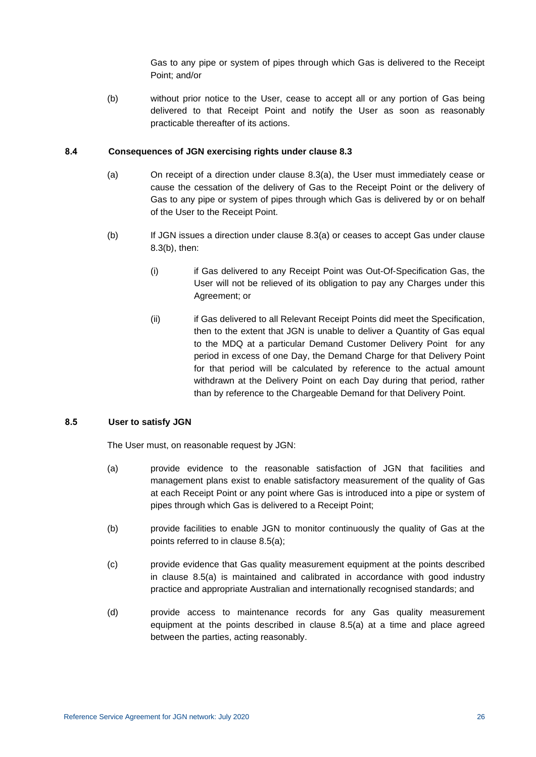Gas to any pipe or system of pipes through which Gas is delivered to the Receipt Point; and/or

(b) without prior notice to the User, cease to accept all or any portion of Gas being delivered to that Receipt Point and notify the User as soon as reasonably practicable thereafter of its actions.

### 8.4 Consequences of JGN exercising rights under clause 8.3

(a) On receipt of a direction under clause 8.3(a), the User must immediately cease or cause the cessation of the delivery of Gas to the Receipt Point or the delivery of Gas to any pipe or system of pipes through which Gas is delivered by or on behalf of the User to the Receipt Point.

(b) If JGN issues a direction under clause 8.3(a) or ceases to accept Gas under clause 8.3(b), then:

(i) if Gas delivered to any Receipt Point was Out-Of-Specification Gas, the User will not be relieved of its obligation to pay any Charges under this Agreement; or

(ii) if Gas delivered to all Relevant Receipt Points did meet the Specification, then to the extent that JGN is unable to deliver a Quantity of Gas equal to the MDQ at a particular Demand Customer Delivery Point for any period in excess of one Day, the Demand Charge for that Delivery Point for that period will be calculated by reference to the actual amount withdrawn at the Delivery Point on each Day during that period, rather than by reference to the Chargeable Demand for that Delivery Point.

### 8.5 User to satisfy JGN

The User must, on reasonable request by JGN:

(a) provide evidence to the reasonable satisfaction of JGN that facilities and management plans exist to enable satisfactory measurement of the quality of Gas at each Receipt Point or any point where Gas is introduced into a pipe or system of pipes through which Gas is delivered to a Receipt Point;

(b) provide facilities to enable JGN to monitor continuously the quality of Gas at the points referred to in clause 8.5(a);

(c) provide evidence that Gas quality measurement equipment at the points described in clause 8.5(a) is maintained and calibrated in accordance with good industry practice and appropriate Australian and internationally recognised standards; and

(d) provide access to maintenance records for any Gas quality measurement equipment at the points described in clause 8.5(a) at a time and place agreed between the parties, acting reasonably.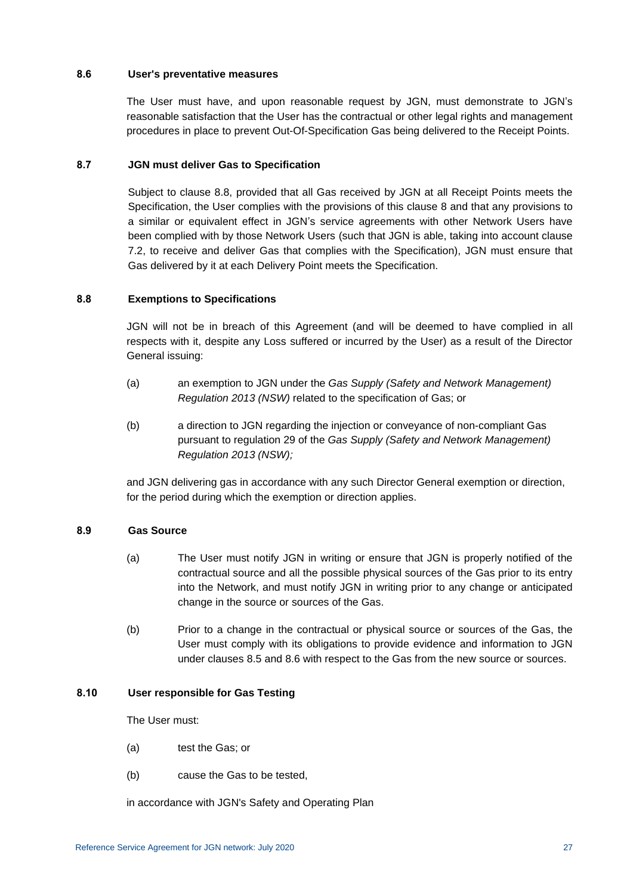### 8.6 User's preventative measures

The User must have, and upon reasonable request by JGN, must demonstrate to JGN's reasonable satisfaction that the User has the contractual or other legal rights and management procedures in place to prevent Out-Of-Specification Gas being delivered to the Receipt Points.

### 8.7 JGN must deliver Gas to Specification

Subject to clause 8.8, provided that all Gas received by JGN at all Receipt Points meets the Specification, the User complies with the provisions of this clause 8 and that any provisions to a similar or equivalent effect in JGN's service agreements with other Network Users have been complied with by those Network Users (such that JGN is able, taking into account clause 7.2, to receive and deliver Gas that complies with the Specification), JGN must ensure that Gas delivered by it at each Delivery Point meets the Specification.

### 8.8 Exemptions to Specifications

JGN will not be in breach of this Agreement (and will be deemed to have complied in all respects with it, despite any Loss suffered or incurred by the User) as a result of the Director General issuing:

(a) an exemption to JGN under the *Gas Supply (Safety and Network Management) Regulation 2013 (NSW)* related to the specification of Gas; or

(b) a direction to JGN regarding the injection or conveyance of non-compliant Gas pursuant to regulation 29 of the *Gas Supply (Safety and Network Management) Regulation 2013 (NSW);*

and JGN delivering gas in accordance with any such Director General exemption or direction, for the period during which the exemption or direction applies.

### 8.9 Gas Source

(a) The User must notify JGN in writing or ensure that JGN is properly notified of the contractual source and all the possible physical sources of the Gas prior to its entry into the Network, and must notify JGN in writing prior to any change or anticipated change in the source or sources of the Gas.

(b) Prior to a change in the contractual or physical source or sources of the Gas, the User must comply with its obligations to provide evidence and information to JGN under clauses 8.5 and 8.6 with respect to the Gas from the new source or sources.

### 8.10 User responsible for Gas Testing

The User must:

(a) test the Gas; or

(b) cause the Gas to be tested,

in accordance with JGN's Safety and Operating Plan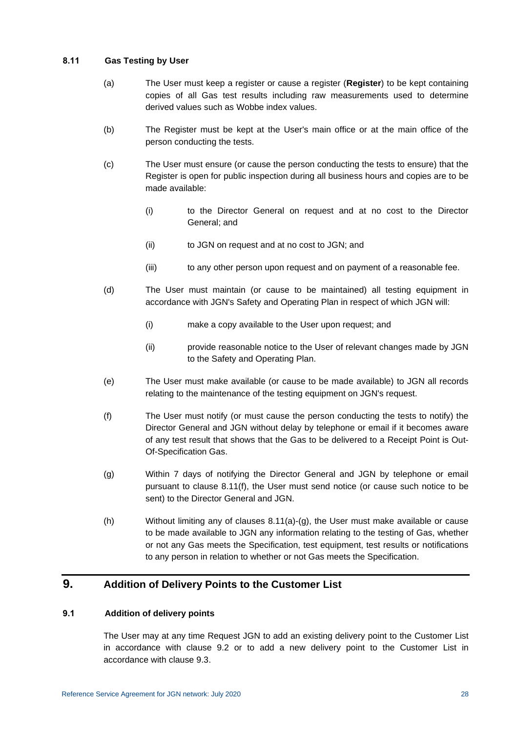### 8.11 Gas Testing by User

(a) The User must keep a register or cause a register (**Register**) to be kept containing copies of all Gas test results including raw measurements used to determine derived values such as Wobbe index values.

(b) The Register must be kept at the User's main office or at the main office of the person conducting the tests.

(c) The User must ensure (or cause the person conducting the tests to ensure) that the Register is open for public inspection during all business hours and copies are to be made available:

  (i) to the Director General on request and at no cost to the Director General; and

  (ii) to JGN on request and at no cost to JGN; and

  (iii) to any other person upon request and on payment of a reasonable fee.

(d) The User must maintain (or cause to be maintained) all testing equipment in accordance with JGN's Safety and Operating Plan in respect of which JGN will:

  (i) make a copy available to the User upon request; and

  (ii) provide reasonable notice to the User of relevant changes made by JGN to the Safety and Operating Plan.

(e) The User must make available (or cause to be made available) to JGN all records relating to the maintenance of the testing equipment on JGN's request.

(f) The User must notify (or must cause the person conducting the tests to notify) the Director General and JGN without delay by telephone or email if it becomes aware of any test result that shows that the Gas to be delivered to a Receipt Point is Out-Of-Specification Gas.

(g) Within 7 days of notifying the Director General and JGN by telephone or email pursuant to clause 8.11(f), the User must send notice (or cause such notice to be sent) to the Director General and JGN.

(h) Without limiting any of clauses 8.11(a)-(g), the User must make available or cause to be made available to JGN any information relating to the testing of Gas, whether or not any Gas meets the Specification, test equipment, test results or notifications to any person in relation to whether or not Gas meets the Specification.

## 9. Addition of Delivery Points to the Customer List

### 9.1 Addition of delivery points

The User may at any time Request JGN to add an existing delivery point to the Customer List in accordance with clause 9.2 or to add a new delivery point to the Customer List in accordance with clause 9.3.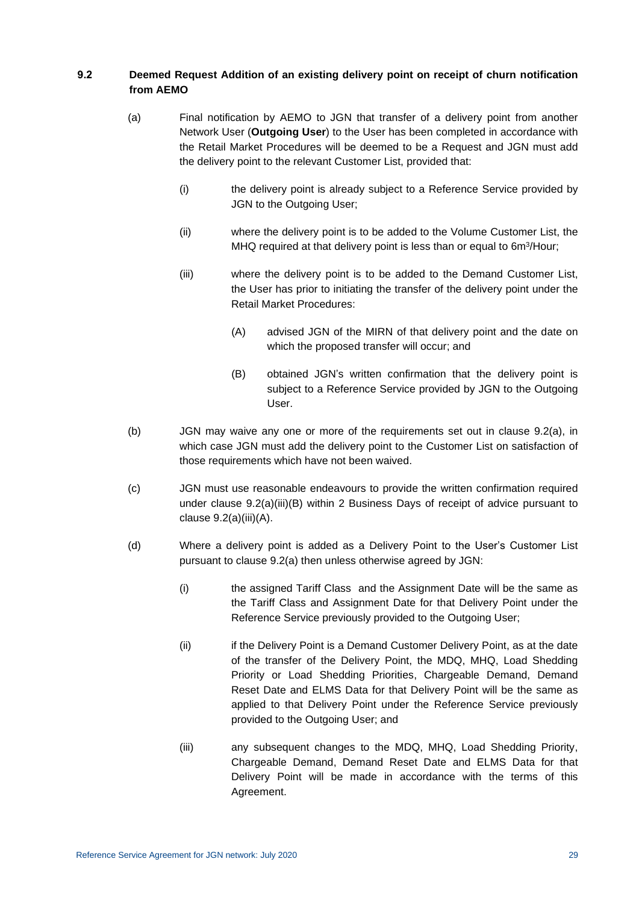### 9.2 Deemed Request Addition of an existing delivery point on receipt of churn notification from AEMO

(a) Final notification by AEMO to JGN that transfer of a delivery point from another Network User (**Outgoing User**) to the User has been completed in accordance with the Retail Market Procedures will be deemed to be a Request and JGN must add the delivery point to the relevant Customer List, provided that:

   (i) the delivery point is already subject to a Reference Service provided by JGN to the Outgoing User;

   (ii) where the delivery point is to be added to the Volume Customer List, the MHQ required at that delivery point is less than or equal to $6m^3$/Hour;

   (iii) where the delivery point is to be added to the Demand Customer List, the User has prior to initiating the transfer of the delivery point under the Retail Market Procedures:

      (A) advised JGN of the MIRN of that delivery point and the date on which the proposed transfer will occur; and

      (B) obtained JGN's written confirmation that the delivery point is subject to a Reference Service provided by JGN to the Outgoing User.

(b) JGN may waive any one or more of the requirements set out in clause 9.2(a), in which case JGN must add the delivery point to the Customer List on satisfaction of those requirements which have not been waived.

(c) JGN must use reasonable endeavours to provide the written confirmation required under clause 9.2(a)(iii)(B) within 2 Business Days of receipt of advice pursuant to clause 9.2(a)(iii)(A).

(d) Where a delivery point is added as a Delivery Point to the User's Customer List pursuant to clause 9.2(a) then unless otherwise agreed by JGN:

   (i) the assigned Tariff Class and the Assignment Date will be the same as the Tariff Class and Assignment Date for that Delivery Point under the Reference Service previously provided to the Outgoing User;

   (ii) if the Delivery Point is a Demand Customer Delivery Point, as at the date of the transfer of the Delivery Point, the MDQ, MHQ, Load Shedding Priority or Load Shedding Priorities, Chargeable Demand, Demand Reset Date and ELMS Data for that Delivery Point will be the same as applied to that Delivery Point under the Reference Service previously provided to the Outgoing User; and

   (iii) any subsequent changes to the MDQ, MHQ, Load Shedding Priority, Chargeable Demand, Demand Reset Date and ELMS Data for that Delivery Point will be made in accordance with the terms of this Agreement.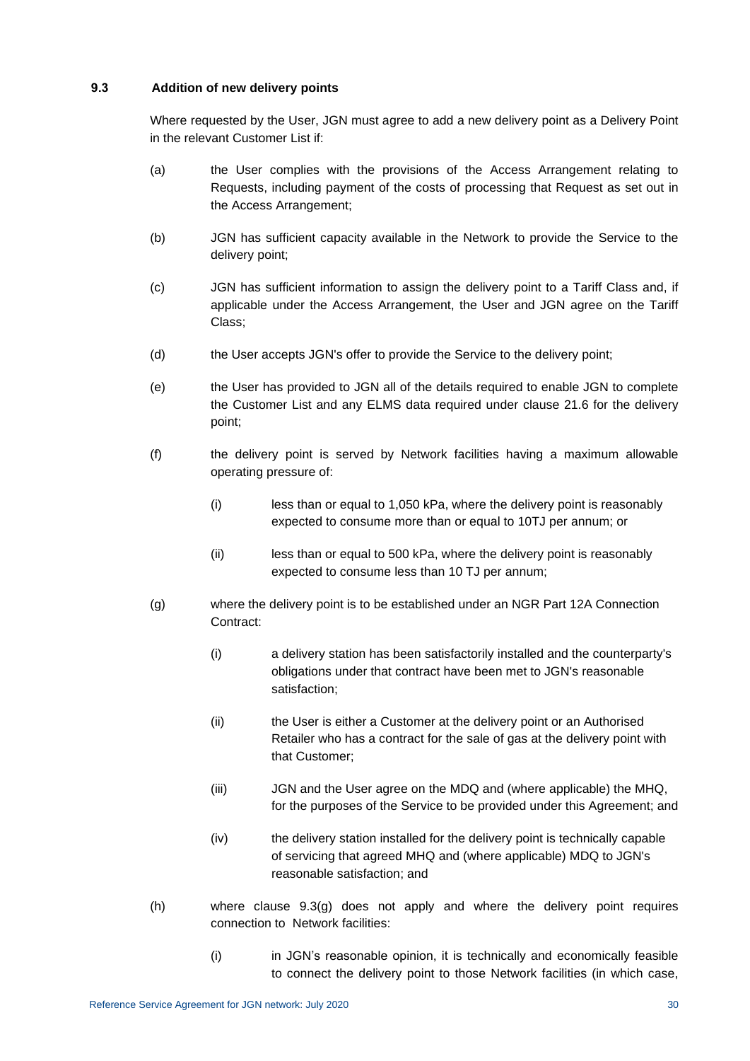### 9.3 Addition of new delivery points

Where requested by the User, JGN must agree to add a new delivery point as a Delivery Point in the relevant Customer List if:

(a) the User complies with the provisions of the Access Arrangement relating to Requests, including payment of the costs of processing that Request as set out in the Access Arrangement;

(b) JGN has sufficient capacity available in the Network to provide the Service to the delivery point;

(c) JGN has sufficient information to assign the delivery point to a Tariff Class and, if applicable under the Access Arrangement, the User and JGN agree on the Tariff Class;

(d) the User accepts JGN's offer to provide the Service to the delivery point;

(e) the User has provided to JGN all of the details required to enable JGN to complete the Customer List and any ELMS data required under clause 21.6 for the delivery point;

(f) the delivery point is served by Network facilities having a maximum allowable operating pressure of:

  (i) less than or equal to 1,050 kPa, where the delivery point is reasonably expected to consume more than or equal to 10TJ per annum; or

  (ii) less than or equal to 500 kPa, where the delivery point is reasonably expected to consume less than 10 TJ per annum;

(g) where the delivery point is to be established under an NGR Part 12A Connection Contract:

  (i) a delivery station has been satisfactorily installed and the counterparty's obligations under that contract have been met to JGN's reasonable satisfaction;

  (ii) the User is either a Customer at the delivery point or an Authorised Retailer who has a contract for the sale of gas at the delivery point with that Customer;

  (iii) JGN and the User agree on the MDQ and (where applicable) the MHQ, for the purposes of the Service to be provided under this Agreement; and

  (iv) the delivery station installed for the delivery point is technically capable of servicing that agreed MHQ and (where applicable) MDQ to JGN's reasonable satisfaction; and

(h) where clause 9.3(g) does not apply and where the delivery point requires connection to Network facilities:

  (i) in JGN's reasonable opinion, it is technically and economically feasible to connect the delivery point to those Network facilities (in which case,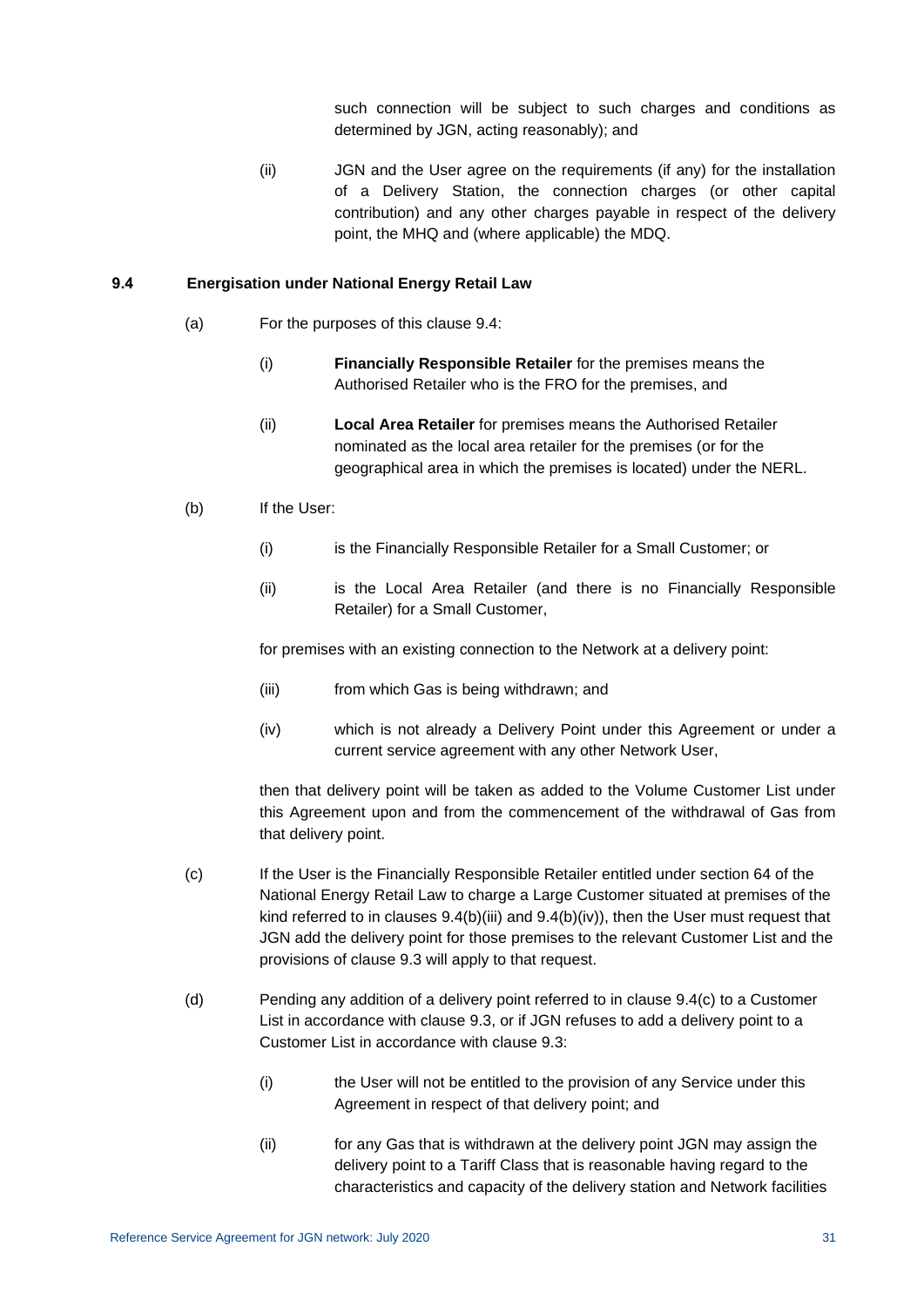such connection will be subject to such charges and conditions as determined by JGN, acting reasonably); and

(ii) JGN and the User agree on the requirements (if any) for the installation of a Delivery Station, the connection charges (or other capital contribution) and any other charges payable in respect of the delivery point, the MHQ and (where applicable) the MDQ.

### 9.4 Energisation under National Energy Retail Law

(a) For the purposes of this clause 9.4:

(i) **Financially Responsible Retailer** for the premises means the Authorised Retailer who is the FRO for the premises, and

(ii) **Local Area Retailer** for premises means the Authorised Retailer nominated as the local area retailer for the premises (or for the geographical area in which the premises is located) under the NERL.

(b) If the User:

(i) is the Financially Responsible Retailer for a Small Customer; or

(ii) is the Local Area Retailer (and there is no Financially Responsible Retailer) for a Small Customer,

for premises with an existing connection to the Network at a delivery point:

(iii) from which Gas is being withdrawn; and

(iv) which is not already a Delivery Point under this Agreement or under a current service agreement with any other Network User,

then that delivery point will be taken as added to the Volume Customer List under this Agreement upon and from the commencement of the withdrawal of Gas from that delivery point.

(c) If the User is the Financially Responsible Retailer entitled under section 64 of the National Energy Retail Law to charge a Large Customer situated at premises of the kind referred to in clauses 9.4(b)(iii) and 9.4(b)(iv)), then the User must request that JGN add the delivery point for those premises to the relevant Customer List and the provisions of clause 9.3 will apply to that request.

(d) Pending any addition of a delivery point referred to in clause 9.4(c) to a Customer List in accordance with clause 9.3, or if JGN refuses to add a delivery point to a Customer List in accordance with clause 9.3:

(i) the User will not be entitled to the provision of any Service under this Agreement in respect of that delivery point; and

(ii) for any Gas that is withdrawn at the delivery point JGN may assign the delivery point to a Tariff Class that is reasonable having regard to the characteristics and capacity of the delivery station and Network facilities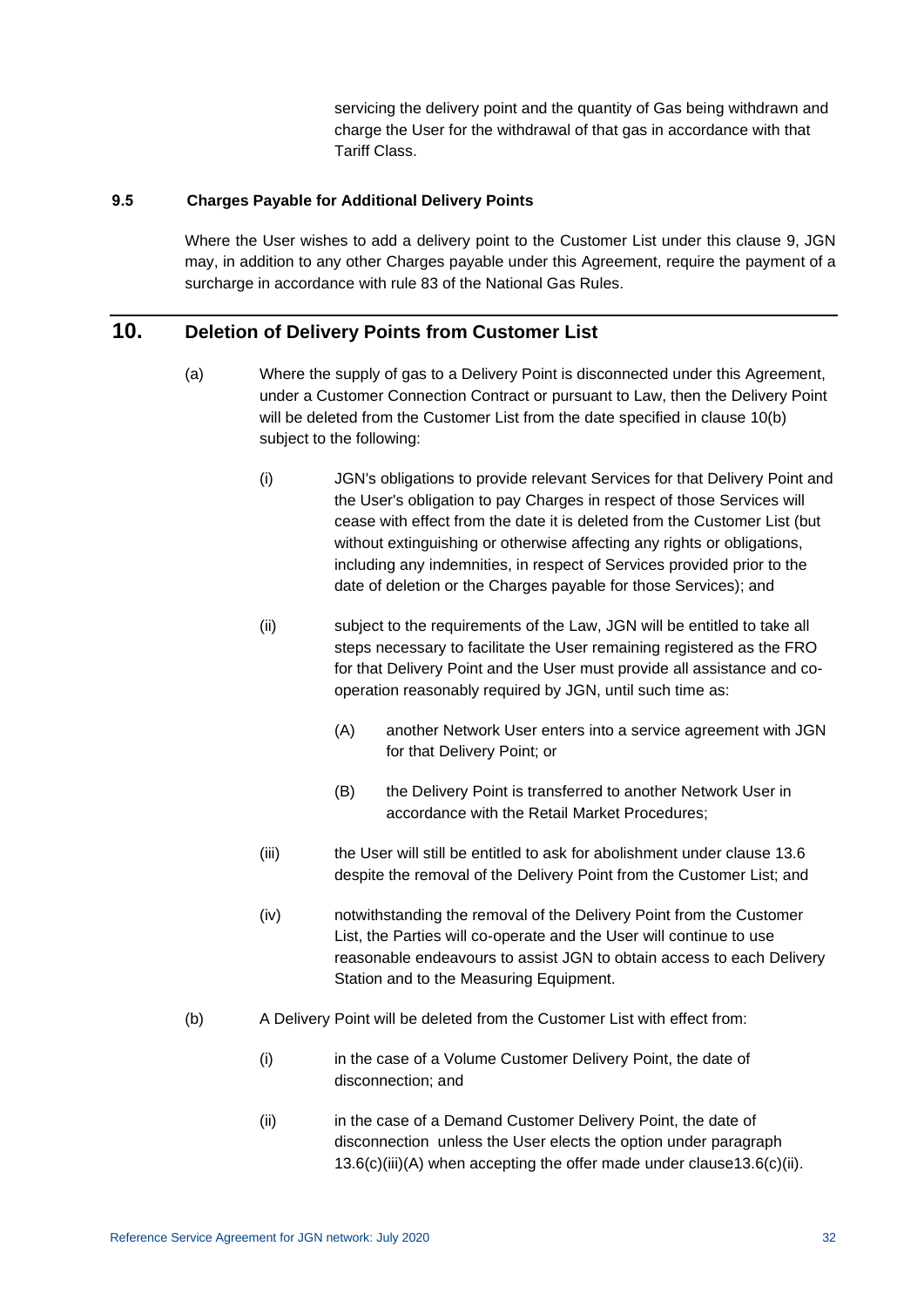servicing the delivery point and the quantity of Gas being withdrawn and charge the User for the withdrawal of that gas in accordance with that Tariff Class.

### 9.5 Charges Payable for Additional Delivery Points

Where the User wishes to add a delivery point to the Customer List under this clause 9, JGN may, in addition to any other Charges payable under this Agreement, require the payment of a surcharge in accordance with rule 83 of the National Gas Rules.

## 10. Deletion of Delivery Points from Customer List

(a) Where the supply of gas to a Delivery Point is disconnected under this Agreement, under a Customer Connection Contract or pursuant to Law, then the Delivery Point will be deleted from the Customer List from the date specified in clause 10(b) subject to the following:

(i) JGN's obligations to provide relevant Services for that Delivery Point and the User's obligation to pay Charges in respect of those Services will cease with effect from the date it is deleted from the Customer List (but without extinguishing or otherwise affecting any rights or obligations, including any indemnities, in respect of Services provided prior to the date of deletion or the Charges payable for those Services); and

(ii) subject to the requirements of the Law, JGN will be entitled to take all steps necessary to facilitate the User remaining registered as the FRO for that Delivery Point and the User must provide all assistance and co-operation reasonably required by JGN, until such time as:

(A) another Network User enters into a service agreement with JGN for that Delivery Point; or

(B) the Delivery Point is transferred to another Network User in accordance with the Retail Market Procedures;

(iii) the User will still be entitled to ask for abolishment under clause 13.6 despite the removal of the Delivery Point from the Customer List; and

(iv) notwithstanding the removal of the Delivery Point from the Customer List, the Parties will co-operate and the User will continue to use reasonable endeavours to assist JGN to obtain access to each Delivery Station and to the Measuring Equipment.

(b) A Delivery Point will be deleted from the Customer List with effect from:

(i) in the case of a Volume Customer Delivery Point, the date of disconnection; and

(ii) in the case of a Demand Customer Delivery Point, the date of disconnection unless the User elects the option under paragraph 13.6(c)(iii)(A) when accepting the offer made under clause13.6(c)(ii).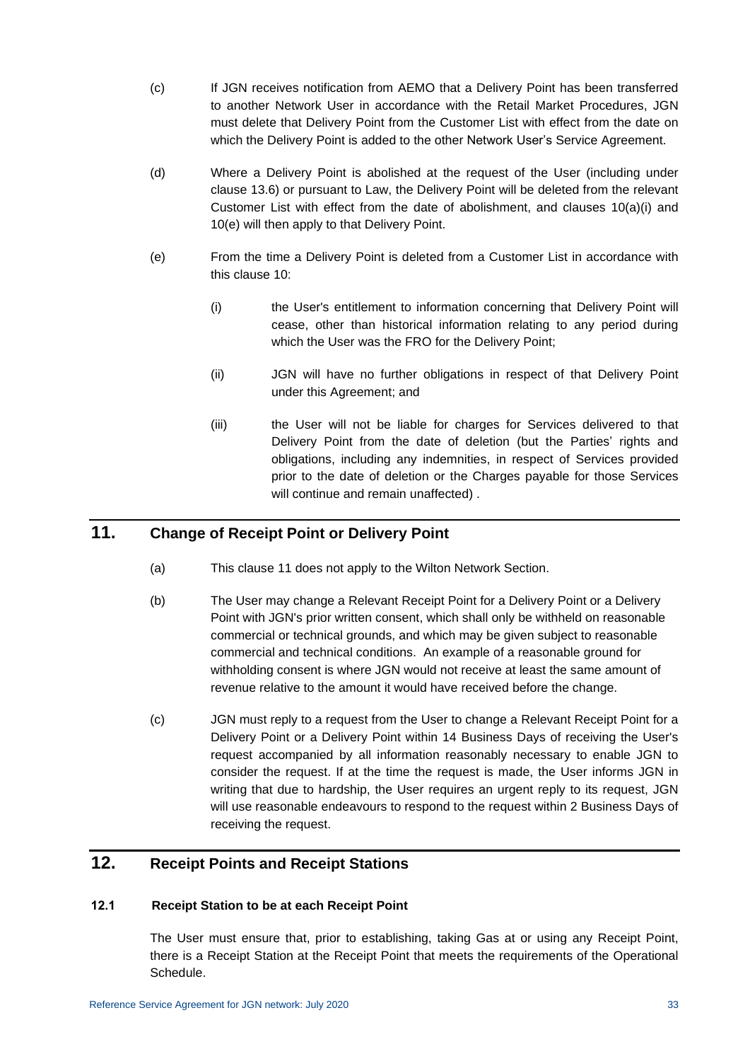(c) If JGN receives notification from AEMO that a Delivery Point has been transferred to another Network User in accordance with the Retail Market Procedures, JGN must delete that Delivery Point from the Customer List with effect from the date on which the Delivery Point is added to the other Network User's Service Agreement.

(d) Where a Delivery Point is abolished at the request of the User (including under clause 13.6) or pursuant to Law, the Delivery Point will be deleted from the relevant Customer List with effect from the date of abolishment, and clauses 10(a)(i) and 10(e) will then apply to that Delivery Point.

(e) From the time a Delivery Point is deleted from a Customer List in accordance with this clause 10:

(i) the User's entitlement to information concerning that Delivery Point will cease, other than historical information relating to any period during which the User was the FRO for the Delivery Point;

(ii) JGN will have no further obligations in respect of that Delivery Point under this Agreement; and

(iii) the User will not be liable for charges for Services delivered to that Delivery Point from the date of deletion (but the Parties' rights and obligations, including any indemnities, in respect of Services provided prior to the date of deletion or the Charges payable for those Services will continue and remain unaffected) .

## 11. Change of Receipt Point or Delivery Point

(a) This clause 11 does not apply to the Wilton Network Section.

(b) The User may change a Relevant Receipt Point for a Delivery Point or a Delivery Point with JGN's prior written consent, which shall only be withheld on reasonable commercial or technical grounds, and which may be given subject to reasonable commercial and technical conditions. An example of a reasonable ground for withholding consent is where JGN would not receive at least the same amount of revenue relative to the amount it would have received before the change.

(c) JGN must reply to a request from the User to change a Relevant Receipt Point for a Delivery Point or a Delivery Point within 14 Business Days of receiving the User's request accompanied by all information reasonably necessary to enable JGN to consider the request. If at the time the request is made, the User informs JGN in writing that due to hardship, the User requires an urgent reply to its request, JGN will use reasonable endeavours to respond to the request within 2 Business Days of receiving the request.

## 12. Receipt Points and Receipt Stations

### 12.1 Receipt Station to be at each Receipt Point

The User must ensure that, prior to establishing, taking Gas at or using any Receipt Point, there is a Receipt Station at the Receipt Point that meets the requirements of the Operational Schedule.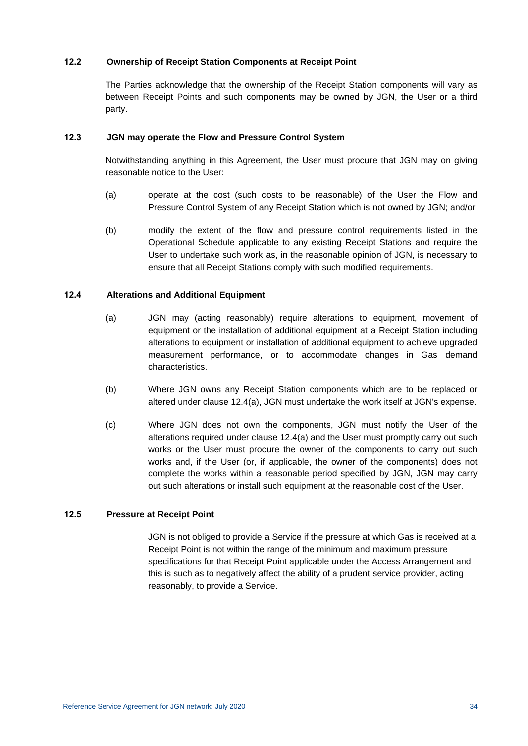### 12.2 Ownership of Receipt Station Components at Receipt Point

The Parties acknowledge that the ownership of the Receipt Station components will vary as between Receipt Points and such components may be owned by JGN, the User or a third party.

### 12.3 JGN may operate the Flow and Pressure Control System

Notwithstanding anything in this Agreement, the User must procure that JGN may on giving reasonable notice to the User:

(a) operate at the cost (such costs to be reasonable) of the User the Flow and Pressure Control System of any Receipt Station which is not owned by JGN; and/or

(b) modify the extent of the flow and pressure control requirements listed in the Operational Schedule applicable to any existing Receipt Stations and require the User to undertake such work as, in the reasonable opinion of JGN, is necessary to ensure that all Receipt Stations comply with such modified requirements.

### 12.4 Alterations and Additional Equipment

(a) JGN may (acting reasonably) require alterations to equipment, movement of equipment or the installation of additional equipment at a Receipt Station including alterations to equipment or installation of additional equipment to achieve upgraded measurement performance, or to accommodate changes in Gas demand characteristics.

(b) Where JGN owns any Receipt Station components which are to be replaced or altered under clause 12.4(a), JGN must undertake the work itself at JGN's expense.

(c) Where JGN does not own the components, JGN must notify the User of the alterations required under clause 12.4(a) and the User must promptly carry out such works or the User must procure the owner of the components to carry out such works and, if the User (or, if applicable, the owner of the components) does not complete the works within a reasonable period specified by JGN, JGN may carry out such alterations or install such equipment at the reasonable cost of the User.

### 12.5 Pressure at Receipt Point

JGN is not obliged to provide a Service if the pressure at which Gas is received at a Receipt Point is not within the range of the minimum and maximum pressure specifications for that Receipt Point applicable under the Access Arrangement and this is such as to negatively affect the ability of a prudent service provider, acting reasonably, to provide a Service.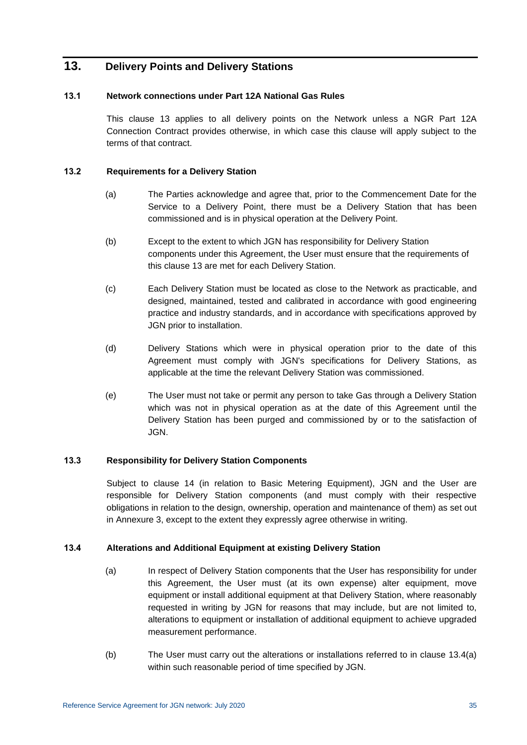# 13. Delivery Points and Delivery Stations

### 13.1 Network connections under Part 12A National Gas Rules

This clause 13 applies to all delivery points on the Network unless a NGR Part 12A Connection Contract provides otherwise, in which case this clause will apply subject to the terms of that contract.

### 13.2 Requirements for a Delivery Station

(a) The Parties acknowledge and agree that, prior to the Commencement Date for the Service to a Delivery Point, there must be a Delivery Station that has been commissioned and is in physical operation at the Delivery Point.

(b) Except to the extent to which JGN has responsibility for Delivery Station components under this Agreement, the User must ensure that the requirements of this clause 13 are met for each Delivery Station.

(c) Each Delivery Station must be located as close to the Network as practicable, and designed, maintained, tested and calibrated in accordance with good engineering practice and industry standards, and in accordance with specifications approved by JGN prior to installation.

(d) Delivery Stations which were in physical operation prior to the date of this Agreement must comply with JGN's specifications for Delivery Stations, as applicable at the time the relevant Delivery Station was commissioned.

(e) The User must not take or permit any person to take Gas through a Delivery Station which was not in physical operation as at the date of this Agreement until the Delivery Station has been purged and commissioned by or to the satisfaction of JGN.

### 13.3 Responsibility for Delivery Station Components

Subject to clause 14 (in relation to Basic Metering Equipment), JGN and the User are responsible for Delivery Station components (and must comply with their respective obligations in relation to the design, ownership, operation and maintenance of them) as set out in Annexure 3, except to the extent they expressly agree otherwise in writing.

### 13.4 Alterations and Additional Equipment at existing Delivery Station

(a) In respect of Delivery Station components that the User has responsibility for under this Agreement, the User must (at its own expense) alter equipment, move equipment or install additional equipment at that Delivery Station, where reasonably requested in writing by JGN for reasons that may include, but are not limited to, alterations to equipment or installation of additional equipment to achieve upgraded measurement performance.

(b) The User must carry out the alterations or installations referred to in clause 13.4(a) within such reasonable period of time specified by JGN.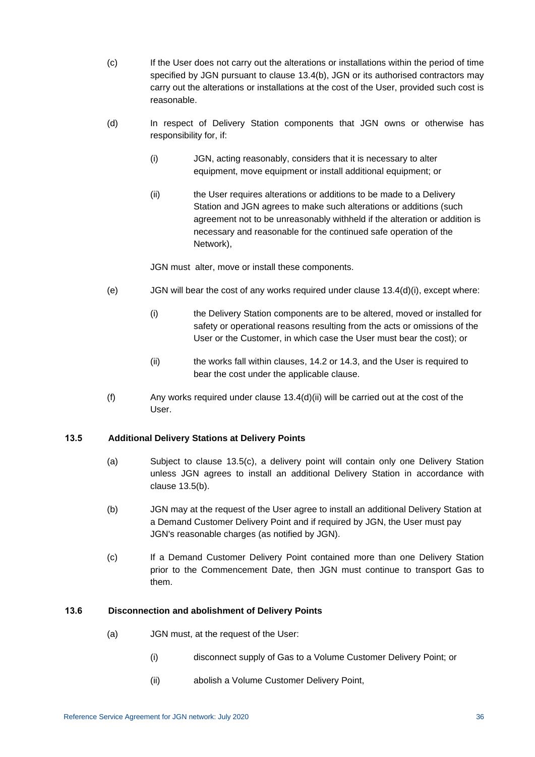(c) If the User does not carry out the alterations or installations within the period of time specified by JGN pursuant to clause 13.4(b), JGN or its authorised contractors may carry out the alterations or installations at the cost of the User, provided such cost is reasonable.

(d) In respect of Delivery Station components that JGN owns or otherwise has responsibility for, if:

  (i) JGN, acting reasonably, considers that it is necessary to alter equipment, move equipment or install additional equipment; or

  (ii) the User requires alterations or additions to be made to a Delivery Station and JGN agrees to make such alterations or additions (such agreement not to be unreasonably withheld if the alteration or addition is necessary and reasonable for the continued safe operation of the Network),

  JGN must alter, move or install these components.

(e) JGN will bear the cost of any works required under clause 13.4(d)(i), except where:

  (i) the Delivery Station components are to be altered, moved or installed for safety or operational reasons resulting from the acts or omissions of the User or the Customer, in which case the User must bear the cost); or

  (ii) the works fall within clauses, 14.2 or 14.3, and the User is required to bear the cost under the applicable clause.

(f) Any works required under clause 13.4(d)(ii) will be carried out at the cost of the User.

### 13.5 Additional Delivery Stations at Delivery Points

(a) Subject to clause 13.5(c), a delivery point will contain only one Delivery Station unless JGN agrees to install an additional Delivery Station in accordance with clause 13.5(b).

(b) JGN may at the request of the User agree to install an additional Delivery Station at a Demand Customer Delivery Point and if required by JGN, the User must pay JGN's reasonable charges (as notified by JGN).

(c) If a Demand Customer Delivery Point contained more than one Delivery Station prior to the Commencement Date, then JGN must continue to transport Gas to them.

### 13.6 Disconnection and abolishment of Delivery Points

(a) JGN must, at the request of the User:

  (i) disconnect supply of Gas to a Volume Customer Delivery Point; or

  (ii) abolish a Volume Customer Delivery Point,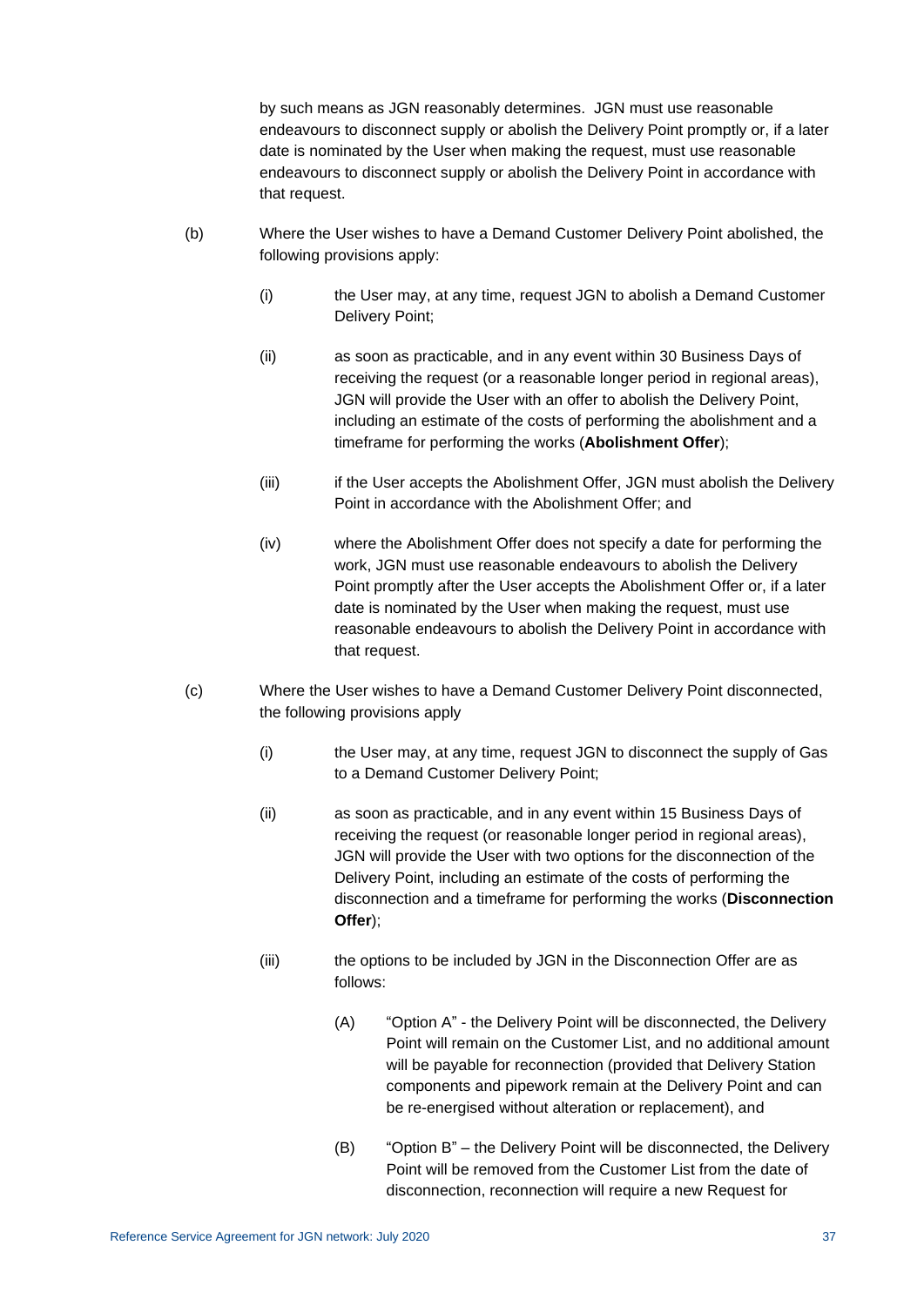by such means as JGN reasonably determines. JGN must use reasonable endeavours to disconnect supply or abolish the Delivery Point promptly or, if a later date is nominated by the User when making the request, must use reasonable endeavours to disconnect supply or abolish the Delivery Point in accordance with that request.

(b) Where the User wishes to have a Demand Customer Delivery Point abolished, the following provisions apply:

(i) the User may, at any time, request JGN to abolish a Demand Customer Delivery Point;

(ii) as soon as practicable, and in any event within 30 Business Days of receiving the request (or a reasonable longer period in regional areas), JGN will provide the User with an offer to abolish the Delivery Point, including an estimate of the costs of performing the abolishment and a timeframe for performing the works (**Abolishment Offer**);

(iii) if the User accepts the Abolishment Offer, JGN must abolish the Delivery Point in accordance with the Abolishment Offer; and

(iv) where the Abolishment Offer does not specify a date for performing the work, JGN must use reasonable endeavours to abolish the Delivery Point promptly after the User accepts the Abolishment Offer or, if a later date is nominated by the User when making the request, must use reasonable endeavours to abolish the Delivery Point in accordance with that request.

(c) Where the User wishes to have a Demand Customer Delivery Point disconnected, the following provisions apply

(i) the User may, at any time, request JGN to disconnect the supply of Gas to a Demand Customer Delivery Point;

(ii) as soon as practicable, and in any event within 15 Business Days of receiving the request (or reasonable longer period in regional areas), JGN will provide the User with two options for the disconnection of the Delivery Point, including an estimate of the costs of performing the disconnection and a timeframe for performing the works (**Disconnection Offer**);

(iii) the options to be included by JGN in the Disconnection Offer are as follows:

(A) "Option A" - the Delivery Point will be disconnected, the Delivery Point will remain on the Customer List, and no additional amount will be payable for reconnection (provided that Delivery Station components and pipework remain at the Delivery Point and can be re-energised without alteration or replacement), and

(B) "Option B" – the Delivery Point will be disconnected, the Delivery Point will be removed from the Customer List from the date of disconnection, reconnection will require a new Request for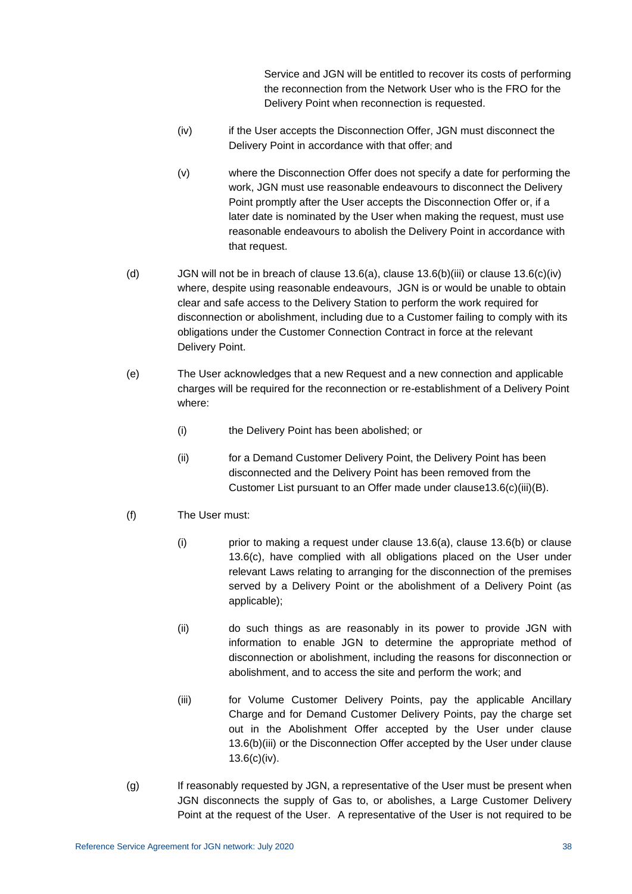Service and JGN will be entitled to recover its costs of performing the reconnection from the Network User who is the FRO for the Delivery Point when reconnection is requested.

(iv) if the User accepts the Disconnection Offer, JGN must disconnect the Delivery Point in accordance with that offer; and

(v) where the Disconnection Offer does not specify a date for performing the work, JGN must use reasonable endeavours to disconnect the Delivery Point promptly after the User accepts the Disconnection Offer or, if a later date is nominated by the User when making the request, must use reasonable endeavours to abolish the Delivery Point in accordance with that request.

(d) JGN will not be in breach of clause 13.6(a), clause 13.6(b)(iii) or clause 13.6(c)(iv) where, despite using reasonable endeavours, JGN is or would be unable to obtain clear and safe access to the Delivery Station to perform the work required for disconnection or abolishment, including due to a Customer failing to comply with its obligations under the Customer Connection Contract in force at the relevant Delivery Point.

(e) The User acknowledges that a new Request and a new connection and applicable charges will be required for the reconnection or re-establishment of a Delivery Point where:

(i) the Delivery Point has been abolished; or

(ii) for a Demand Customer Delivery Point, the Delivery Point has been disconnected and the Delivery Point has been removed from the Customer List pursuant to an Offer made under clause13.6(c)(iii)(B).

(f) The User must:

(i) prior to making a request under clause 13.6(a), clause 13.6(b) or clause 13.6(c), have complied with all obligations placed on the User under relevant Laws relating to arranging for the disconnection of the premises served by a Delivery Point or the abolishment of a Delivery Point (as applicable);

(ii) do such things as are reasonably in its power to provide JGN with information to enable JGN to determine the appropriate method of disconnection or abolishment, including the reasons for disconnection or abolishment, and to access the site and perform the work; and

(iii) for Volume Customer Delivery Points, pay the applicable Ancillary Charge and for Demand Customer Delivery Points, pay the charge set out in the Abolishment Offer accepted by the User under clause 13.6(b)(iii) or the Disconnection Offer accepted by the User under clause 13.6(c)(iv).

(g) If reasonably requested by JGN, a representative of the User must be present when JGN disconnects the supply of Gas to, or abolishes, a Large Customer Delivery Point at the request of the User. A representative of the User is not required to be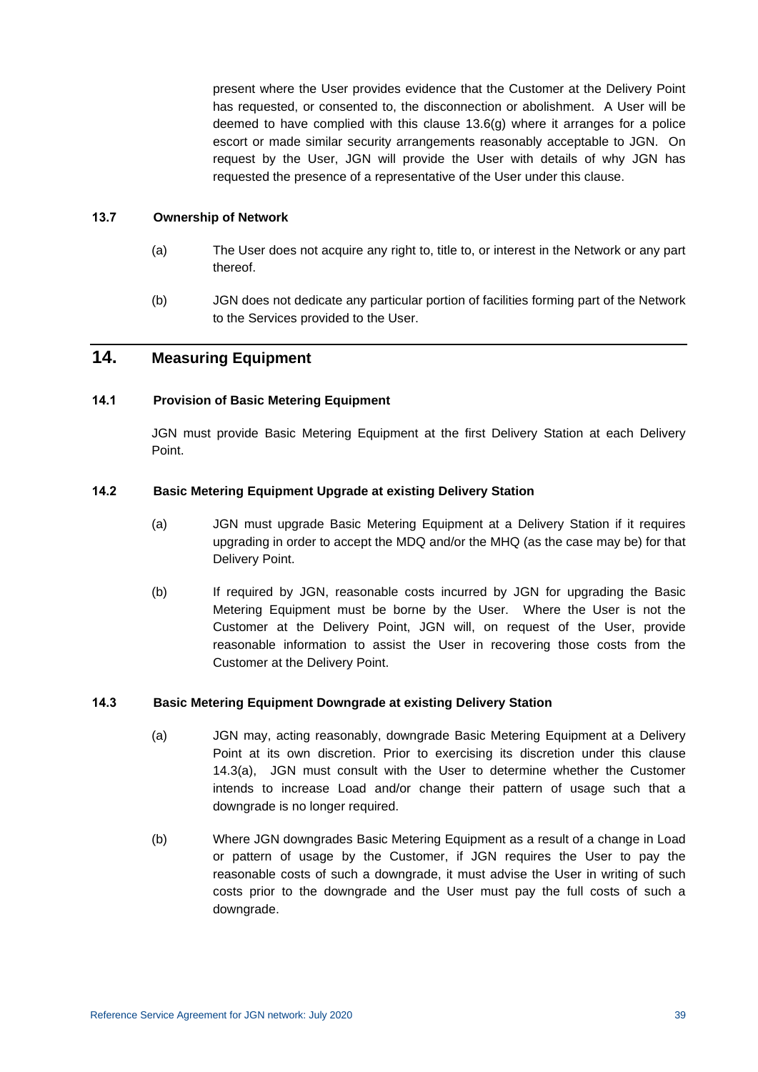present where the User provides evidence that the Customer at the Delivery Point has requested, or consented to, the disconnection or abolishment. A User will be deemed to have complied with this clause 13.6(g) where it arranges for a police escort or made similar security arrangements reasonably acceptable to JGN. On request by the User, JGN will provide the User with details of why JGN has requested the presence of a representative of the User under this clause.

### 13.7 Ownership of Network

(a) The User does not acquire any right to, title to, or interest in the Network or any part thereof.

(b) JGN does not dedicate any particular portion of facilities forming part of the Network to the Services provided to the User.

## 14. Measuring Equipment

### 14.1 Provision of Basic Metering Equipment

JGN must provide Basic Metering Equipment at the first Delivery Station at each Delivery Point.

### 14.2 Basic Metering Equipment Upgrade at existing Delivery Station

(a) JGN must upgrade Basic Metering Equipment at a Delivery Station if it requires upgrading in order to accept the MDQ and/or the MHQ (as the case may be) for that Delivery Point.

(b) If required by JGN, reasonable costs incurred by JGN for upgrading the Basic Metering Equipment must be borne by the User. Where the User is not the Customer at the Delivery Point, JGN will, on request of the User, provide reasonable information to assist the User in recovering those costs from the Customer at the Delivery Point.

### 14.3 Basic Metering Equipment Downgrade at existing Delivery Station

(a) JGN may, acting reasonably, downgrade Basic Metering Equipment at a Delivery Point at its own discretion. Prior to exercising its discretion under this clause 14.3(a), JGN must consult with the User to determine whether the Customer intends to increase Load and/or change their pattern of usage such that a downgrade is no longer required.

(b) Where JGN downgrades Basic Metering Equipment as a result of a change in Load or pattern of usage by the Customer, if JGN requires the User to pay the reasonable costs of such a downgrade, it must advise the User in writing of such costs prior to the downgrade and the User must pay the full costs of such a downgrade.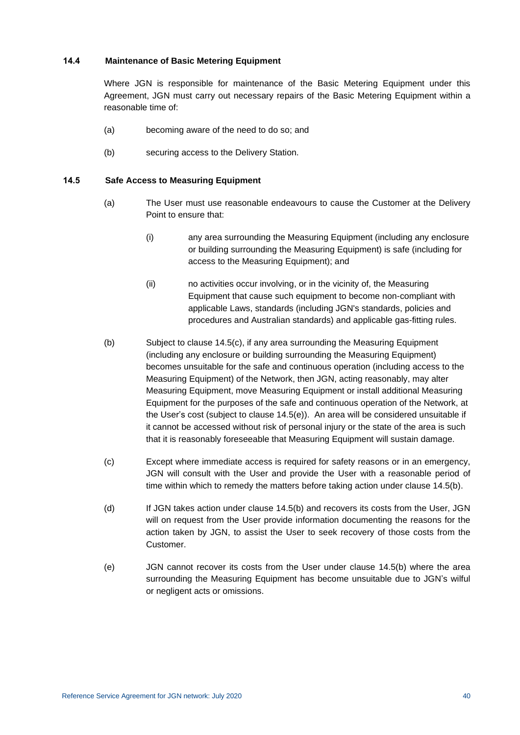### 14.4 Maintenance of Basic Metering Equipment

Where JGN is responsible for maintenance of the Basic Metering Equipment under this Agreement, JGN must carry out necessary repairs of the Basic Metering Equipment within a reasonable time of:

(a) becoming aware of the need to do so; and

(b) securing access to the Delivery Station.

### 14.5 Safe Access to Measuring Equipment

(a) The User must use reasonable endeavours to cause the Customer at the Delivery Point to ensure that:

   (i) any area surrounding the Measuring Equipment (including any enclosure or building surrounding the Measuring Equipment) is safe (including for access to the Measuring Equipment); and

   (ii) no activities occur involving, or in the vicinity of, the Measuring Equipment that cause such equipment to become non-compliant with applicable Laws, standards (including JGN's standards, policies and procedures and Australian standards) and applicable gas-fitting rules.

(b) Subject to clause 14.5(c), if any area surrounding the Measuring Equipment (including any enclosure or building surrounding the Measuring Equipment) becomes unsuitable for the safe and continuous operation (including access to the Measuring Equipment) of the Network, then JGN, acting reasonably, may alter Measuring Equipment, move Measuring Equipment or install additional Measuring Equipment for the purposes of the safe and continuous operation of the Network, at the User's cost (subject to clause 14.5(e)). An area will be considered unsuitable if it cannot be accessed without risk of personal injury or the state of the area is such that it is reasonably foreseeable that Measuring Equipment will sustain damage.

(c) Except where immediate access is required for safety reasons or in an emergency, JGN will consult with the User and provide the User with a reasonable period of time within which to remedy the matters before taking action under clause 14.5(b).

(d) If JGN takes action under clause 14.5(b) and recovers its costs from the User, JGN will on request from the User provide information documenting the reasons for the action taken by JGN, to assist the User to seek recovery of those costs from the Customer.

(e) JGN cannot recover its costs from the User under clause 14.5(b) where the area surrounding the Measuring Equipment has become unsuitable due to JGN's wilful or negligent acts or omissions.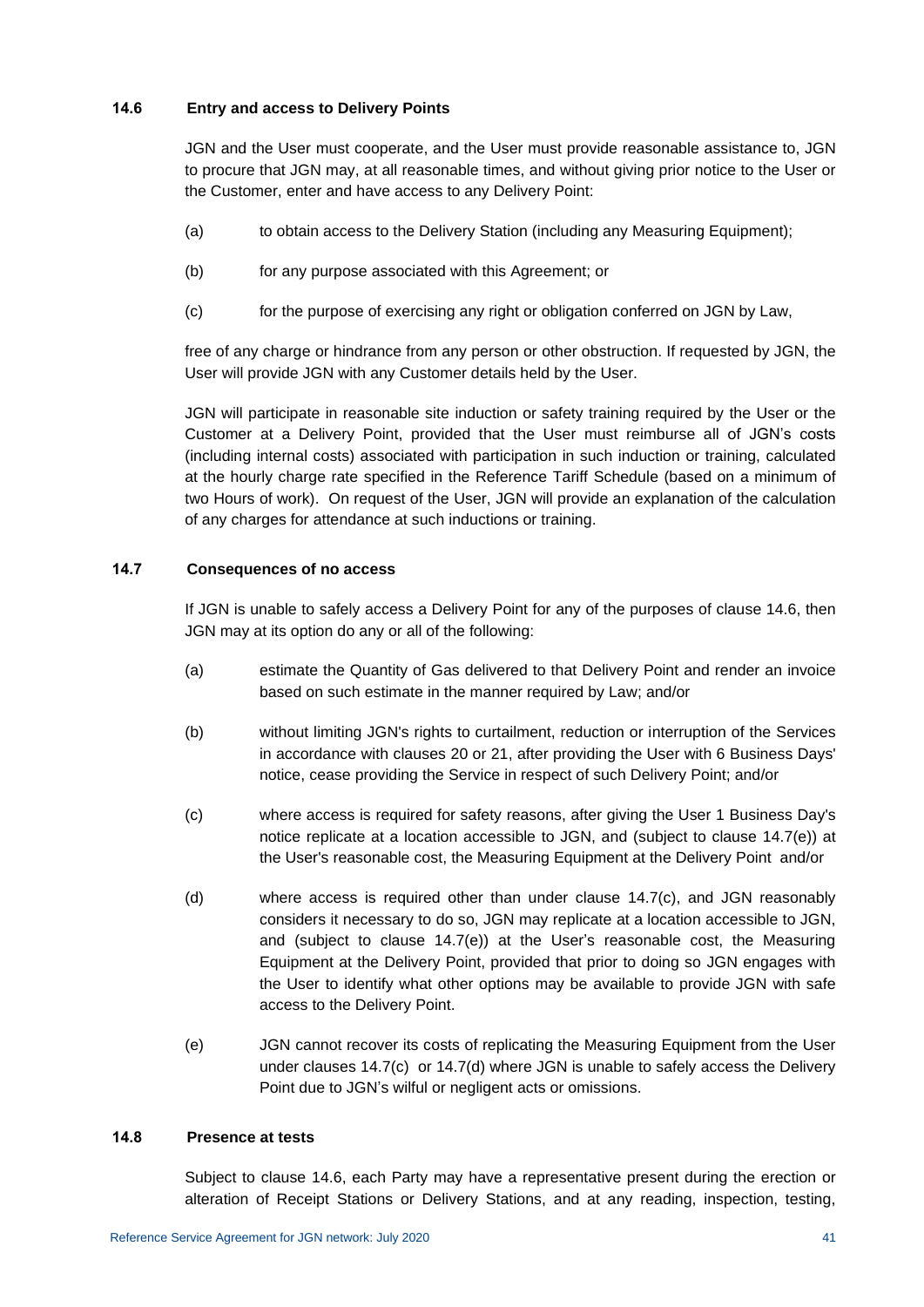### 14.6 Entry and access to Delivery Points

JGN and the User must cooperate, and the User must provide reasonable assistance to, JGN to procure that JGN may, at all reasonable times, and without giving prior notice to the User or the Customer, enter and have access to any Delivery Point:

(a) to obtain access to the Delivery Station (including any Measuring Equipment);

(b) for any purpose associated with this Agreement; or

(c) for the purpose of exercising any right or obligation conferred on JGN by Law,

free of any charge or hindrance from any person or other obstruction. If requested by JGN, the User will provide JGN with any Customer details held by the User.

JGN will participate in reasonable site induction or safety training required by the User or the Customer at a Delivery Point, provided that the User must reimburse all of JGN's costs (including internal costs) associated with participation in such induction or training, calculated at the hourly charge rate specified in the Reference Tariff Schedule (based on a minimum of two Hours of work). On request of the User, JGN will provide an explanation of the calculation of any charges for attendance at such inductions or training.

### 14.7 Consequences of no access

If JGN is unable to safely access a Delivery Point for any of the purposes of clause 14.6, then JGN may at its option do any or all of the following:

(a) estimate the Quantity of Gas delivered to that Delivery Point and render an invoice based on such estimate in the manner required by Law; and/or

(b) without limiting JGN's rights to curtailment, reduction or interruption of the Services in accordance with clauses 20 or 21, after providing the User with 6 Business Days' notice, cease providing the Service in respect of such Delivery Point; and/or

(c) where access is required for safety reasons, after giving the User 1 Business Day's notice replicate at a location accessible to JGN, and (subject to clause 14.7(e)) at the User's reasonable cost, the Measuring Equipment at the Delivery Point and/or

(d) where access is required other than under clause 14.7(c), and JGN reasonably considers it necessary to do so, JGN may replicate at a location accessible to JGN, and (subject to clause 14.7(e)) at the User's reasonable cost, the Measuring Equipment at the Delivery Point, provided that prior to doing so JGN engages with the User to identify what other options may be available to provide JGN with safe access to the Delivery Point.

(e) JGN cannot recover its costs of replicating the Measuring Equipment from the User under clauses 14.7(c) or 14.7(d) where JGN is unable to safely access the Delivery Point due to JGN's wilful or negligent acts or omissions.

### 14.8 Presence at tests

Subject to clause 14.6, each Party may have a representative present during the erection or alteration of Receipt Stations or Delivery Stations, and at any reading, inspection, testing,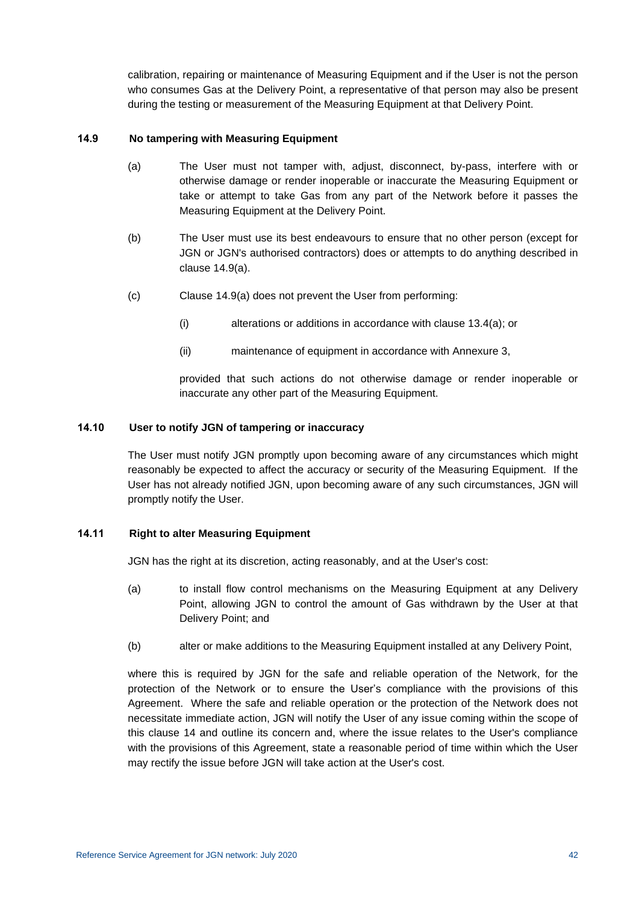calibration, repairing or maintenance of Measuring Equipment and if the User is not the person who consumes Gas at the Delivery Point, a representative of that person may also be present during the testing or measurement of the Measuring Equipment at that Delivery Point.

### 14.9 No tampering with Measuring Equipment

(a) The User must not tamper with, adjust, disconnect, by-pass, interfere with or otherwise damage or render inoperable or inaccurate the Measuring Equipment or take or attempt to take Gas from any part of the Network before it passes the Measuring Equipment at the Delivery Point.

(b) The User must use its best endeavours to ensure that no other person (except for JGN or JGN's authorised contractors) does or attempts to do anything described in clause 14.9(a).

(c) Clause 14.9(a) does not prevent the User from performing:

(i) alterations or additions in accordance with clause 13.4(a); or

(ii) maintenance of equipment in accordance with Annexure 3,

provided that such actions do not otherwise damage or render inoperable or inaccurate any other part of the Measuring Equipment.

### 14.10 User to notify JGN of tampering or inaccuracy

The User must notify JGN promptly upon becoming aware of any circumstances which might reasonably be expected to affect the accuracy or security of the Measuring Equipment. If the User has not already notified JGN, upon becoming aware of any such circumstances, JGN will promptly notify the User.

### 14.11 Right to alter Measuring Equipment

JGN has the right at its discretion, acting reasonably, and at the User's cost:

(a) to install flow control mechanisms on the Measuring Equipment at any Delivery Point, allowing JGN to control the amount of Gas withdrawn by the User at that Delivery Point; and

(b) alter or make additions to the Measuring Equipment installed at any Delivery Point,

where this is required by JGN for the safe and reliable operation of the Network, for the protection of the Network or to ensure the User's compliance with the provisions of this Agreement. Where the safe and reliable operation or the protection of the Network does not necessitate immediate action, JGN will notify the User of any issue coming within the scope of this clause 14 and outline its concern and, where the issue relates to the User's compliance with the provisions of this Agreement, state a reasonable period of time within which the User may rectify the issue before JGN will take action at the User's cost.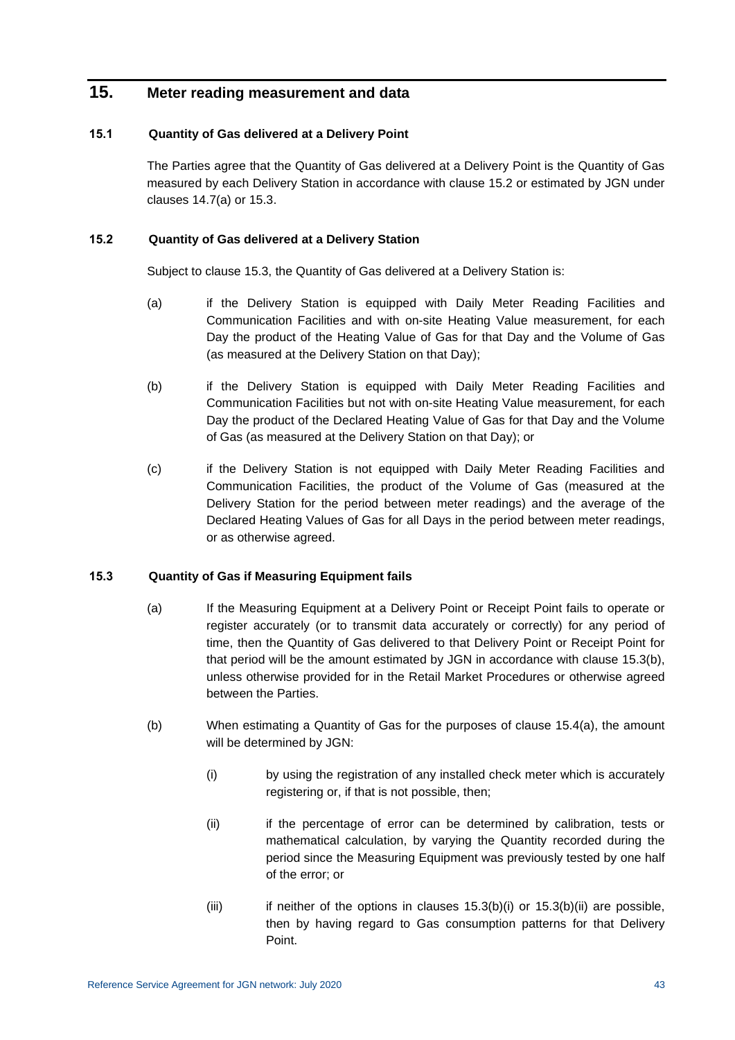# 15. Meter reading measurement and data

## 15.1 Quantity of Gas delivered at a Delivery Point

The Parties agree that the Quantity of Gas delivered at a Delivery Point is the Quantity of Gas measured by each Delivery Station in accordance with clause 15.2 or estimated by JGN under clauses 14.7(a) or 15.3.

## 15.2 Quantity of Gas delivered at a Delivery Station

Subject to clause 15.3, the Quantity of Gas delivered at a Delivery Station is:

(a) if the Delivery Station is equipped with Daily Meter Reading Facilities and Communication Facilities and with on-site Heating Value measurement, for each Day the product of the Heating Value of Gas for that Day and the Volume of Gas (as measured at the Delivery Station on that Day);

(b) if the Delivery Station is equipped with Daily Meter Reading Facilities and Communication Facilities but not with on-site Heating Value measurement, for each Day the product of the Declared Heating Value of Gas for that Day and the Volume of Gas (as measured at the Delivery Station on that Day); or

(c) if the Delivery Station is not equipped with Daily Meter Reading Facilities and Communication Facilities, the product of the Volume of Gas (measured at the Delivery Station for the period between meter readings) and the average of the Declared Heating Values of Gas for all Days in the period between meter readings, or as otherwise agreed.

## 15.3 Quantity of Gas if Measuring Equipment fails

(a) If the Measuring Equipment at a Delivery Point or Receipt Point fails to operate or register accurately (or to transmit data accurately or correctly) for any period of time, then the Quantity of Gas delivered to that Delivery Point or Receipt Point for that period will be the amount estimated by JGN in accordance with clause 15.3(b), unless otherwise provided for in the Retail Market Procedures or otherwise agreed between the Parties.

(b) When estimating a Quantity of Gas for the purposes of clause 15.4(a), the amount will be determined by JGN:

   (i) by using the registration of any installed check meter which is accurately registering or, if that is not possible, then;

   (ii) if the percentage of error can be determined by calibration, tests or mathematical calculation, by varying the Quantity recorded during the period since the Measuring Equipment was previously tested by one half of the error; or

   (iii) if neither of the options in clauses 15.3(b)(i) or 15.3(b)(ii) are possible, then by having regard to Gas consumption patterns for that Delivery Point.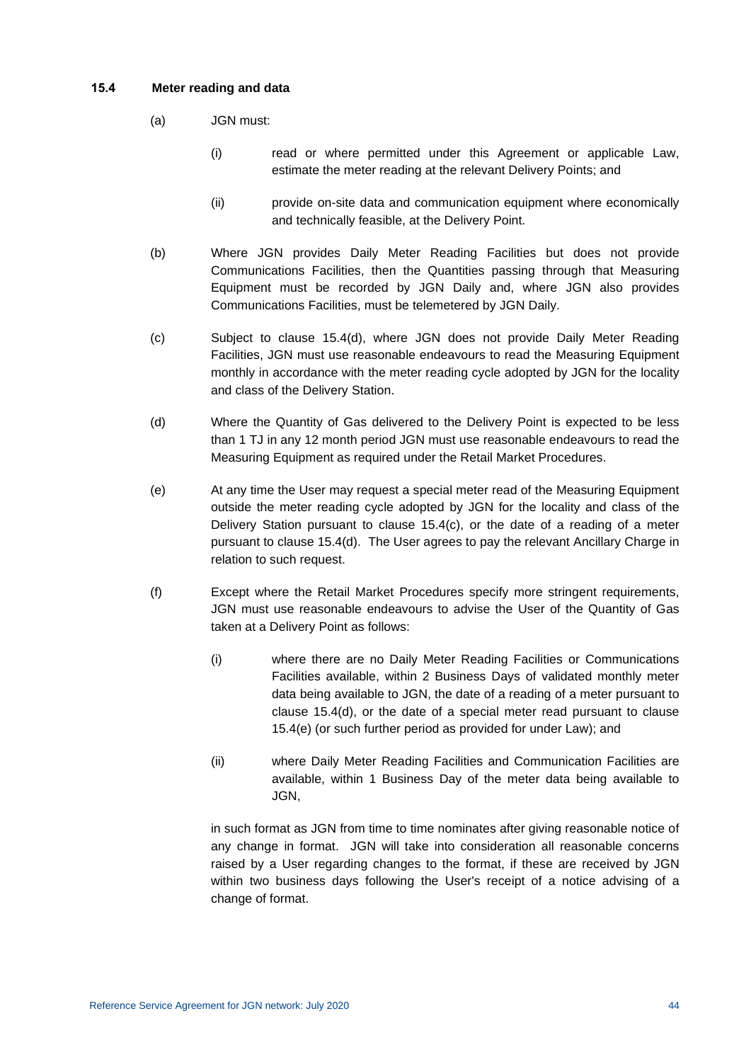### 15.4 Meter reading and data

(a) JGN must:

   (i) read or where permitted under this Agreement or applicable Law, estimate the meter reading at the relevant Delivery Points; and

   (ii) provide on-site data and communication equipment where economically and technically feasible, at the Delivery Point.

(b) Where JGN provides Daily Meter Reading Facilities but does not provide Communications Facilities, then the Quantities passing through that Measuring Equipment must be recorded by JGN Daily and, where JGN also provides Communications Facilities, must be telemetered by JGN Daily.

(c) Subject to clause 15.4(d), where JGN does not provide Daily Meter Reading Facilities, JGN must use reasonable endeavours to read the Measuring Equipment monthly in accordance with the meter reading cycle adopted by JGN for the locality and class of the Delivery Station.

(d) Where the Quantity of Gas delivered to the Delivery Point is expected to be less than 1 TJ in any 12 month period JGN must use reasonable endeavours to read the Measuring Equipment as required under the Retail Market Procedures.

(e) At any time the User may request a special meter read of the Measuring Equipment outside the meter reading cycle adopted by JGN for the locality and class of the Delivery Station pursuant to clause 15.4(c), or the date of a reading of a meter pursuant to clause 15.4(d). The User agrees to pay the relevant Ancillary Charge in relation to such request.

(f) Except where the Retail Market Procedures specify more stringent requirements, JGN must use reasonable endeavours to advise the User of the Quantity of Gas taken at a Delivery Point as follows:

   (i) where there are no Daily Meter Reading Facilities or Communications Facilities available, within 2 Business Days of validated monthly meter data being available to JGN, the date of a reading of a meter pursuant to clause 15.4(d), or the date of a special meter read pursuant to clause 15.4(e) (or such further period as provided for under Law); and

   (ii) where Daily Meter Reading Facilities and Communication Facilities are available, within 1 Business Day of the meter data being available to JGN,

   in such format as JGN from time to time nominates after giving reasonable notice of any change in format. JGN will take into consideration all reasonable concerns raised by a User regarding changes to the format, if these are received by JGN within two business days following the User's receipt of a notice advising of a change of format.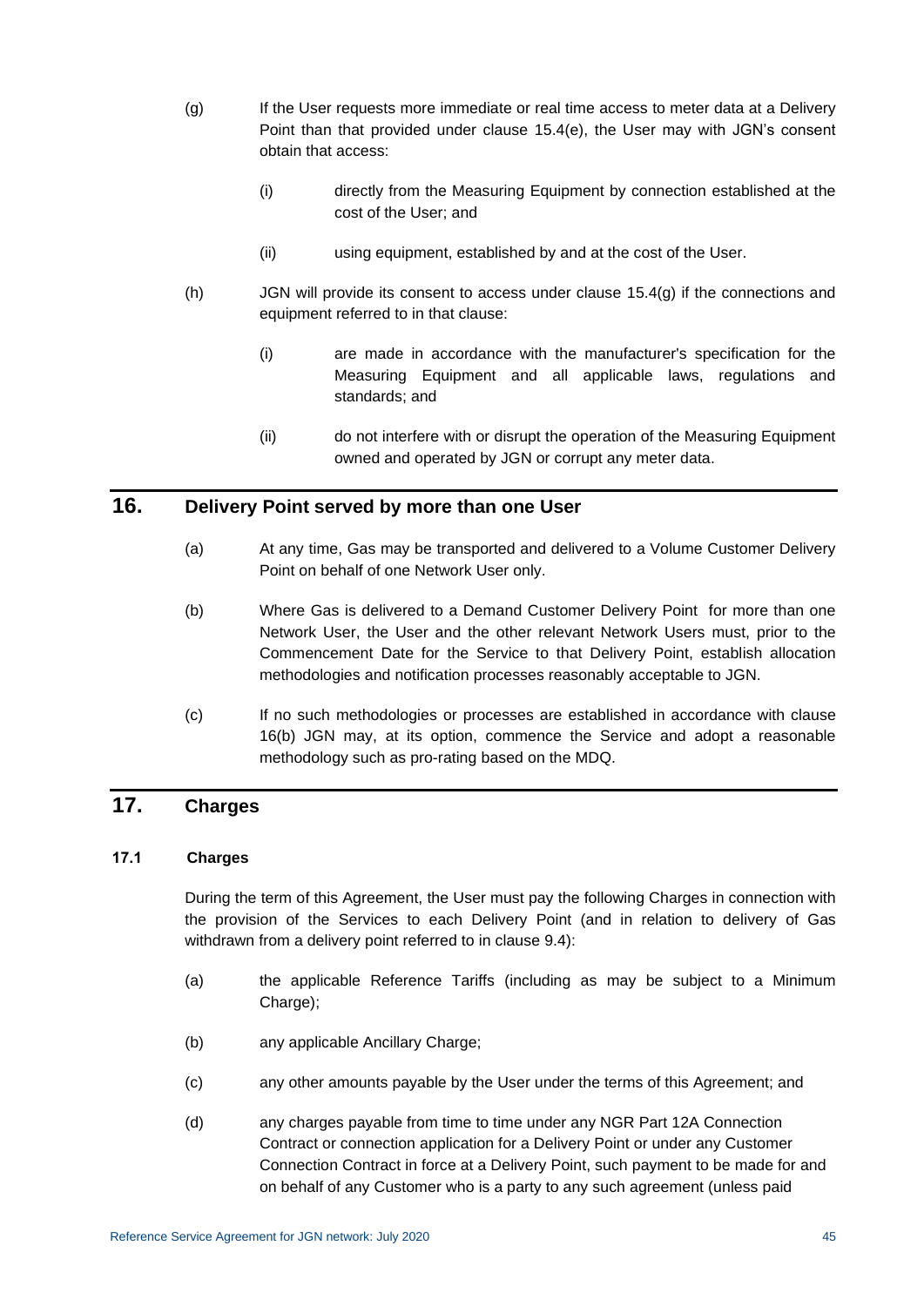(g) If the User requests more immediate or real time access to meter data at a Delivery Point than that provided under clause 15.4(e), the User may with JGN's consent obtain that access:

  (i) directly from the Measuring Equipment by connection established at the cost of the User; and

  (ii) using equipment, established by and at the cost of the User.

(h) JGN will provide its consent to access under clause 15.4(g) if the connections and equipment referred to in that clause:

  (i) are made in accordance with the manufacturer's specification for the Measuring Equipment and all applicable laws, regulations and standards; and

  (ii) do not interfere with or disrupt the operation of the Measuring Equipment owned and operated by JGN or corrupt any meter data.

# 16. Delivery Point served by more than one User

(a) At any time, Gas may be transported and delivered to a Volume Customer Delivery Point on behalf of one Network User only.

(b) Where Gas is delivered to a Demand Customer Delivery Point for more than one Network User, the User and the other relevant Network Users must, prior to the Commencement Date for the Service to that Delivery Point, establish allocation methodologies and notification processes reasonably acceptable to JGN.

(c) If no such methodologies or processes are established in accordance with clause 16(b) JGN may, at its option, commence the Service and adopt a reasonable methodology such as pro-rating based on the MDQ.

# 17. Charges

### 17.1 Charges

During the term of this Agreement, the User must pay the following Charges in connection with the provision of the Services to each Delivery Point (and in relation to delivery of Gas withdrawn from a delivery point referred to in clause 9.4):

(a) the applicable Reference Tariffs (including as may be subject to a Minimum Charge);

(b) any applicable Ancillary Charge;

(c) any other amounts payable by the User under the terms of this Agreement; and

(d) any charges payable from time to time under any NGR Part 12A Connection Contract or connection application for a Delivery Point or under any Customer Connection Contract in force at a Delivery Point, such payment to be made for and on behalf of any Customer who is a party to any such agreement (unless paid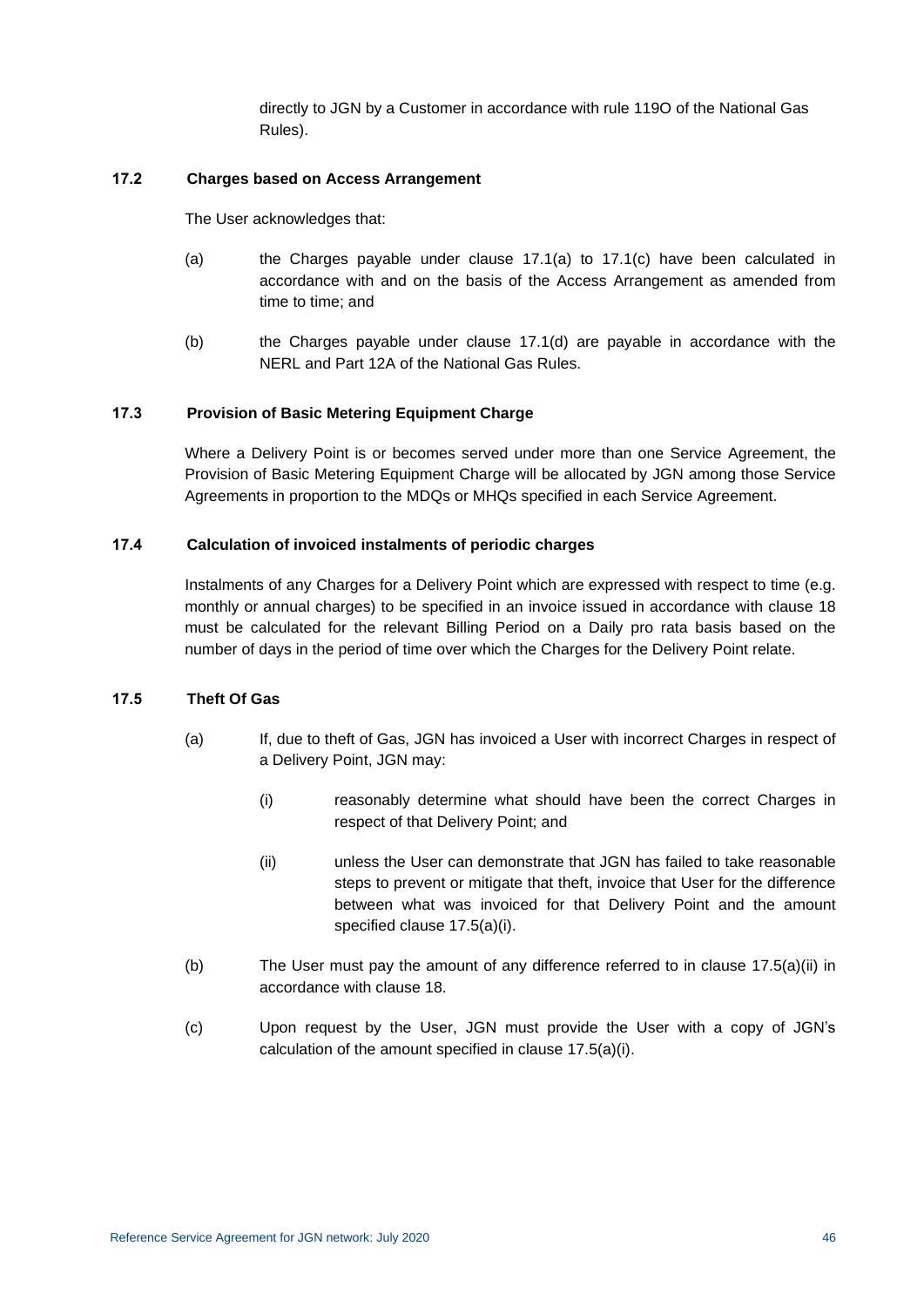directly to JGN by a Customer in accordance with rule 119O of the National Gas Rules).

### 17.2 Charges based on Access Arrangement

The User acknowledges that:

(a) the Charges payable under clause 17.1(a) to 17.1(c) have been calculated in accordance with and on the basis of the Access Arrangement as amended from time to time; and

(b) the Charges payable under clause 17.1(d) are payable in accordance with the NERL and Part 12A of the National Gas Rules.

### 17.3 Provision of Basic Metering Equipment Charge

Where a Delivery Point is or becomes served under more than one Service Agreement, the Provision of Basic Metering Equipment Charge will be allocated by JGN among those Service Agreements in proportion to the MDQs or MHQs specified in each Service Agreement.

### 17.4 Calculation of invoiced instalments of periodic charges

Instalments of any Charges for a Delivery Point which are expressed with respect to time (e.g. monthly or annual charges) to be specified in an invoice issued in accordance with clause 18 must be calculated for the relevant Billing Period on a Daily pro rata basis based on the number of days in the period of time over which the Charges for the Delivery Point relate.

### 17.5 Theft Of Gas

(a) If, due to theft of Gas, JGN has invoiced a User with incorrect Charges in respect of a Delivery Point, JGN may:

  (i) reasonably determine what should have been the correct Charges in respect of that Delivery Point; and

  (ii) unless the User can demonstrate that JGN has failed to take reasonable steps to prevent or mitigate that theft, invoice that User for the difference between what was invoiced for that Delivery Point and the amount specified clause 17.5(a)(i).

(b) The User must pay the amount of any difference referred to in clause 17.5(a)(ii) in accordance with clause 18.

(c) Upon request by the User, JGN must provide the User with a copy of JGN's calculation of the amount specified in clause 17.5(a)(i).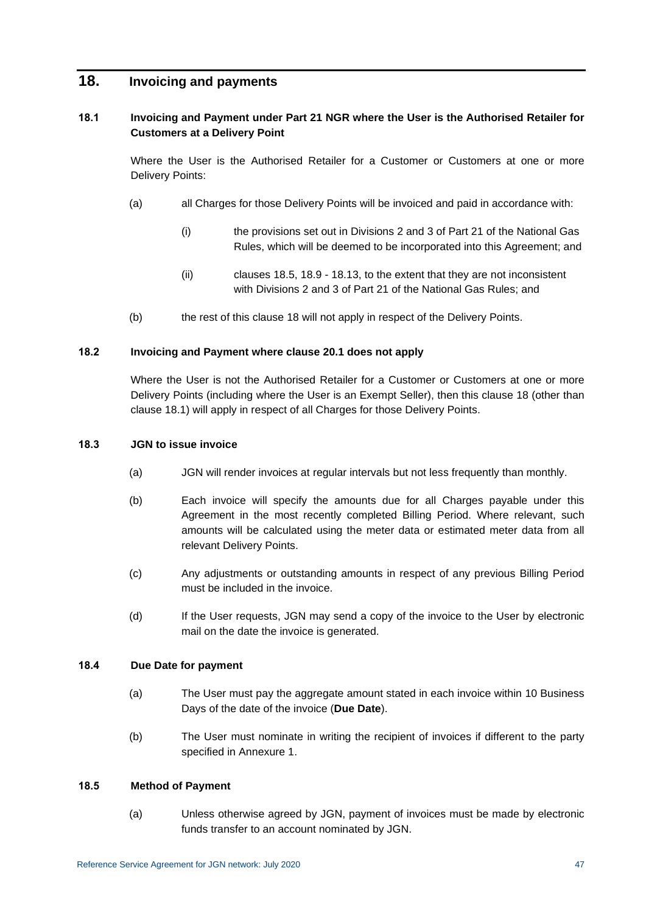## 18. Invoicing and payments

### 18.1 Invoicing and Payment under Part 21 NGR where the User is the Authorised Retailer for Customers at a Delivery Point

Where the User is the Authorised Retailer for a Customer or Customers at one or more Delivery Points:

(a) all Charges for those Delivery Points will be invoiced and paid in accordance with:

(i) the provisions set out in Divisions 2 and 3 of Part 21 of the National Gas Rules, which will be deemed to be incorporated into this Agreement; and

(ii) clauses 18.5, 18.9 - 18.13, to the extent that they are not inconsistent with Divisions 2 and 3 of Part 21 of the National Gas Rules; and

(b) the rest of this clause 18 will not apply in respect of the Delivery Points.

### 18.2 Invoicing and Payment where clause 20.1 does not apply

Where the User is not the Authorised Retailer for a Customer or Customers at one or more Delivery Points (including where the User is an Exempt Seller), then this clause 18 (other than clause 18.1) will apply in respect of all Charges for those Delivery Points.

### 18.3 JGN to issue invoice

(a) JGN will render invoices at regular intervals but not less frequently than monthly.

(b) Each invoice will specify the amounts due for all Charges payable under this Agreement in the most recently completed Billing Period. Where relevant, such amounts will be calculated using the meter data or estimated meter data from all relevant Delivery Points.

(c) Any adjustments or outstanding amounts in respect of any previous Billing Period must be included in the invoice.

(d) If the User requests, JGN may send a copy of the invoice to the User by electronic mail on the date the invoice is generated.

### 18.4 Due Date for payment

(a) The User must pay the aggregate amount stated in each invoice within 10 Business Days of the date of the invoice (**Due Date**).

(b) The User must nominate in writing the recipient of invoices if different to the party specified in Annexure 1.

### 18.5 Method of Payment

(a) Unless otherwise agreed by JGN, payment of invoices must be made by electronic funds transfer to an account nominated by JGN.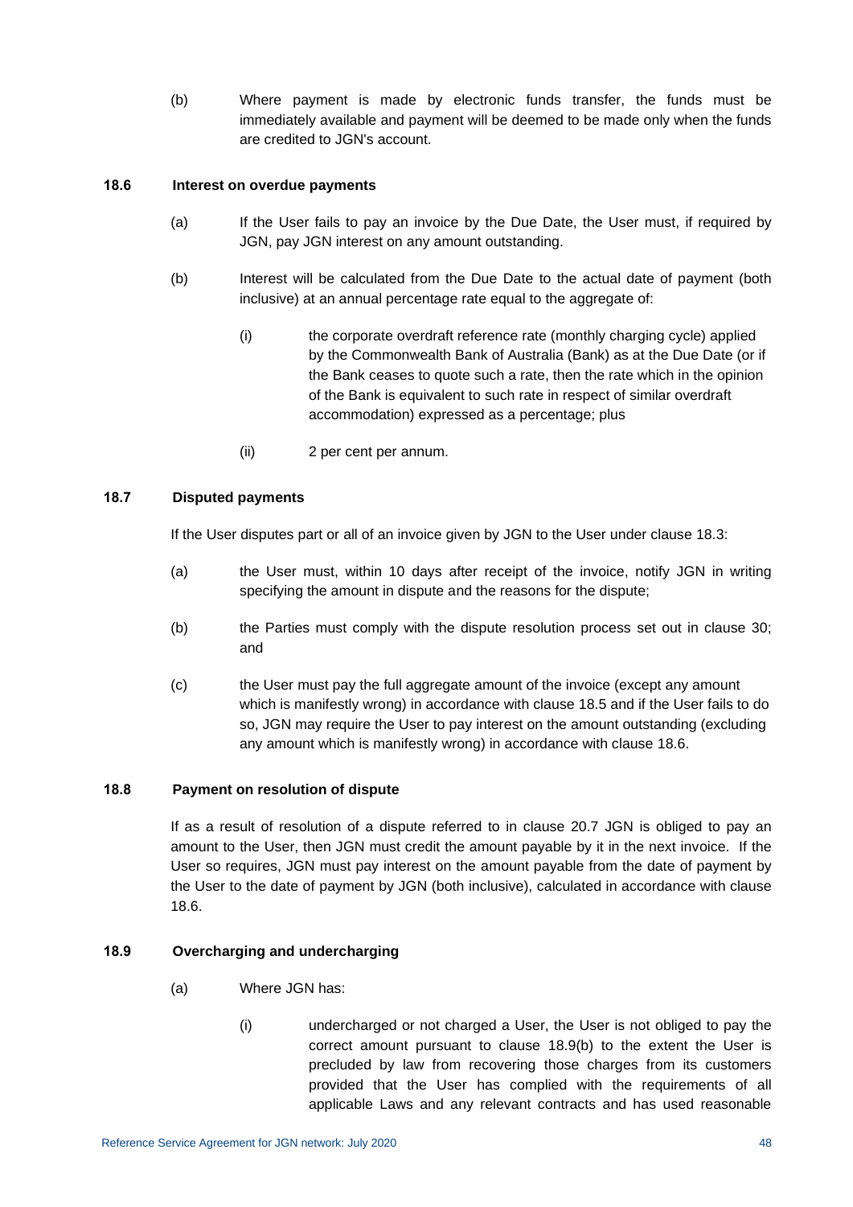(b) Where payment is made by electronic funds transfer, the funds must be immediately available and payment will be deemed to be made only when the funds are credited to JGN's account.

### 18.6 Interest on overdue payments

(a) If the User fails to pay an invoice by the Due Date, the User must, if required by JGN, pay JGN interest on any amount outstanding.

(b) Interest will be calculated from the Due Date to the actual date of payment (both inclusive) at an annual percentage rate equal to the aggregate of:

(i) the corporate overdraft reference rate (monthly charging cycle) applied by the Commonwealth Bank of Australia (Bank) as at the Due Date (or if the Bank ceases to quote such a rate, then the rate which in the opinion of the Bank is equivalent to such rate in respect of similar overdraft accommodation) expressed as a percentage; plus

(ii) 2 per cent per annum.

### 18.7 Disputed payments

If the User disputes part or all of an invoice given by JGN to the User under clause 18.3:

(a) the User must, within 10 days after receipt of the invoice, notify JGN in writing specifying the amount in dispute and the reasons for the dispute;

(b) the Parties must comply with the dispute resolution process set out in clause 30; and

(c) the User must pay the full aggregate amount of the invoice (except any amount which is manifestly wrong) in accordance with clause 18.5 and if the User fails to do so, JGN may require the User to pay interest on the amount outstanding (excluding any amount which is manifestly wrong) in accordance with clause 18.6.

### 18.8 Payment on resolution of dispute

If as a result of resolution of a dispute referred to in clause 20.7 JGN is obliged to pay an amount to the User, then JGN must credit the amount payable by it in the next invoice. If the User so requires, JGN must pay interest on the amount payable from the date of payment by the User to the date of payment by JGN (both inclusive), calculated in accordance with clause 18.6.

### 18.9 Overcharging and undercharging

(a) Where JGN has:

(i) undercharged or not charged a User, the User is not obliged to pay the correct amount pursuant to clause 18.9(b) to the extent the User is precluded by law from recovering those charges from its customers provided that the User has complied with the requirements of all applicable Laws and any relevant contracts and has used reasonable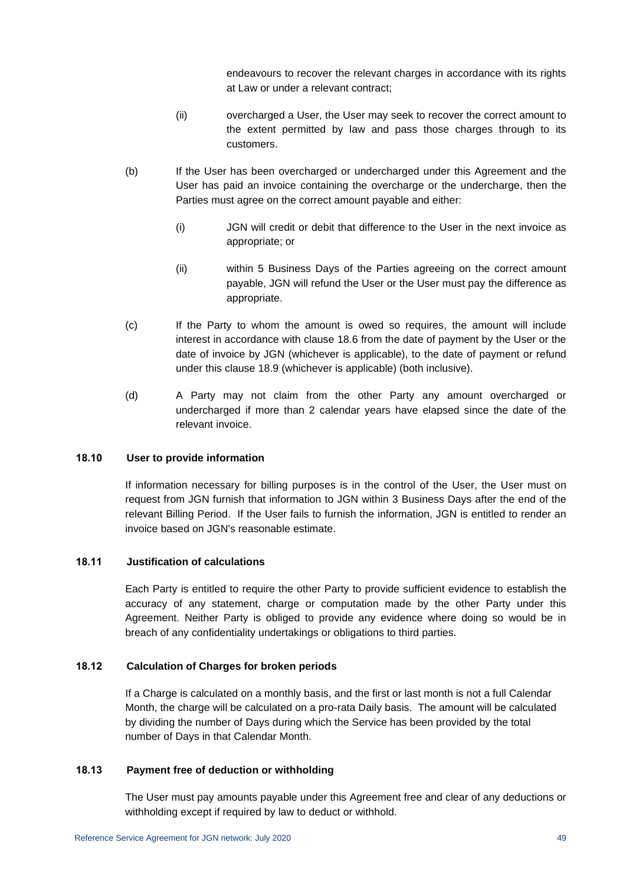endeavours to recover the relevant charges in accordance with its rights at Law or under a relevant contract;

(ii) overcharged a User, the User may seek to recover the correct amount to the extent permitted by law and pass those charges through to its customers.

(b) If the User has been overcharged or undercharged under this Agreement and the User has paid an invoice containing the overcharge or the undercharge, then the Parties must agree on the correct amount payable and either:

(i) JGN will credit or debit that difference to the User in the next invoice as appropriate; or

(ii) within 5 Business Days of the Parties agreeing on the correct amount payable, JGN will refund the User or the User must pay the difference as appropriate.

(c) If the Party to whom the amount is owed so requires, the amount will include interest in accordance with clause 18.6 from the date of payment by the User or the date of invoice by JGN (whichever is applicable), to the date of payment or refund under this clause 18.9 (whichever is applicable) (both inclusive).

(d) A Party may not claim from the other Party any amount overcharged or undercharged if more than 2 calendar years have elapsed since the date of the relevant invoice.

### 18.10 User to provide information

If information necessary for billing purposes is in the control of the User, the User must on request from JGN furnish that information to JGN within 3 Business Days after the end of the relevant Billing Period. If the User fails to furnish the information, JGN is entitled to render an invoice based on JGN's reasonable estimate.

### 18.11 Justification of calculations

Each Party is entitled to require the other Party to provide sufficient evidence to establish the accuracy of any statement, charge or computation made by the other Party under this Agreement. Neither Party is obliged to provide any evidence where doing so would be in breach of any confidentiality undertakings or obligations to third parties.

### 18.12 Calculation of Charges for broken periods

If a Charge is calculated on a monthly basis, and the first or last month is not a full Calendar Month, the charge will be calculated on a pro-rata Daily basis. The amount will be calculated by dividing the number of Days during which the Service has been provided by the total number of Days in that Calendar Month.

### 18.13 Payment free of deduction or withholding

The User must pay amounts payable under this Agreement free and clear of any deductions or withholding except if required by law to deduct or withhold.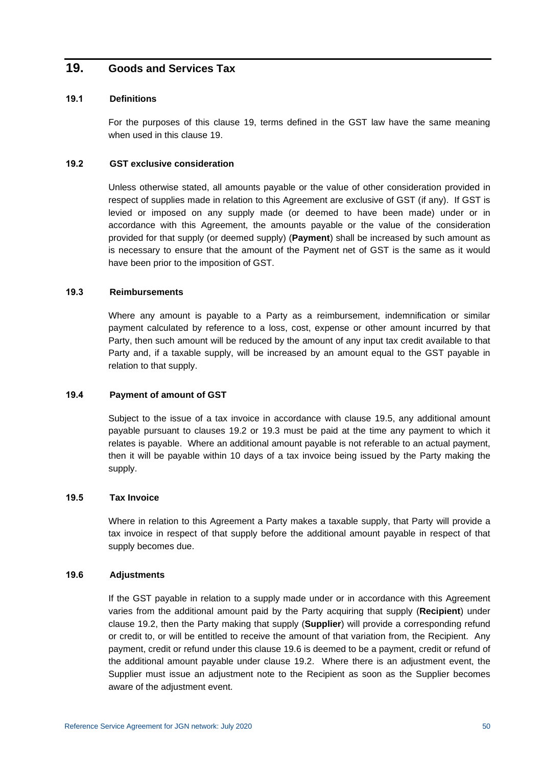# 19. Goods and Services Tax

## 19.1 Definitions

For the purposes of this clause 19, terms defined in the GST law have the same meaning when used in this clause 19.

## 19.2 GST exclusive consideration

Unless otherwise stated, all amounts payable or the value of other consideration provided in respect of supplies made in relation to this Agreement are exclusive of GST (if any). If GST is levied or imposed on any supply made (or deemed to have been made) under or in accordance with this Agreement, the amounts payable or the value of the consideration provided for that supply (or deemed supply) (**Payment**) shall be increased by such amount as is necessary to ensure that the amount of the Payment net of GST is the same as it would have been prior to the imposition of GST.

## 19.3 Reimbursements

Where any amount is payable to a Party as a reimbursement, indemnification or similar payment calculated by reference to a loss, cost, expense or other amount incurred by that Party, then such amount will be reduced by the amount of any input tax credit available to that Party and, if a taxable supply, will be increased by an amount equal to the GST payable in relation to that supply.

## 19.4 Payment of amount of GST

Subject to the issue of a tax invoice in accordance with clause 19.5, any additional amount payable pursuant to clauses 19.2 or 19.3 must be paid at the time any payment to which it relates is payable. Where an additional amount payable is not referable to an actual payment, then it will be payable within 10 days of a tax invoice being issued by the Party making the supply.

## 19.5 Tax Invoice

Where in relation to this Agreement a Party makes a taxable supply, that Party will provide a tax invoice in respect of that supply before the additional amount payable in respect of that supply becomes due.

## 19.6 Adjustments

If the GST payable in relation to a supply made under or in accordance with this Agreement varies from the additional amount paid by the Party acquiring that supply (**Recipient**) under clause 19.2, then the Party making that supply (**Supplier**) will provide a corresponding refund or credit to, or will be entitled to receive the amount of that variation from, the Recipient. Any payment, credit or refund under this clause 19.6 is deemed to be a payment, credit or refund of the additional amount payable under clause 19.2. Where there is an adjustment event, the Supplier must issue an adjustment note to the Recipient as soon as the Supplier becomes aware of the adjustment event.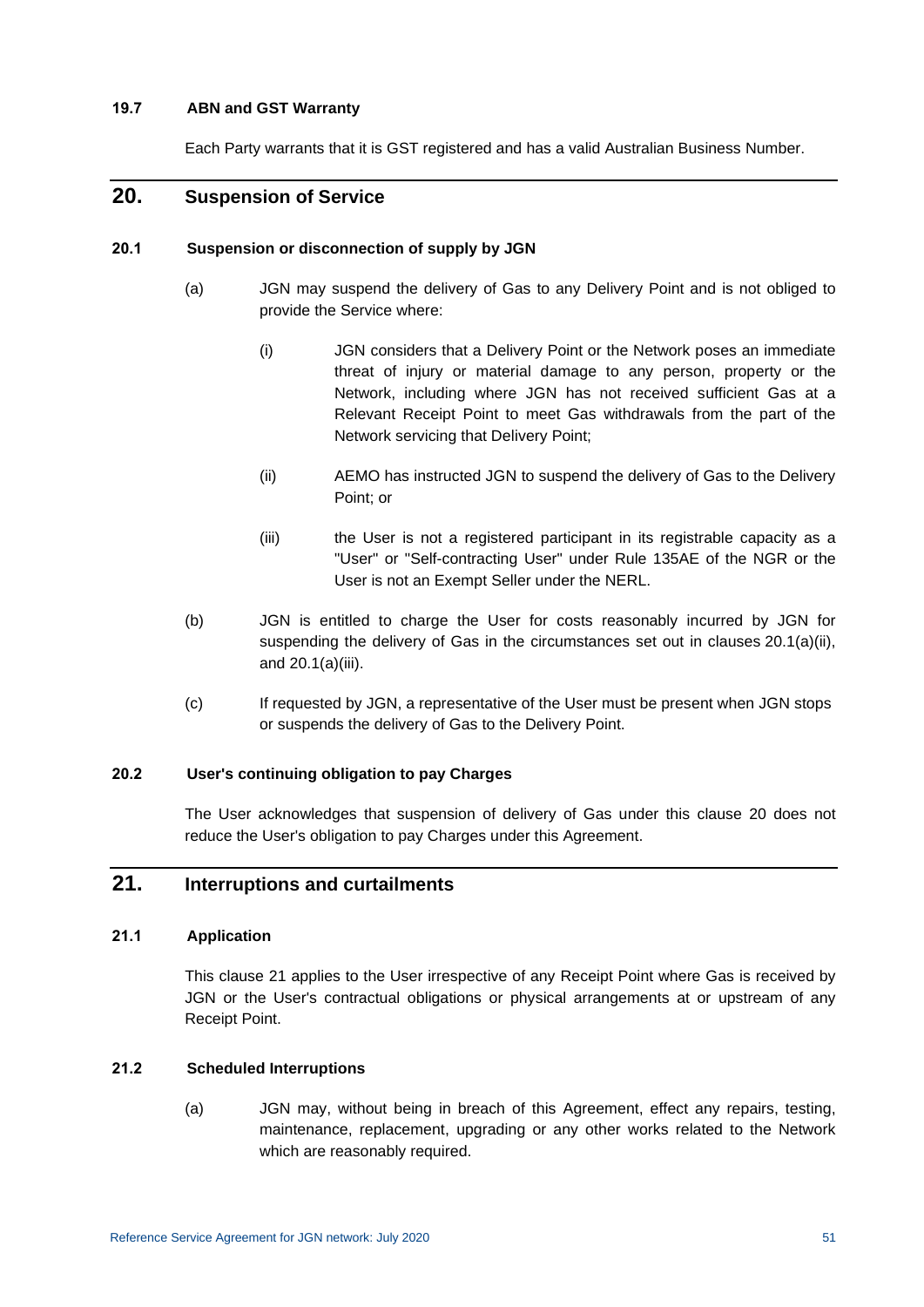**19.7 ABN and GST Warranty**

Each Party warrants that it is GST registered and has a valid Australian Business Number.

## 20. Suspension of Service

**20.1 Suspension or disconnection of supply by JGN**

(a) JGN may suspend the delivery of Gas to any Delivery Point and is not obliged to provide the Service where:

(i) JGN considers that a Delivery Point or the Network poses an immediate threat of injury or material damage to any person, property or the Network, including where JGN has not received sufficient Gas at a Relevant Receipt Point to meet Gas withdrawals from the part of the Network servicing that Delivery Point;

(ii) AEMO has instructed JGN to suspend the delivery of Gas to the Delivery Point; or

(iii) the User is not a registered participant in its registrable capacity as a "User" or "Self-contracting User" under Rule 135AE of the NGR or the User is not an Exempt Seller under the NERL.

(b) JGN is entitled to charge the User for costs reasonably incurred by JGN for suspending the delivery of Gas in the circumstances set out in clauses 20.1(a)(ii), and 20.1(a)(iii).

(c) If requested by JGN, a representative of the User must be present when JGN stops or suspends the delivery of Gas to the Delivery Point.

**20.2 User's continuing obligation to pay Charges**

The User acknowledges that suspension of delivery of Gas under this clause 20 does not reduce the User's obligation to pay Charges under this Agreement.

## 21. Interruptions and curtailments

**21.1 Application**

This clause 21 applies to the User irrespective of any Receipt Point where Gas is received by JGN or the User's contractual obligations or physical arrangements at or upstream of any Receipt Point.

**21.2 Scheduled Interruptions**

(a) JGN may, without being in breach of this Agreement, effect any repairs, testing, maintenance, replacement, upgrading or any other works related to the Network which are reasonably required.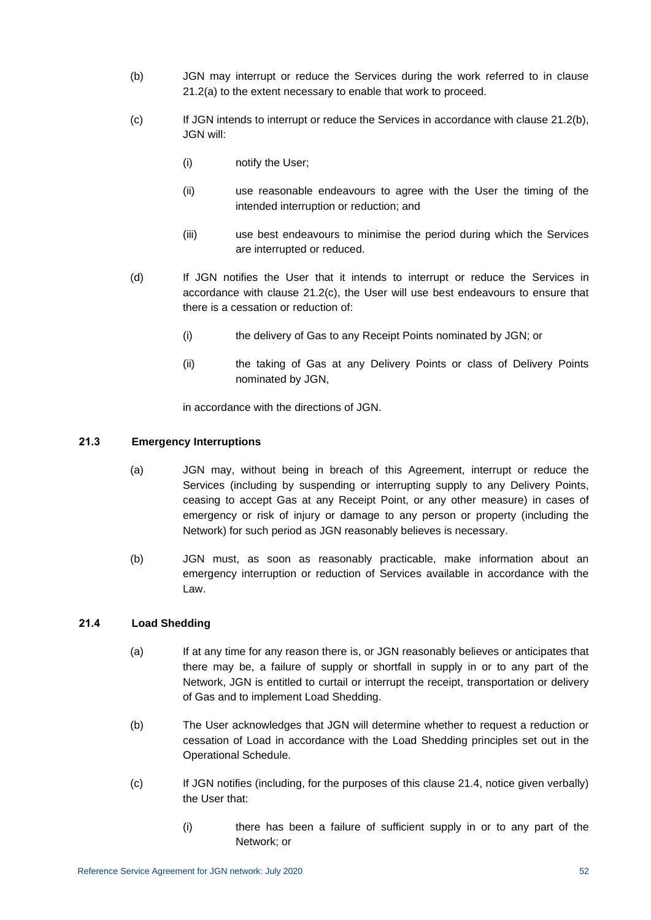(b) JGN may interrupt or reduce the Services during the work referred to in clause 21.2(a) to the extent necessary to enable that work to proceed.

(c) If JGN intends to interrupt or reduce the Services in accordance with clause 21.2(b), JGN will:

  (i) notify the User;

  (ii) use reasonable endeavours to agree with the User the timing of the intended interruption or reduction; and

  (iii) use best endeavours to minimise the period during which the Services are interrupted or reduced.

(d) If JGN notifies the User that it intends to interrupt or reduce the Services in accordance with clause 21.2(c), the User will use best endeavours to ensure that there is a cessation or reduction of:

  (i) the delivery of Gas to any Receipt Points nominated by JGN; or

  (ii) the taking of Gas at any Delivery Points or class of Delivery Points nominated by JGN,

  in accordance with the directions of JGN.

### 21.3 Emergency Interruptions

(a) JGN may, without being in breach of this Agreement, interrupt or reduce the Services (including by suspending or interrupting supply to any Delivery Points, ceasing to accept Gas at any Receipt Point, or any other measure) in cases of emergency or risk of injury or damage to any person or property (including the Network) for such period as JGN reasonably believes is necessary.

(b) JGN must, as soon as reasonably practicable, make information about an emergency interruption or reduction of Services available in accordance with the Law.

### 21.4 Load Shedding

(a) If at any time for any reason there is, or JGN reasonably believes or anticipates that there may be, a failure of supply or shortfall in supply in or to any part of the Network, JGN is entitled to curtail or interrupt the receipt, transportation or delivery of Gas and to implement Load Shedding.

(b) The User acknowledges that JGN will determine whether to request a reduction or cessation of Load in accordance with the Load Shedding principles set out in the Operational Schedule.

(c) If JGN notifies (including, for the purposes of this clause 21.4, notice given verbally) the User that:

  (i) there has been a failure of sufficient supply in or to any part of the Network; or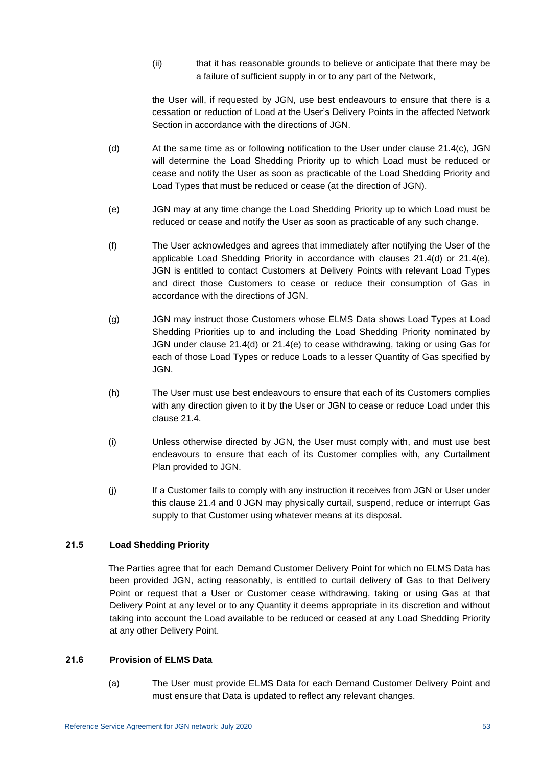(ii) that it has reasonable grounds to believe or anticipate that there may be a failure of sufficient supply in or to any part of the Network,

the User will, if requested by JGN, use best endeavours to ensure that there is a cessation or reduction of Load at the User's Delivery Points in the affected Network Section in accordance with the directions of JGN.

(d) At the same time as or following notification to the User under clause 21.4(c), JGN will determine the Load Shedding Priority up to which Load must be reduced or cease and notify the User as soon as practicable of the Load Shedding Priority and Load Types that must be reduced or cease (at the direction of JGN).

(e) JGN may at any time change the Load Shedding Priority up to which Load must be reduced or cease and notify the User as soon as practicable of any such change.

(f) The User acknowledges and agrees that immediately after notifying the User of the applicable Load Shedding Priority in accordance with clauses 21.4(d) or 21.4(e), JGN is entitled to contact Customers at Delivery Points with relevant Load Types and direct those Customers to cease or reduce their consumption of Gas in accordance with the directions of JGN.

(g) JGN may instruct those Customers whose ELMS Data shows Load Types at Load Shedding Priorities up to and including the Load Shedding Priority nominated by JGN under clause 21.4(d) or 21.4(e) to cease withdrawing, taking or using Gas for each of those Load Types or reduce Loads to a lesser Quantity of Gas specified by JGN.

(h) The User must use best endeavours to ensure that each of its Customers complies with any direction given to it by the User or JGN to cease or reduce Load under this clause 21.4.

(i) Unless otherwise directed by JGN, the User must comply with, and must use best endeavours to ensure that each of its Customer complies with, any Curtailment Plan provided to JGN.

(j) If a Customer fails to comply with any instruction it receives from JGN or User under this clause 21.4 and 0 JGN may physically curtail, suspend, reduce or interrupt Gas supply to that Customer using whatever means at its disposal.

### 21.5 Load Shedding Priority

The Parties agree that for each Demand Customer Delivery Point for which no ELMS Data has been provided JGN, acting reasonably, is entitled to curtail delivery of Gas to that Delivery Point or request that a User or Customer cease withdrawing, taking or using Gas at that Delivery Point at any level or to any Quantity it deems appropriate in its discretion and without taking into account the Load available to be reduced or ceased at any Load Shedding Priority at any other Delivery Point.

### 21.6 Provision of ELMS Data

(a) The User must provide ELMS Data for each Demand Customer Delivery Point and must ensure that Data is updated to reflect any relevant changes.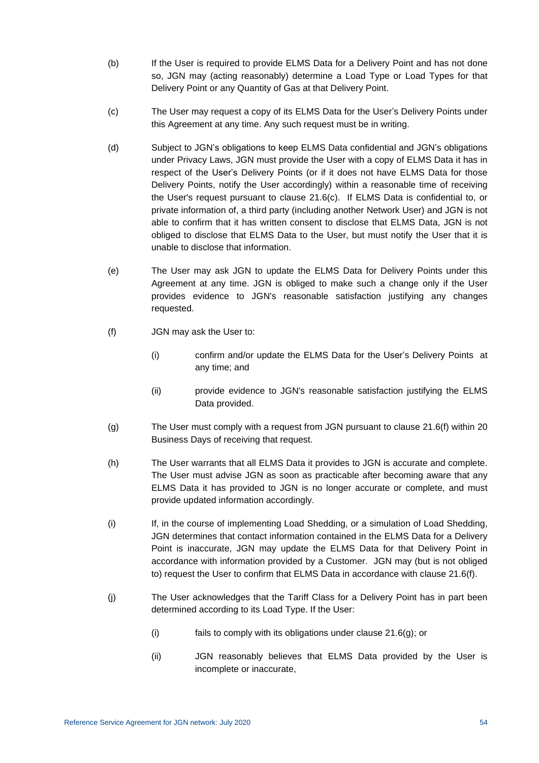(b) If the User is required to provide ELMS Data for a Delivery Point and has not done so, JGN may (acting reasonably) determine a Load Type or Load Types for that Delivery Point or any Quantity of Gas at that Delivery Point.

(c) The User may request a copy of its ELMS Data for the User's Delivery Points under this Agreement at any time. Any such request must be in writing.

(d) Subject to JGN's obligations to keep ELMS Data confidential and JGN's obligations under Privacy Laws, JGN must provide the User with a copy of ELMS Data it has in respect of the User's Delivery Points (or if it does not have ELMS Data for those Delivery Points, notify the User accordingly) within a reasonable time of receiving the User's request pursuant to clause 21.6(c). If ELMS Data is confidential to, or private information of, a third party (including another Network User) and JGN is not able to confirm that it has written consent to disclose that ELMS Data, JGN is not obliged to disclose that ELMS Data to the User, but must notify the User that it is unable to disclose that information.

(e) The User may ask JGN to update the ELMS Data for Delivery Points under this Agreement at any time. JGN is obliged to make such a change only if the User provides evidence to JGN's reasonable satisfaction justifying any changes requested.

(f) JGN may ask the User to:

  (i) confirm and/or update the ELMS Data for the User's Delivery Points at any time; and

  (ii) provide evidence to JGN's reasonable satisfaction justifying the ELMS Data provided.

(g) The User must comply with a request from JGN pursuant to clause 21.6(f) within 20 Business Days of receiving that request.

(h) The User warrants that all ELMS Data it provides to JGN is accurate and complete. The User must advise JGN as soon as practicable after becoming aware that any ELMS Data it has provided to JGN is no longer accurate or complete, and must provide updated information accordingly.

(i) If, in the course of implementing Load Shedding, or a simulation of Load Shedding, JGN determines that contact information contained in the ELMS Data for a Delivery Point is inaccurate, JGN may update the ELMS Data for that Delivery Point in accordance with information provided by a Customer. JGN may (but is not obliged to) request the User to confirm that ELMS Data in accordance with clause 21.6(f).

(j) The User acknowledges that the Tariff Class for a Delivery Point has in part been determined according to its Load Type. If the User:

  (i) fails to comply with its obligations under clause 21.6(g); or

  (ii) JGN reasonably believes that ELMS Data provided by the User is incomplete or inaccurate,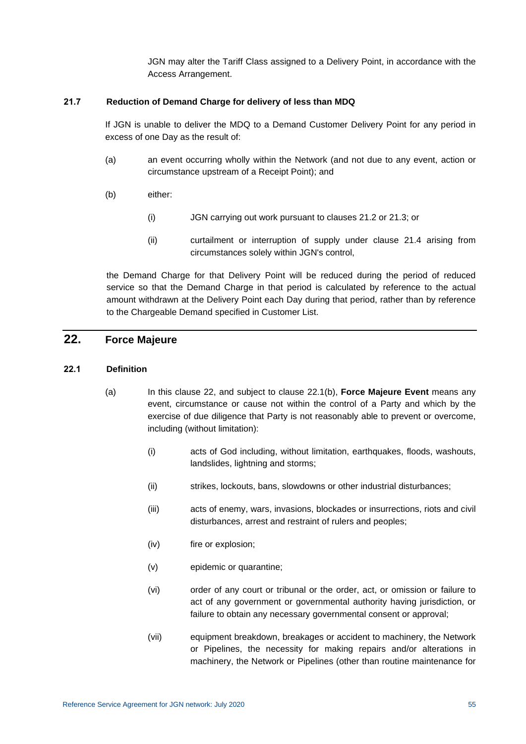JGN may alter the Tariff Class assigned to a Delivery Point, in accordance with the Access Arrangement.

### 21.7 Reduction of Demand Charge for delivery of less than MDQ

If JGN is unable to deliver the MDQ to a Demand Customer Delivery Point for any period in excess of one Day as the result of:

(a) an event occurring wholly within the Network (and not due to any event, action or circumstance upstream of a Receipt Point); and

(b) either:

(i) JGN carrying out work pursuant to clauses 21.2 or 21.3; or

(ii) curtailment or interruption of supply under clause 21.4 arising from circumstances solely within JGN's control,

the Demand Charge for that Delivery Point will be reduced during the period of reduced service so that the Demand Charge in that period is calculated by reference to the actual amount withdrawn at the Delivery Point each Day during that period, rather than by reference to the Chargeable Demand specified in Customer List.

## 22. Force Majeure

### 22.1 Definition

(a) In this clause 22, and subject to clause 22.1(b), **Force Majeure Event** means any event, circumstance or cause not within the control of a Party and which by the exercise of due diligence that Party is not reasonably able to prevent or overcome, including (without limitation):

(i) acts of God including, without limitation, earthquakes, floods, washouts, landslides, lightning and storms;

(ii) strikes, lockouts, bans, slowdowns or other industrial disturbances;

(iii) acts of enemy, wars, invasions, blockades or insurrections, riots and civil disturbances, arrest and restraint of rulers and peoples;

(iv) fire or explosion;

(v) epidemic or quarantine;

(vi) order of any court or tribunal or the order, act, or omission or failure to act of any government or governmental authority having jurisdiction, or failure to obtain any necessary governmental consent or approval;

(vii) equipment breakdown, breakages or accident to machinery, the Network or Pipelines, the necessity for making repairs and/or alterations in machinery, the Network or Pipelines (other than routine maintenance for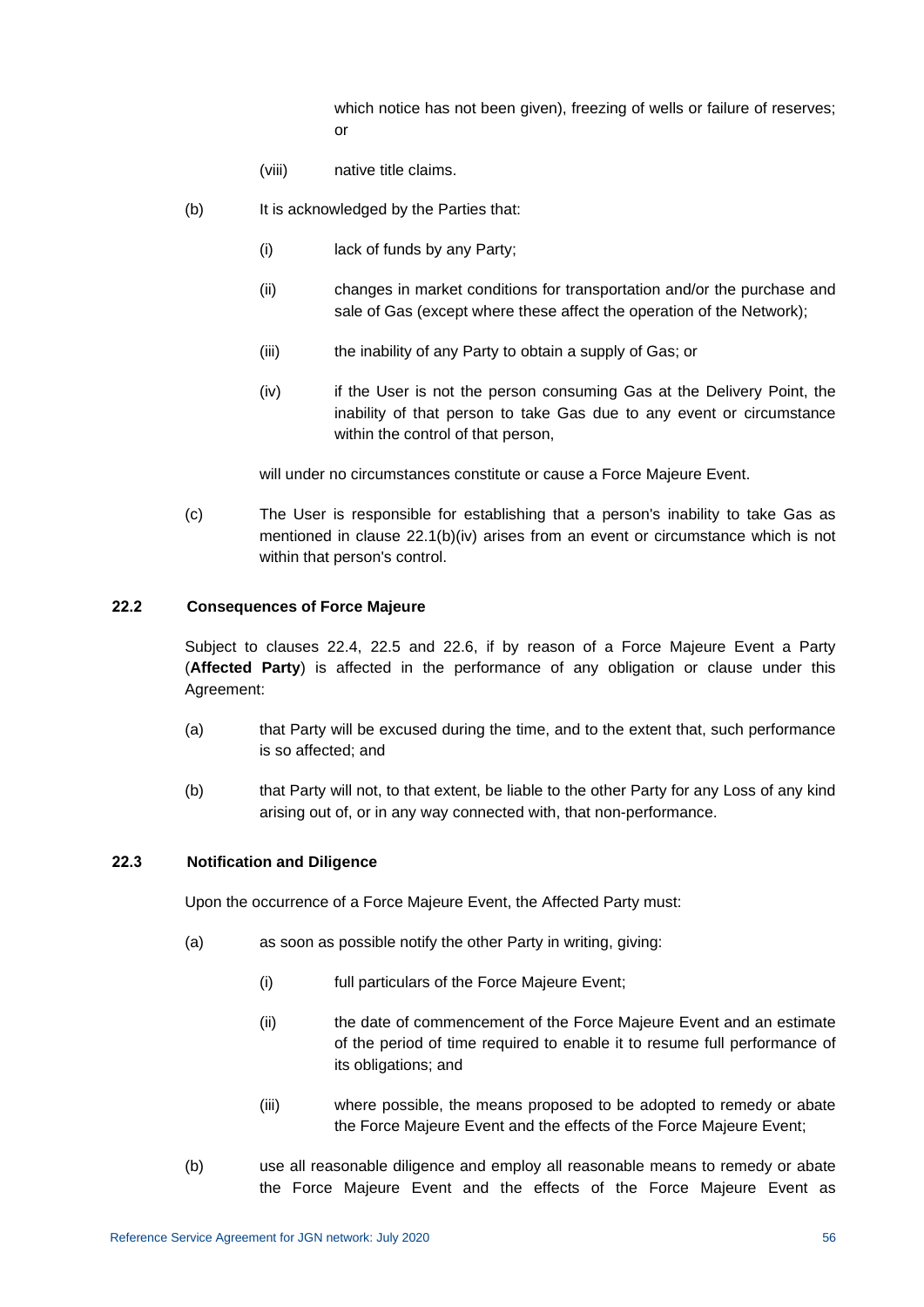which notice has not been given), freezing of wells or failure of reserves; or

(viii) native title claims.

(b) It is acknowledged by the Parties that:

(i) lack of funds by any Party;

(ii) changes in market conditions for transportation and/or the purchase and sale of Gas (except where these affect the operation of the Network);

(iii) the inability of any Party to obtain a supply of Gas; or

(iv) if the User is not the person consuming Gas at the Delivery Point, the inability of that person to take Gas due to any event or circumstance within the control of that person,

will under no circumstances constitute or cause a Force Majeure Event.

(c) The User is responsible for establishing that a person's inability to take Gas as mentioned in clause 22.1(b)(iv) arises from an event or circumstance which is not within that person's control.

### 22.2 Consequences of Force Majeure

Subject to clauses 22.4, 22.5 and 22.6, if by reason of a Force Majeure Event a Party (**Affected Party**) is affected in the performance of any obligation or clause under this Agreement:

(a) that Party will be excused during the time, and to the extent that, such performance is so affected; and

(b) that Party will not, to that extent, be liable to the other Party for any Loss of any kind arising out of, or in any way connected with, that non-performance.

### 22.3 Notification and Diligence

Upon the occurrence of a Force Majeure Event, the Affected Party must:

(a) as soon as possible notify the other Party in writing, giving:

(i) full particulars of the Force Majeure Event;

(ii) the date of commencement of the Force Majeure Event and an estimate of the period of time required to enable it to resume full performance of its obligations; and

(iii) where possible, the means proposed to be adopted to remedy or abate the Force Majeure Event and the effects of the Force Majeure Event;

(b) use all reasonable diligence and employ all reasonable means to remedy or abate the Force Majeure Event and the effects of the Force Majeure Event as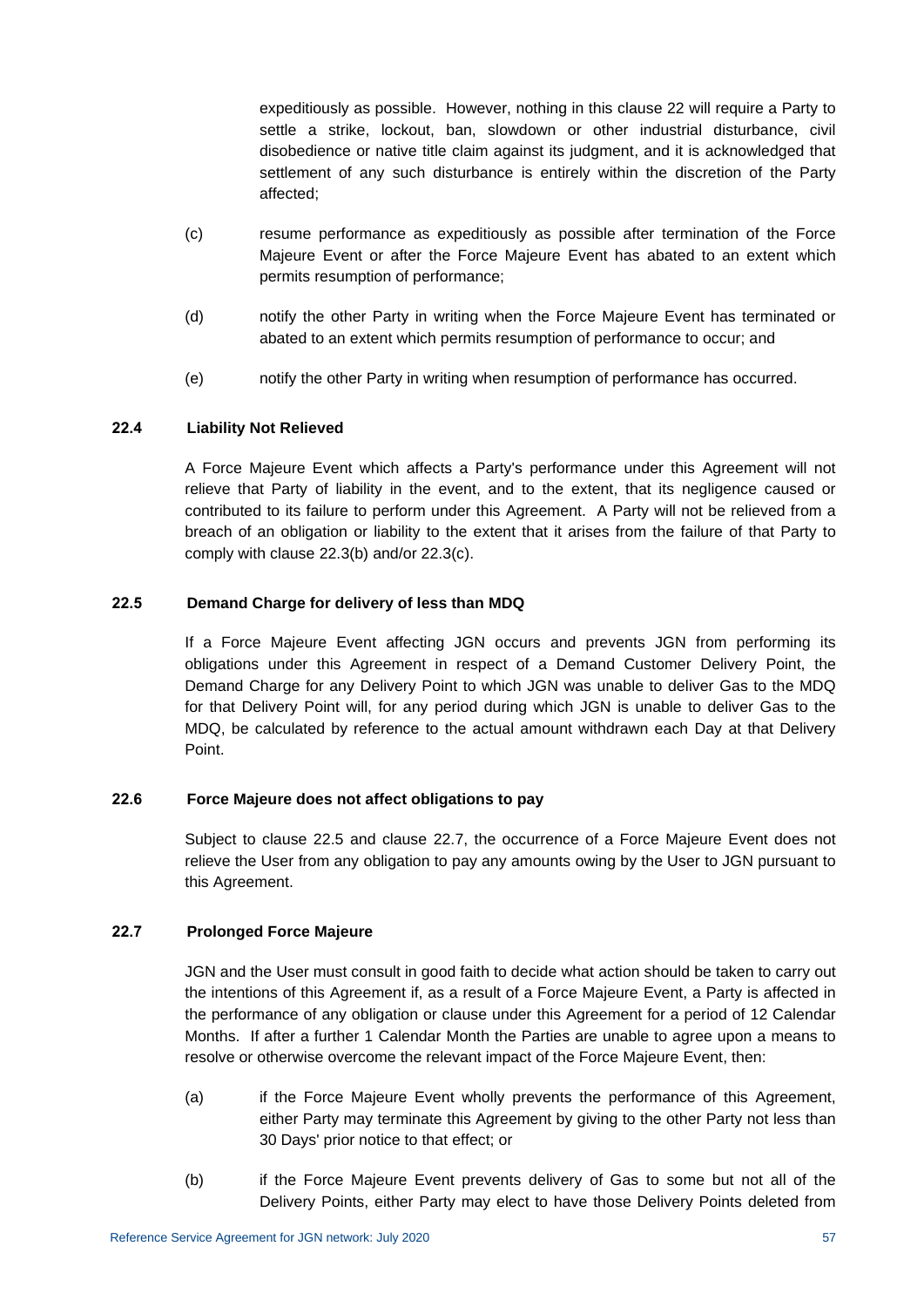expeditiously as possible. However, nothing in this clause 22 will require a Party to settle a strike, lockout, ban, slowdown or other industrial disturbance, civil disobedience or native title claim against its judgment, and it is acknowledged that settlement of any such disturbance is entirely within the discretion of the Party affected;

(c) resume performance as expeditiously as possible after termination of the Force Majeure Event or after the Force Majeure Event has abated to an extent which permits resumption of performance;

(d) notify the other Party in writing when the Force Majeure Event has terminated or abated to an extent which permits resumption of performance to occur; and

(e) notify the other Party in writing when resumption of performance has occurred.

### 22.4 Liability Not Relieved

A Force Majeure Event which affects a Party's performance under this Agreement will not relieve that Party of liability in the event, and to the extent, that its negligence caused or contributed to its failure to perform under this Agreement. A Party will not be relieved from a breach of an obligation or liability to the extent that it arises from the failure of that Party to comply with clause 22.3(b) and/or 22.3(c).

### 22.5 Demand Charge for delivery of less than MDQ

If a Force Majeure Event affecting JGN occurs and prevents JGN from performing its obligations under this Agreement in respect of a Demand Customer Delivery Point, the Demand Charge for any Delivery Point to which JGN was unable to deliver Gas to the MDQ for that Delivery Point will, for any period during which JGN is unable to deliver Gas to the MDQ, be calculated by reference to the actual amount withdrawn each Day at that Delivery Point.

### 22.6 Force Majeure does not affect obligations to pay

Subject to clause 22.5 and clause 22.7, the occurrence of a Force Majeure Event does not relieve the User from any obligation to pay any amounts owing by the User to JGN pursuant to this Agreement.

### 22.7 Prolonged Force Majeure

JGN and the User must consult in good faith to decide what action should be taken to carry out the intentions of this Agreement if, as a result of a Force Majeure Event, a Party is affected in the performance of any obligation or clause under this Agreement for a period of 12 Calendar Months. If after a further 1 Calendar Month the Parties are unable to agree upon a means to resolve or otherwise overcome the relevant impact of the Force Majeure Event, then:

(a) if the Force Majeure Event wholly prevents the performance of this Agreement, either Party may terminate this Agreement by giving to the other Party not less than 30 Days' prior notice to that effect; or

(b) if the Force Majeure Event prevents delivery of Gas to some but not all of the Delivery Points, either Party may elect to have those Delivery Points deleted from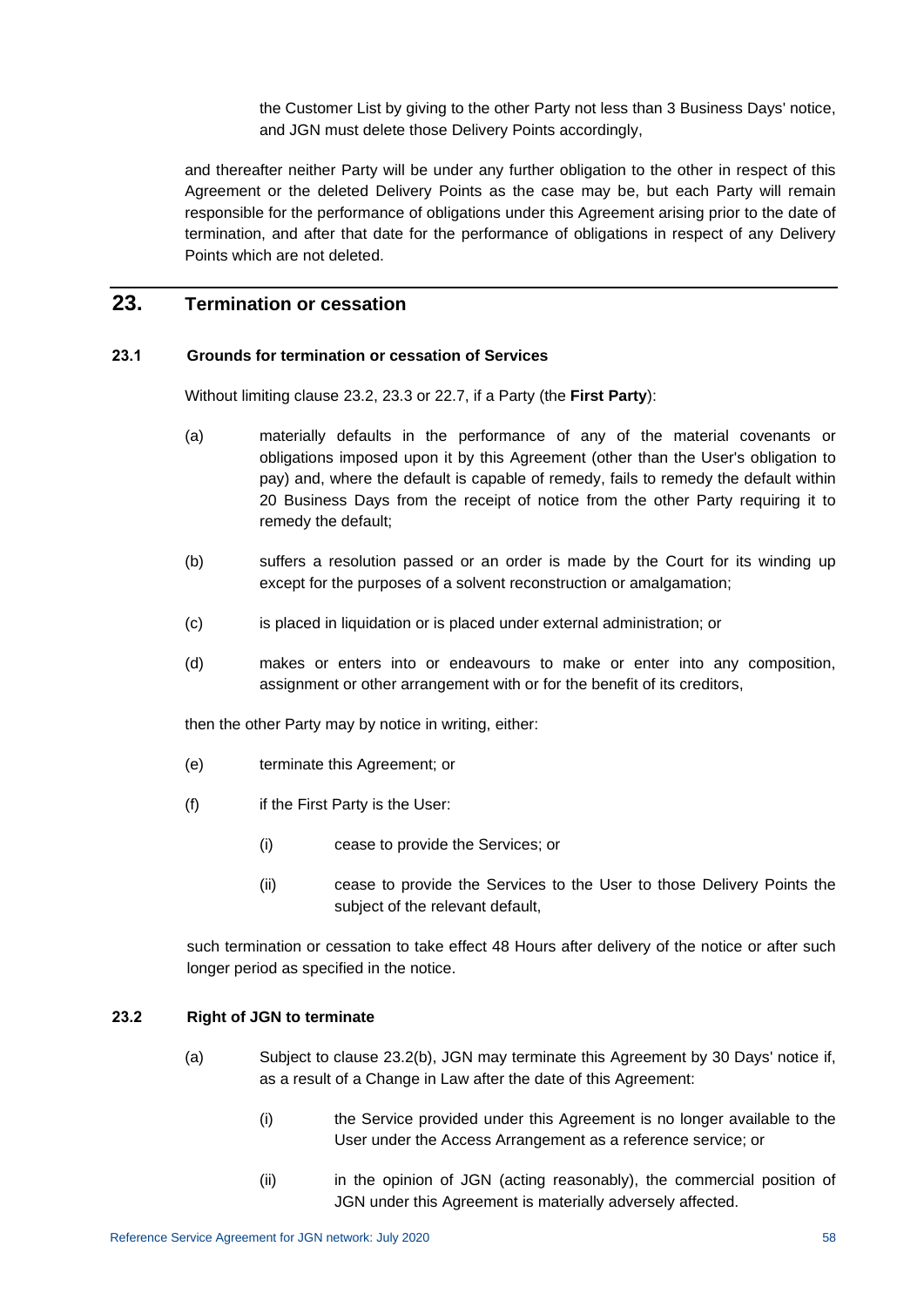the Customer List by giving to the other Party not less than 3 Business Days' notice, and JGN must delete those Delivery Points accordingly,

and thereafter neither Party will be under any further obligation to the other in respect of this Agreement or the deleted Delivery Points as the case may be, but each Party will remain responsible for the performance of obligations under this Agreement arising prior to the date of termination, and after that date for the performance of obligations in respect of any Delivery Points which are not deleted.

## 23. Termination or cessation

### 23.1 Grounds for termination or cessation of Services

Without limiting clause 23.2, 23.3 or 22.7, if a Party (the **First Party**):

(a) materially defaults in the performance of any of the material covenants or obligations imposed upon it by this Agreement (other than the User's obligation to pay) and, where the default is capable of remedy, fails to remedy the default within 20 Business Days from the receipt of notice from the other Party requiring it to remedy the default;

(b) suffers a resolution passed or an order is made by the Court for its winding up except for the purposes of a solvent reconstruction or amalgamation;

(c) is placed in liquidation or is placed under external administration; or

(d) makes or enters into or endeavours to make or enter into any composition, assignment or other arrangement with or for the benefit of its creditors,

then the other Party may by notice in writing, either:

(e) terminate this Agreement; or

(f) if the First Party is the User:

(i) cease to provide the Services; or

(ii) cease to provide the Services to the User to those Delivery Points the subject of the relevant default,

such termination or cessation to take effect 48 Hours after delivery of the notice or after such longer period as specified in the notice.

### 23.2 Right of JGN to terminate

(a) Subject to clause 23.2(b), JGN may terminate this Agreement by 30 Days' notice if, as a result of a Change in Law after the date of this Agreement:

(i) the Service provided under this Agreement is no longer available to the User under the Access Arrangement as a reference service; or

(ii) in the opinion of JGN (acting reasonably), the commercial position of JGN under this Agreement is materially adversely affected.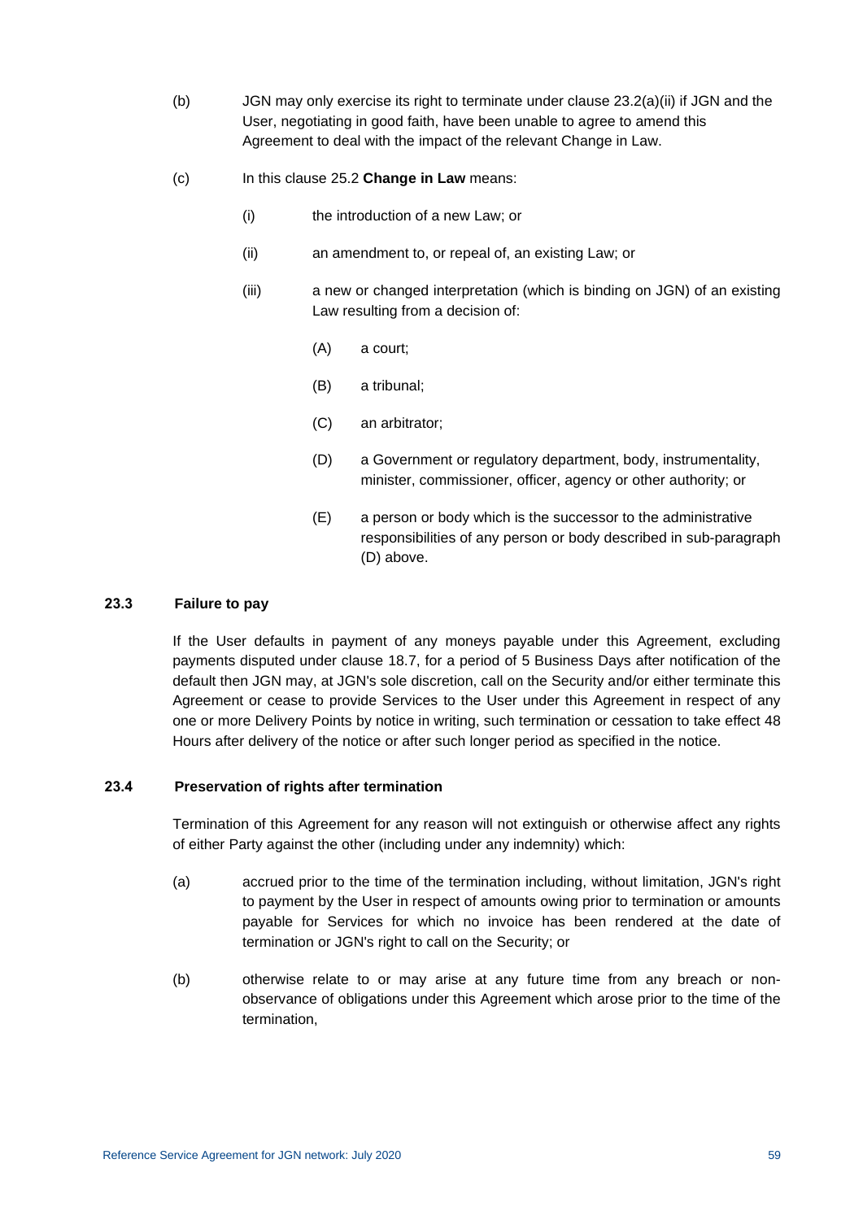(b) JGN may only exercise its right to terminate under clause 23.2(a)(ii) if JGN and the User, negotiating in good faith, have been unable to agree to amend this Agreement to deal with the impact of the relevant Change in Law.

(c) In this clause 25.2 **Change in Law** means:

(i) the introduction of a new Law; or

(ii) an amendment to, or repeal of, an existing Law; or

(iii) a new or changed interpretation (which is binding on JGN) of an existing Law resulting from a decision of:

(A) a court;

(B) a tribunal;

(C) an arbitrator;

(D) a Government or regulatory department, body, instrumentality, minister, commissioner, officer, agency or other authority; or

(E) a person or body which is the successor to the administrative responsibilities of any person or body described in sub-paragraph (D) above.

### 23.3 Failure to pay

If the User defaults in payment of any moneys payable under this Agreement, excluding payments disputed under clause 18.7, for a period of 5 Business Days after notification of the default then JGN may, at JGN's sole discretion, call on the Security and/or either terminate this Agreement or cease to provide Services to the User under this Agreement in respect of any one or more Delivery Points by notice in writing, such termination or cessation to take effect 48 Hours after delivery of the notice or after such longer period as specified in the notice.

### 23.4 Preservation of rights after termination

Termination of this Agreement for any reason will not extinguish or otherwise affect any rights of either Party against the other (including under any indemnity) which:

(a) accrued prior to the time of the termination including, without limitation, JGN's right to payment by the User in respect of amounts owing prior to termination or amounts payable for Services for which no invoice has been rendered at the date of termination or JGN's right to call on the Security; or

(b) otherwise relate to or may arise at any future time from any breach or non-observance of obligations under this Agreement which arose prior to the time of the termination,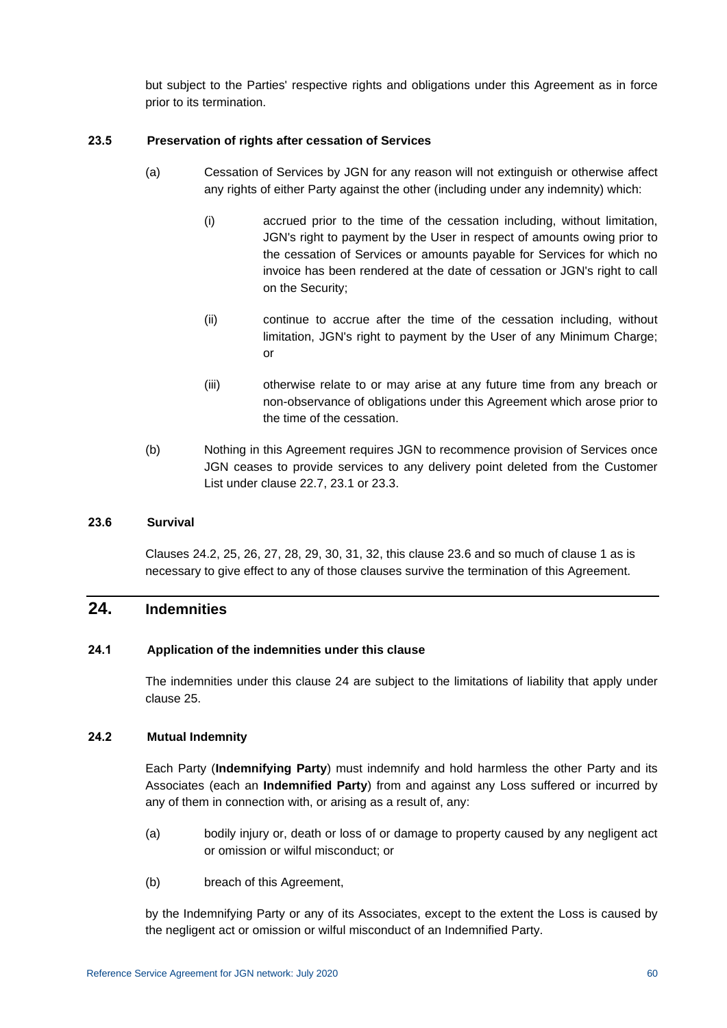but subject to the Parties' respective rights and obligations under this Agreement as in force prior to its termination.

### 23.5 Preservation of rights after cessation of Services

(a) Cessation of Services by JGN for any reason will not extinguish or otherwise affect any rights of either Party against the other (including under any indemnity) which:

(i) accrued prior to the time of the cessation including, without limitation, JGN's right to payment by the User in respect of amounts owing prior to the cessation of Services or amounts payable for Services for which no invoice has been rendered at the date of cessation or JGN's right to call on the Security;

(ii) continue to accrue after the time of the cessation including, without limitation, JGN's right to payment by the User of any Minimum Charge; or

(iii) otherwise relate to or may arise at any future time from any breach or non-observance of obligations under this Agreement which arose prior to the time of the cessation.

(b) Nothing in this Agreement requires JGN to recommence provision of Services once JGN ceases to provide services to any delivery point deleted from the Customer List under clause 22.7, 23.1 or 23.3.

### 23.6 Survival

Clauses 24.2, 25, 26, 27, 28, 29, 30, 31, 32, this clause 23.6 and so much of clause 1 as is necessary to give effect to any of those clauses survive the termination of this Agreement.

## 24. Indemnities

### 24.1 Application of the indemnities under this clause

The indemnities under this clause 24 are subject to the limitations of liability that apply under clause 25.

### 24.2 Mutual Indemnity

Each Party (**Indemnifying Party**) must indemnify and hold harmless the other Party and its Associates (each an **Indemnified Party**) from and against any Loss suffered or incurred by any of them in connection with, or arising as a result of, any:

(a) bodily injury or, death or loss of or damage to property caused by any negligent act or omission or wilful misconduct; or

(b) breach of this Agreement,

by the Indemnifying Party or any of its Associates, except to the extent the Loss is caused by the negligent act or omission or wilful misconduct of an Indemnified Party.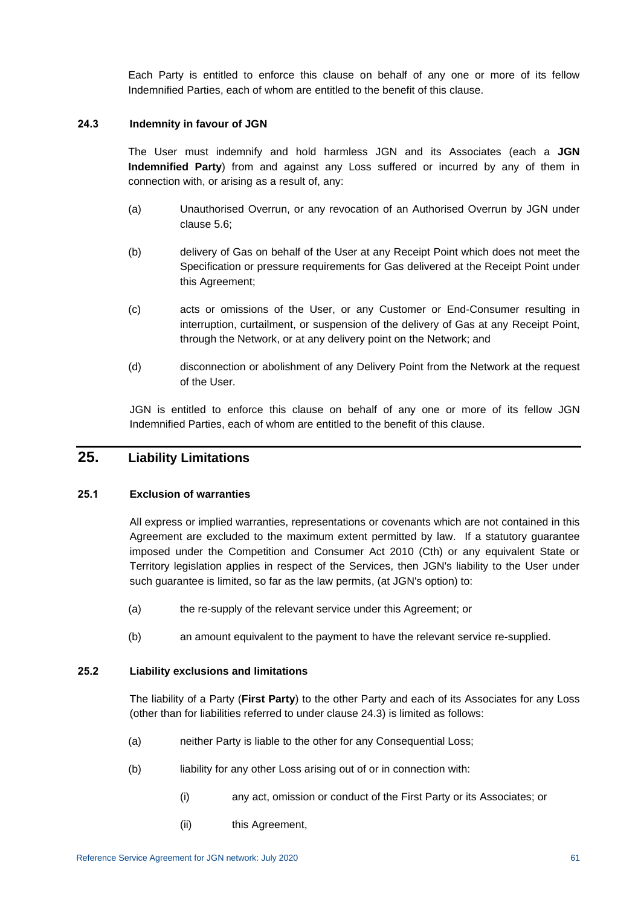Each Party is entitled to enforce this clause on behalf of any one or more of its fellow Indemnified Parties, each of whom are entitled to the benefit of this clause.

### 24.3 Indemnity in favour of JGN

The User must indemnify and hold harmless JGN and its Associates (each a **JGN Indemnified Party**) from and against any Loss suffered or incurred by any of them in connection with, or arising as a result of, any:

(a) Unauthorised Overrun, or any revocation of an Authorised Overrun by JGN under clause 5.6;

(b) delivery of Gas on behalf of the User at any Receipt Point which does not meet the Specification or pressure requirements for Gas delivered at the Receipt Point under this Agreement;

(c) acts or omissions of the User, or any Customer or End-Consumer resulting in interruption, curtailment, or suspension of the delivery of Gas at any Receipt Point, through the Network, or at any delivery point on the Network; and

(d) disconnection or abolishment of any Delivery Point from the Network at the request of the User.

JGN is entitled to enforce this clause on behalf of any one or more of its fellow JGN Indemnified Parties, each of whom are entitled to the benefit of this clause.

## 25. Liability Limitations

### 25.1 Exclusion of warranties

All express or implied warranties, representations or covenants which are not contained in this Agreement are excluded to the maximum extent permitted by law. If a statutory guarantee imposed under the Competition and Consumer Act 2010 (Cth) or any equivalent State or Territory legislation applies in respect of the Services, then JGN's liability to the User under such guarantee is limited, so far as the law permits, (at JGN's option) to:

(a) the re-supply of the relevant service under this Agreement; or

(b) an amount equivalent to the payment to have the relevant service re-supplied.

### 25.2 Liability exclusions and limitations

The liability of a Party (**First Party**) to the other Party and each of its Associates for any Loss (other than for liabilities referred to under clause 24.3) is limited as follows:

(a) neither Party is liable to the other for any Consequential Loss;

(b) liability for any other Loss arising out of or in connection with:

 (i) any act, omission or conduct of the First Party or its Associates; or

 (ii) this Agreement,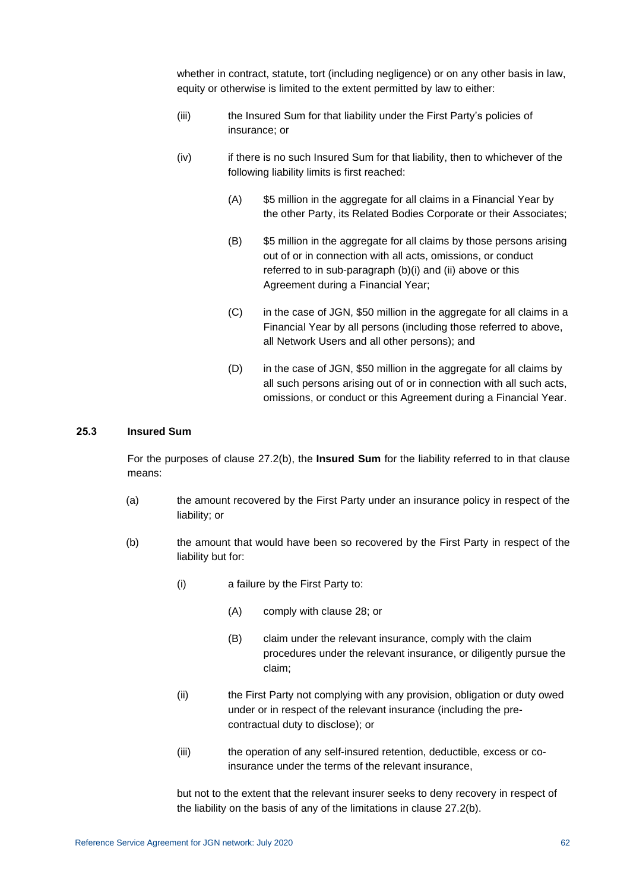whether in contract, statute, tort (including negligence) or on any other basis in law, equity or otherwise is limited to the extent permitted by law to either:

(iii) the Insured Sum for that liability under the First Party's policies of insurance; or

(iv) if there is no such Insured Sum for that liability, then to whichever of the following liability limits is first reached:

(A) $5 million in the aggregate for all claims in a Financial Year by the other Party, its Related Bodies Corporate or their Associates;

(B) $5 million in the aggregate for all claims by those persons arising out of or in connection with all acts, omissions, or conduct referred to in sub-paragraph (b)(i) and (ii) above or this Agreement during a Financial Year;

(C) in the case of JGN, $50 million in the aggregate for all claims in a Financial Year by all persons (including those referred to above, all Network Users and all other persons); and

(D) in the case of JGN, $50 million in the aggregate for all claims by all such persons arising out of or in connection with all such acts, omissions, or conduct or this Agreement during a Financial Year.

### 25.3 Insured Sum

For the purposes of clause 27.2(b), the **Insured Sum** for the liability referred to in that clause means:

(a) the amount recovered by the First Party under an insurance policy in respect of the liability; or

(b) the amount that would have been so recovered by the First Party in respect of the liability but for:

(i) a failure by the First Party to:

(A) comply with clause 28; or

(B) claim under the relevant insurance, comply with the claim procedures under the relevant insurance, or diligently pursue the claim;

(ii) the First Party not complying with any provision, obligation or duty owed under or in respect of the relevant insurance (including the pre-contractual duty to disclose); or

(iii) the operation of any self-insured retention, deductible, excess or co-insurance under the terms of the relevant insurance,

but not to the extent that the relevant insurer seeks to deny recovery in respect of the liability on the basis of any of the limitations in clause 27.2(b).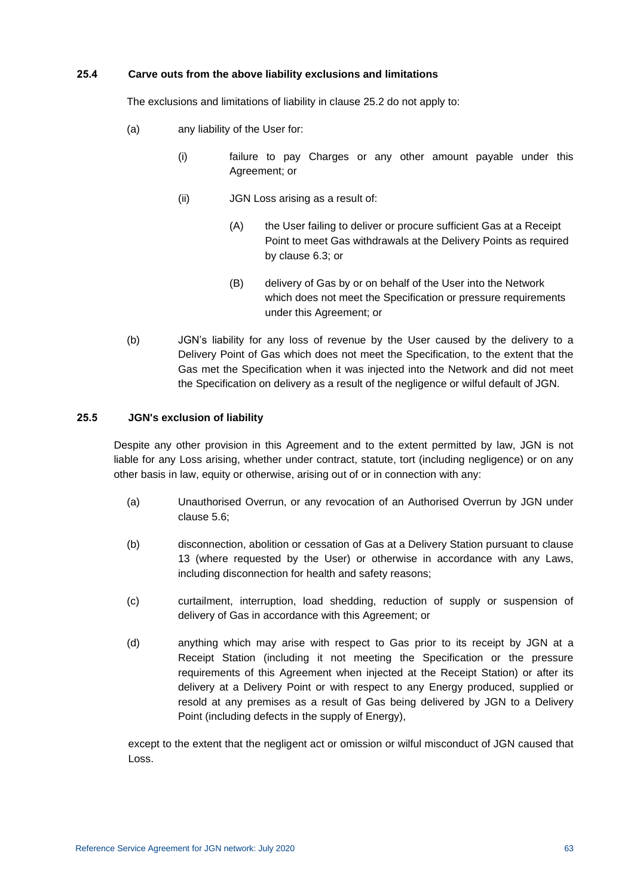### 25.4 Carve outs from the above liability exclusions and limitations

The exclusions and limitations of liability in clause 25.2 do not apply to:

(a) any liability of the User for:

  (i) failure to pay Charges or any other amount payable under this Agreement; or

  (ii) JGN Loss arising as a result of:

    (A) the User failing to deliver or procure sufficient Gas at a Receipt Point to meet Gas withdrawals at the Delivery Points as required by clause 6.3; or

    (B) delivery of Gas by or on behalf of the User into the Network which does not meet the Specification or pressure requirements under this Agreement; or

(b) JGN's liability for any loss of revenue by the User caused by the delivery to a Delivery Point of Gas which does not meet the Specification, to the extent that the Gas met the Specification when it was injected into the Network and did not meet the Specification on delivery as a result of the negligence or wilful default of JGN.

### 25.5 JGN's exclusion of liability

Despite any other provision in this Agreement and to the extent permitted by law, JGN is not liable for any Loss arising, whether under contract, statute, tort (including negligence) or on any other basis in law, equity or otherwise, arising out of or in connection with any:

(a) Unauthorised Overrun, or any revocation of an Authorised Overrun by JGN under clause 5.6;

(b) disconnection, abolition or cessation of Gas at a Delivery Station pursuant to clause 13 (where requested by the User) or otherwise in accordance with any Laws, including disconnection for health and safety reasons;

(c) curtailment, interruption, load shedding, reduction of supply or suspension of delivery of Gas in accordance with this Agreement; or

(d) anything which may arise with respect to Gas prior to its receipt by JGN at a Receipt Station (including it not meeting the Specification or the pressure requirements of this Agreement when injected at the Receipt Station) or after its delivery at a Delivery Point or with respect to any Energy produced, supplied or resold at any premises as a result of Gas being delivered by JGN to a Delivery Point (including defects in the supply of Energy),

except to the extent that the negligent act or omission or wilful misconduct of JGN caused that Loss.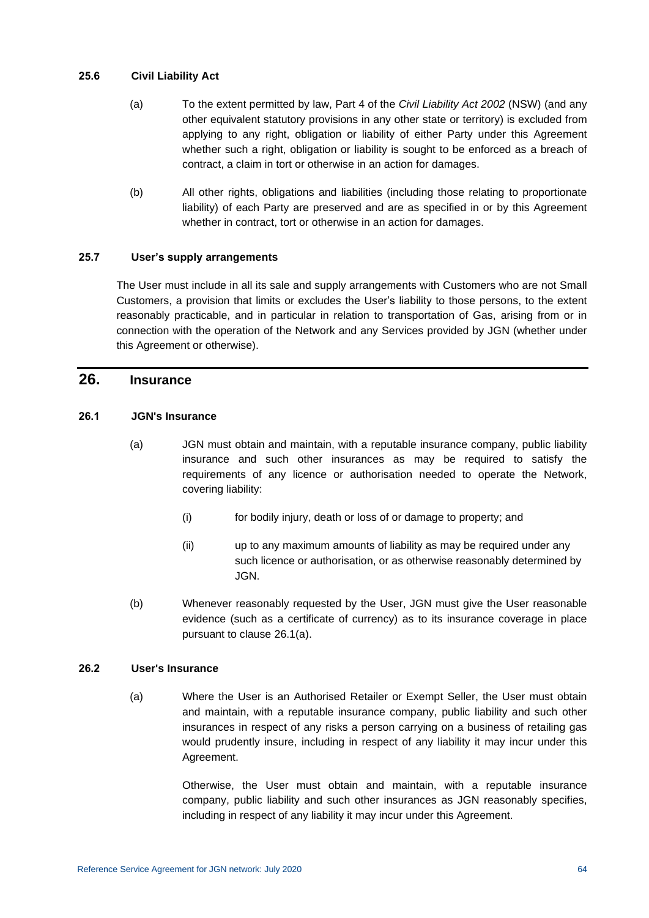### 25.6 Civil Liability Act

(a) To the extent permitted by law, Part 4 of the *Civil Liability Act 2002* (NSW) (and any other equivalent statutory provisions in any other state or territory) is excluded from applying to any right, obligation or liability of either Party under this Agreement whether such a right, obligation or liability is sought to be enforced as a breach of contract, a claim in tort or otherwise in an action for damages.

(b) All other rights, obligations and liabilities (including those relating to proportionate liability) of each Party are preserved and are as specified in or by this Agreement whether in contract, tort or otherwise in an action for damages.

### 25.7 User's supply arrangements

The User must include in all its sale and supply arrangements with Customers who are not Small Customers, a provision that limits or excludes the User's liability to those persons, to the extent reasonably practicable, and in particular in relation to transportation of Gas, arising from or in connection with the operation of the Network and any Services provided by JGN (whether under this Agreement or otherwise).

## 26. Insurance

### 26.1 JGN's Insurance

(a) JGN must obtain and maintain, with a reputable insurance company, public liability insurance and such other insurances as may be required to satisfy the requirements of any licence or authorisation needed to operate the Network, covering liability:

(i) for bodily injury, death or loss of or damage to property; and

(ii) up to any maximum amounts of liability as may be required under any such licence or authorisation, or as otherwise reasonably determined by JGN.

(b) Whenever reasonably requested by the User, JGN must give the User reasonable evidence (such as a certificate of currency) as to its insurance coverage in place pursuant to clause 26.1(a).

### 26.2 User's Insurance

(a) Where the User is an Authorised Retailer or Exempt Seller, the User must obtain and maintain, with a reputable insurance company, public liability and such other insurances in respect of any risks a person carrying on a business of retailing gas would prudently insure, including in respect of any liability it may incur under this Agreement.

Otherwise, the User must obtain and maintain, with a reputable insurance company, public liability and such other insurances as JGN reasonably specifies, including in respect of any liability it may incur under this Agreement.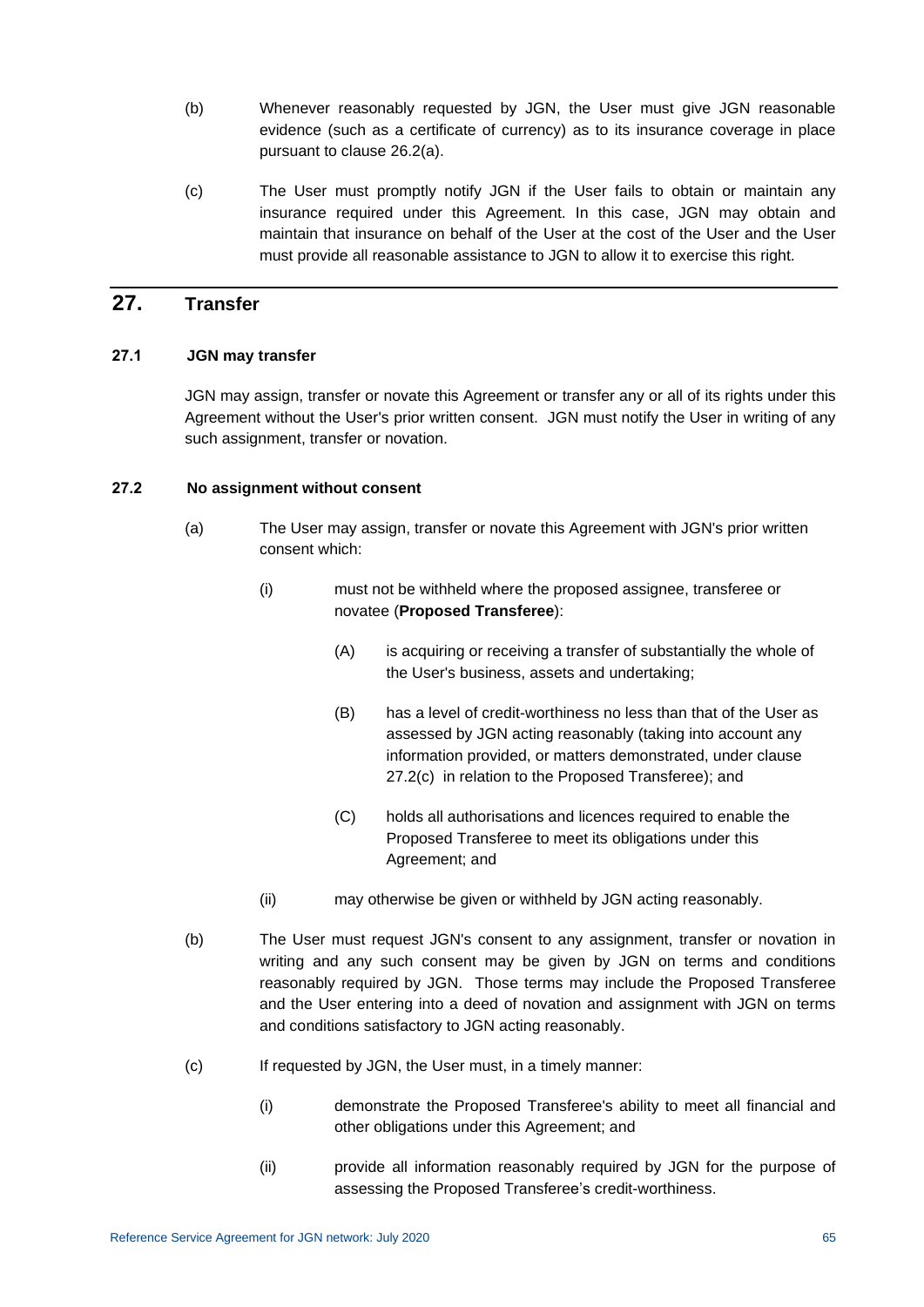(b) Whenever reasonably requested by JGN, the User must give JGN reasonable evidence (such as a certificate of currency) as to its insurance coverage in place pursuant to clause 26.2(a).

(c) The User must promptly notify JGN if the User fails to obtain or maintain any insurance required under this Agreement. In this case, JGN may obtain and maintain that insurance on behalf of the User at the cost of the User and the User must provide all reasonable assistance to JGN to allow it to exercise this right.

# 27. Transfer

### 27.1 JGN may transfer

JGN may assign, transfer or novate this Agreement or transfer any or all of its rights under this Agreement without the User's prior written consent. JGN must notify the User in writing of any such assignment, transfer or novation.

### 27.2 No assignment without consent

(a) The User may assign, transfer or novate this Agreement with JGN's prior written consent which:

(i) must not be withheld where the proposed assignee, transferee or novatee (**Proposed Transferee**):

(A) is acquiring or receiving a transfer of substantially the whole of the User's business, assets and undertaking;

(B) has a level of credit-worthiness no less than that of the User as assessed by JGN acting reasonably (taking into account any information provided, or matters demonstrated, under clause 27.2(c) in relation to the Proposed Transferee); and

(C) holds all authorisations and licences required to enable the Proposed Transferee to meet its obligations under this Agreement; and

(ii) may otherwise be given or withheld by JGN acting reasonably.

(b) The User must request JGN's consent to any assignment, transfer or novation in writing and any such consent may be given by JGN on terms and conditions reasonably required by JGN. Those terms may include the Proposed Transferee and the User entering into a deed of novation and assignment with JGN on terms and conditions satisfactory to JGN acting reasonably.

(c) If requested by JGN, the User must, in a timely manner:

(i) demonstrate the Proposed Transferee's ability to meet all financial and other obligations under this Agreement; and

(ii) provide all information reasonably required by JGN for the purpose of assessing the Proposed Transferee's credit-worthiness.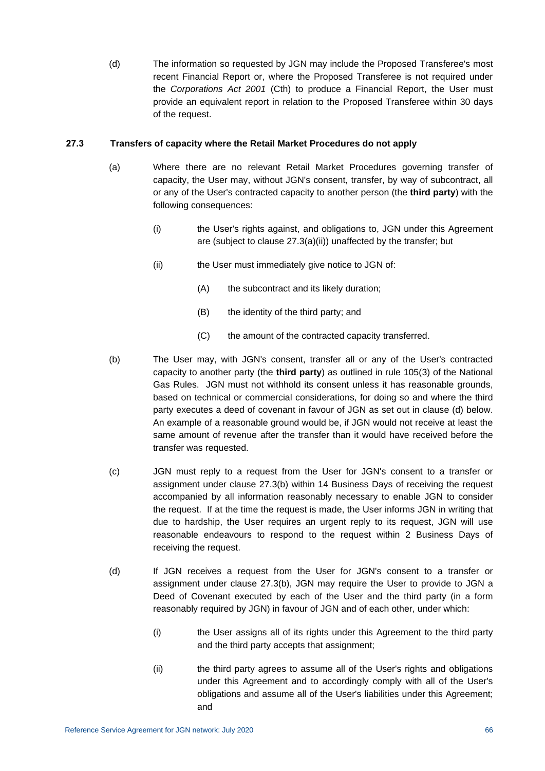(d) The information so requested by JGN may include the Proposed Transferee's most recent Financial Report or, where the Proposed Transferee is not required under the *Corporations Act 2001* (Cth) to produce a Financial Report, the User must provide an equivalent report in relation to the Proposed Transferee within 30 days of the request.

### 27.3 Transfers of capacity where the Retail Market Procedures do not apply

(a) Where there are no relevant Retail Market Procedures governing transfer of capacity, the User may, without JGN's consent, transfer, by way of subcontract, all or any of the User's contracted capacity to another person (the **third party**) with the following consequences:

   (i) the User's rights against, and obligations to, JGN under this Agreement are (subject to clause 27.3(a)(ii)) unaffected by the transfer; but

   (ii) the User must immediately give notice to JGN of:

      (A) the subcontract and its likely duration;

      (B) the identity of the third party; and

      (C) the amount of the contracted capacity transferred.

(b) The User may, with JGN's consent, transfer all or any of the User's contracted capacity to another party (the **third party**) as outlined in rule 105(3) of the National Gas Rules. JGN must not withhold its consent unless it has reasonable grounds, based on technical or commercial considerations, for doing so and where the third party executes a deed of covenant in favour of JGN as set out in clause (d) below. An example of a reasonable ground would be, if JGN would not receive at least the same amount of revenue after the transfer than it would have received before the transfer was requested.

(c) JGN must reply to a request from the User for JGN's consent to a transfer or assignment under clause 27.3(b) within 14 Business Days of receiving the request accompanied by all information reasonably necessary to enable JGN to consider the request. If at the time the request is made, the User informs JGN in writing that due to hardship, the User requires an urgent reply to its request, JGN will use reasonable endeavours to respond to the request within 2 Business Days of receiving the request.

(d) If JGN receives a request from the User for JGN's consent to a transfer or assignment under clause 27.3(b), JGN may require the User to provide to JGN a Deed of Covenant executed by each of the User and the third party (in a form reasonably required by JGN) in favour of JGN and of each other, under which:

   (i) the User assigns all of its rights under this Agreement to the third party and the third party accepts that assignment;

   (ii) the third party agrees to assume all of the User's rights and obligations under this Agreement and to accordingly comply with all of the User's obligations and assume all of the User's liabilities under this Agreement; and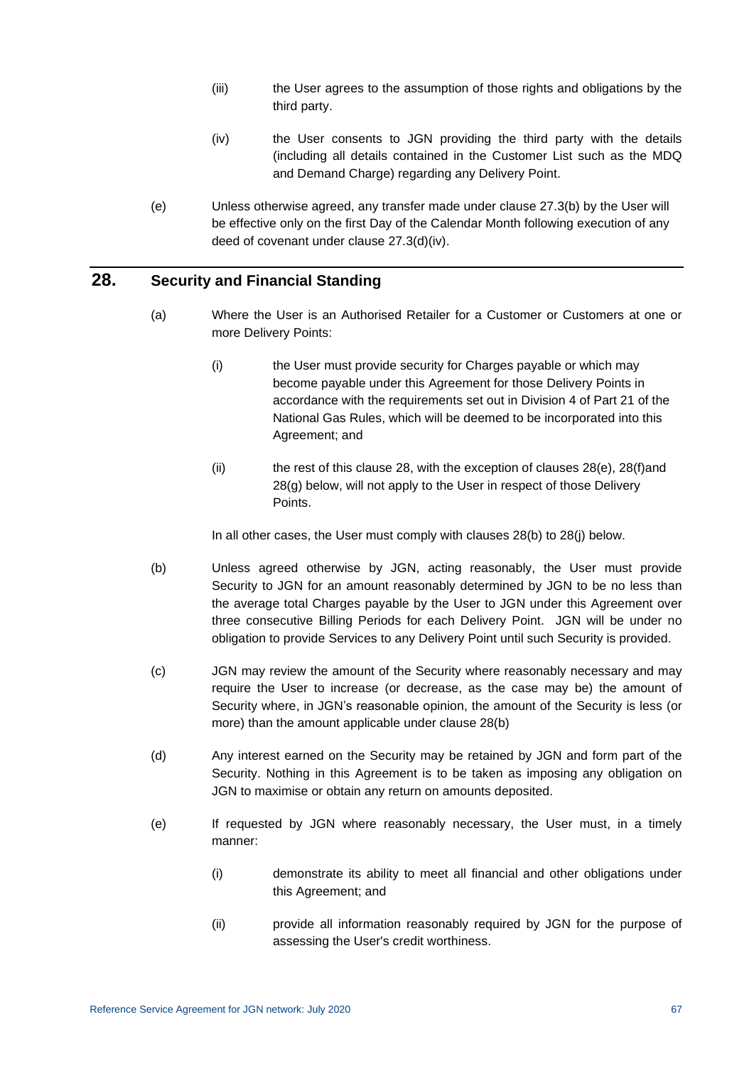(iii) the User agrees to the assumption of those rights and obligations by the third party.

(iv) the User consents to JGN providing the third party with the details (including all details contained in the Customer List such as the MDQ and Demand Charge) regarding any Delivery Point.

(e) Unless otherwise agreed, any transfer made under clause 27.3(b) by the User will be effective only on the first Day of the Calendar Month following execution of any deed of covenant under clause 27.3(d)(iv).

## 28. Security and Financial Standing

(a) Where the User is an Authorised Retailer for a Customer or Customers at one or more Delivery Points:

(i) the User must provide security for Charges payable or which may become payable under this Agreement for those Delivery Points in accordance with the requirements set out in Division 4 of Part 21 of the National Gas Rules, which will be deemed to be incorporated into this Agreement; and

(ii) the rest of this clause 28, with the exception of clauses 28(e), 28(f)and 28(g) below, will not apply to the User in respect of those Delivery Points.

In all other cases, the User must comply with clauses 28(b) to 28(j) below.

(b) Unless agreed otherwise by JGN, acting reasonably, the User must provide Security to JGN for an amount reasonably determined by JGN to be no less than the average total Charges payable by the User to JGN under this Agreement over three consecutive Billing Periods for each Delivery Point. JGN will be under no obligation to provide Services to any Delivery Point until such Security is provided.

(c) JGN may review the amount of the Security where reasonably necessary and may require the User to increase (or decrease, as the case may be) the amount of Security where, in JGN's reasonable opinion, the amount of the Security is less (or more) than the amount applicable under clause 28(b)

(d) Any interest earned on the Security may be retained by JGN and form part of the Security. Nothing in this Agreement is to be taken as imposing any obligation on JGN to maximise or obtain any return on amounts deposited.

(e) If requested by JGN where reasonably necessary, the User must, in a timely manner:

(i) demonstrate its ability to meet all financial and other obligations under this Agreement; and

(ii) provide all information reasonably required by JGN for the purpose of assessing the User's credit worthiness.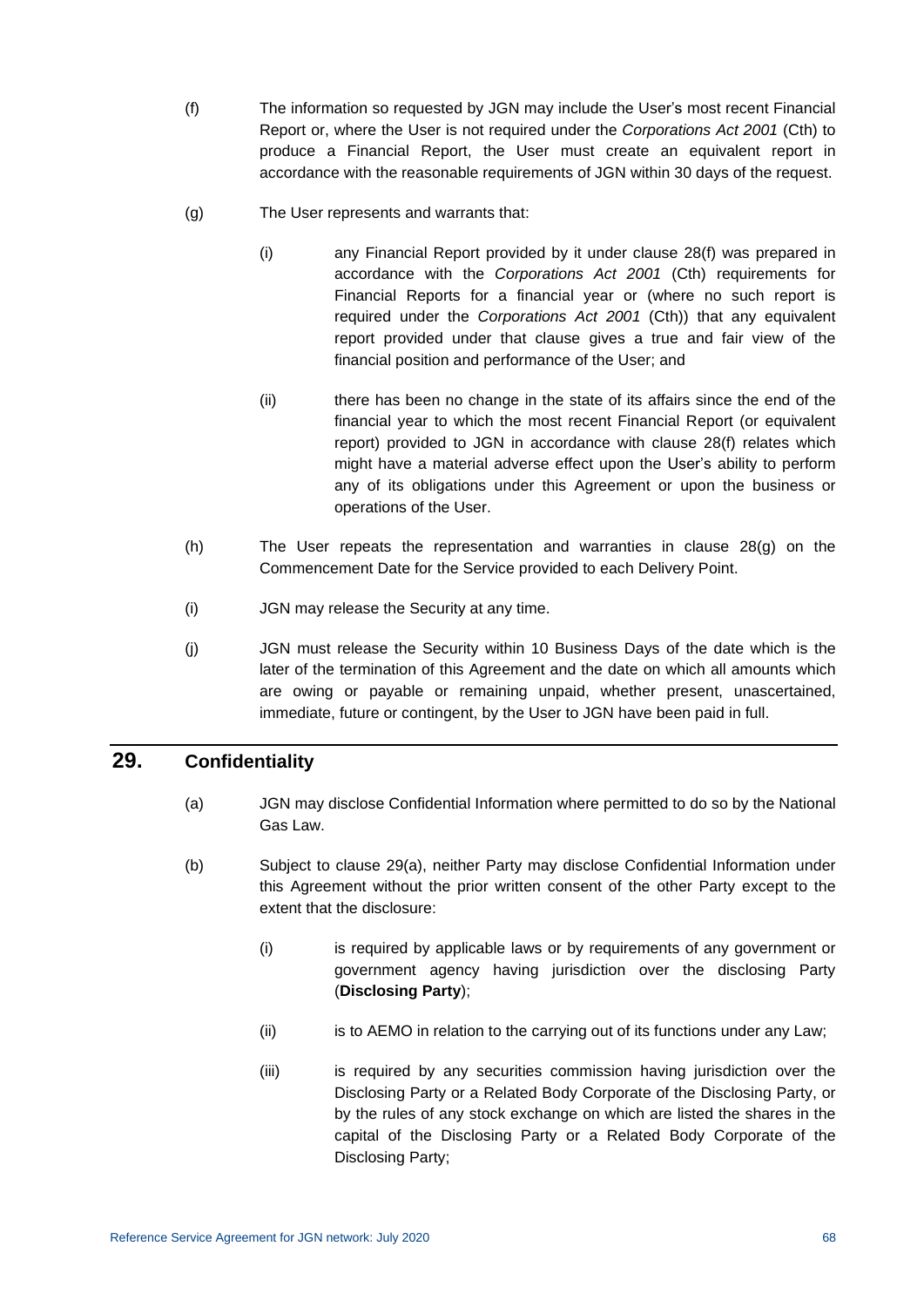(f) The information so requested by JGN may include the User's most recent Financial Report or, where the User is not required under the *Corporations Act 2001* (Cth) to produce a Financial Report, the User must create an equivalent report in accordance with the reasonable requirements of JGN within 30 days of the request.

(g) The User represents and warrants that:

(i) any Financial Report provided by it under clause 28(f) was prepared in accordance with the *Corporations Act 2001* (Cth) requirements for Financial Reports for a financial year or (where no such report is required under the *Corporations Act 2001* (Cth)) that any equivalent report provided under that clause gives a true and fair view of the financial position and performance of the User; and

(ii) there has been no change in the state of its affairs since the end of the financial year to which the most recent Financial Report (or equivalent report) provided to JGN in accordance with clause 28(f) relates which might have a material adverse effect upon the User's ability to perform any of its obligations under this Agreement or upon the business or operations of the User.

(h) The User repeats the representation and warranties in clause 28(g) on the Commencement Date for the Service provided to each Delivery Point.

(i) JGN may release the Security at any time.

(j) JGN must release the Security within 10 Business Days of the date which is the later of the termination of this Agreement and the date on which all amounts which are owing or payable or remaining unpaid, whether present, unascertained, immediate, future or contingent, by the User to JGN have been paid in full.

## 29. Confidentiality

(a) JGN may disclose Confidential Information where permitted to do so by the National Gas Law.

(b) Subject to clause 29(a), neither Party may disclose Confidential Information under this Agreement without the prior written consent of the other Party except to the extent that the disclosure:

(i) is required by applicable laws or by requirements of any government or government agency having jurisdiction over the disclosing Party (**Disclosing Party**);

(ii) is to AEMO in relation to the carrying out of its functions under any Law;

(iii) is required by any securities commission having jurisdiction over the Disclosing Party or a Related Body Corporate of the Disclosing Party, or by the rules of any stock exchange on which are listed the shares in the capital of the Disclosing Party or a Related Body Corporate of the Disclosing Party;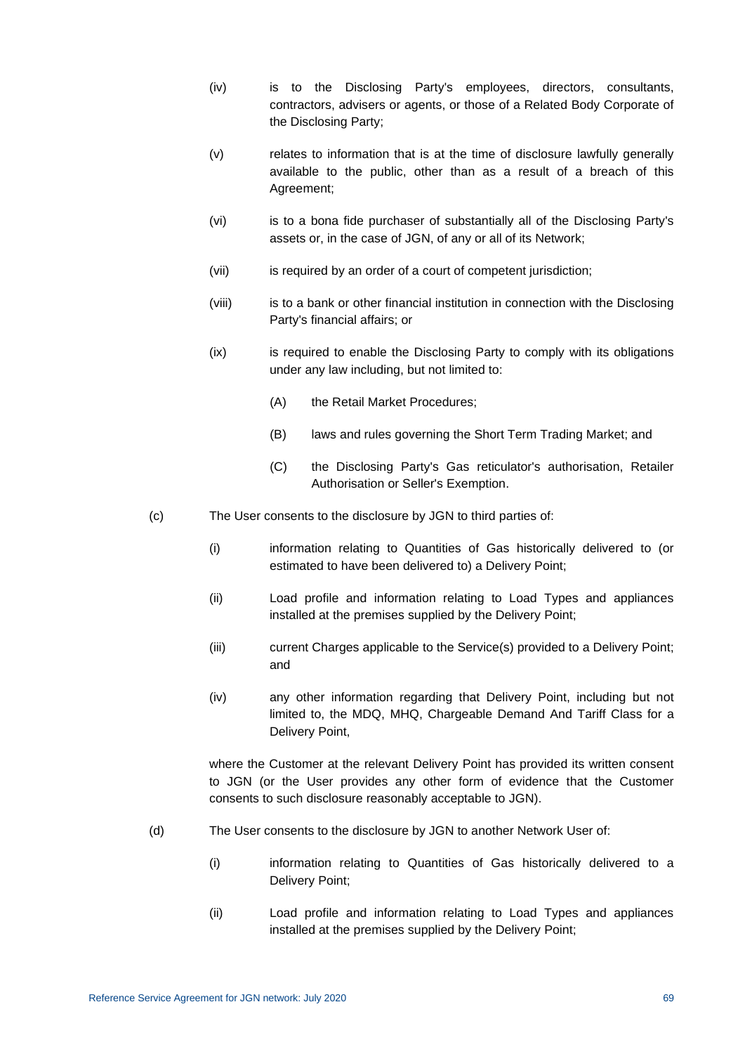(iv) is to the Disclosing Party's employees, directors, consultants, contractors, advisers or agents, or those of a Related Body Corporate of the Disclosing Party;

(v) relates to information that is at the time of disclosure lawfully generally available to the public, other than as a result of a breach of this Agreement;

(vi) is to a bona fide purchaser of substantially all of the Disclosing Party's assets or, in the case of JGN, of any or all of its Network;

(vii) is required by an order of a court of competent jurisdiction;

(viii) is to a bank or other financial institution in connection with the Disclosing Party's financial affairs; or

(ix) is required to enable the Disclosing Party to comply with its obligations under any law including, but not limited to:

(A) the Retail Market Procedures;

(B) laws and rules governing the Short Term Trading Market; and

(C) the Disclosing Party's Gas reticulator's authorisation, Retailer Authorisation or Seller's Exemption.

(c) The User consents to the disclosure by JGN to third parties of:

(i) information relating to Quantities of Gas historically delivered to (or estimated to have been delivered to) a Delivery Point;

(ii) Load profile and information relating to Load Types and appliances installed at the premises supplied by the Delivery Point;

(iii) current Charges applicable to the Service(s) provided to a Delivery Point; and

(iv) any other information regarding that Delivery Point, including but not limited to, the MDQ, MHQ, Chargeable Demand And Tariff Class for a Delivery Point,

where the Customer at the relevant Delivery Point has provided its written consent to JGN (or the User provides any other form of evidence that the Customer consents to such disclosure reasonably acceptable to JGN).

(d) The User consents to the disclosure by JGN to another Network User of:

(i) information relating to Quantities of Gas historically delivered to a Delivery Point;

(ii) Load profile and information relating to Load Types and appliances installed at the premises supplied by the Delivery Point;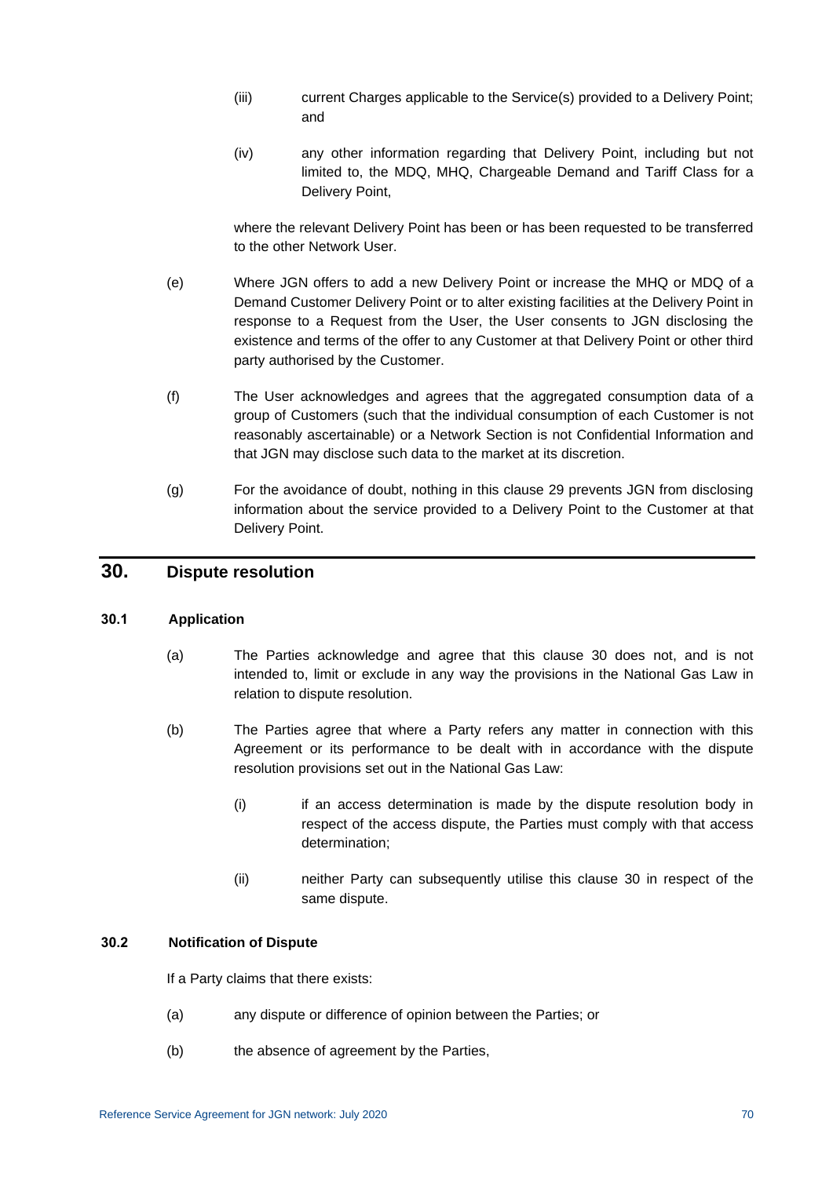(iii) current Charges applicable to the Service(s) provided to a Delivery Point; and

(iv) any other information regarding that Delivery Point, including but not limited to, the MDQ, MHQ, Chargeable Demand and Tariff Class for a Delivery Point,

where the relevant Delivery Point has been or has been requested to be transferred to the other Network User.

(e) Where JGN offers to add a new Delivery Point or increase the MHQ or MDQ of a Demand Customer Delivery Point or to alter existing facilities at the Delivery Point in response to a Request from the User, the User consents to JGN disclosing the existence and terms of the offer to any Customer at that Delivery Point or other third party authorised by the Customer.

(f) The User acknowledges and agrees that the aggregated consumption data of a group of Customers (such that the individual consumption of each Customer is not reasonably ascertainable) or a Network Section is not Confidential Information and that JGN may disclose such data to the market at its discretion.

(g) For the avoidance of doubt, nothing in this clause 29 prevents JGN from disclosing information about the service provided to a Delivery Point to the Customer at that Delivery Point.

# 30. Dispute resolution

### 30.1 Application

(a) The Parties acknowledge and agree that this clause 30 does not, and is not intended to, limit or exclude in any way the provisions in the National Gas Law in relation to dispute resolution.

(b) The Parties agree that where a Party refers any matter in connection with this Agreement or its performance to be dealt with in accordance with the dispute resolution provisions set out in the National Gas Law:

(i) if an access determination is made by the dispute resolution body in respect of the access dispute, the Parties must comply with that access determination;

(ii) neither Party can subsequently utilise this clause 30 in respect of the same dispute.

### 30.2 Notification of Dispute

If a Party claims that there exists:

(a) any dispute or difference of opinion between the Parties; or

(b) the absence of agreement by the Parties,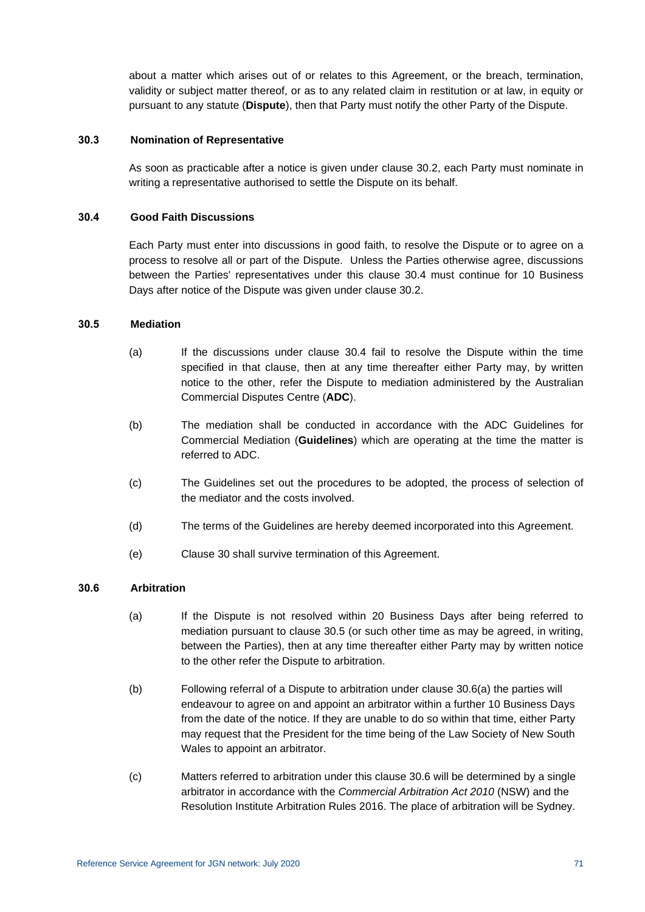about a matter which arises out of or relates to this Agreement, or the breach, termination, validity or subject matter thereof, or as to any related claim in restitution or at law, in equity or pursuant to any statute (**Dispute**), then that Party must notify the other Party of the Dispute.

### 30.3 Nomination of Representative

As soon as practicable after a notice is given under clause 30.2, each Party must nominate in writing a representative authorised to settle the Dispute on its behalf.

### 30.4 Good Faith Discussions

Each Party must enter into discussions in good faith, to resolve the Dispute or to agree on a process to resolve all or part of the Dispute. Unless the Parties otherwise agree, discussions between the Parties' representatives under this clause 30.4 must continue for 10 Business Days after notice of the Dispute was given under clause 30.2.

### 30.5 Mediation

(a) If the discussions under clause 30.4 fail to resolve the Dispute within the time specified in that clause, then at any time thereafter either Party may, by written notice to the other, refer the Dispute to mediation administered by the Australian Commercial Disputes Centre (**ADC**).

(b) The mediation shall be conducted in accordance with the ADC Guidelines for Commercial Mediation (**Guidelines**) which are operating at the time the matter is referred to ADC.

(c) The Guidelines set out the procedures to be adopted, the process of selection of the mediator and the costs involved.

(d) The terms of the Guidelines are hereby deemed incorporated into this Agreement.

(e) Clause 30 shall survive termination of this Agreement.

### 30.6 Arbitration

(a) If the Dispute is not resolved within 20 Business Days after being referred to mediation pursuant to clause 30.5 (or such other time as may be agreed, in writing, between the Parties), then at any time thereafter either Party may by written notice to the other refer the Dispute to arbitration.

(b) Following referral of a Dispute to arbitration under clause 30.6(a) the parties will endeavour to agree on and appoint an arbitrator within a further 10 Business Days from the date of the notice. If they are unable to do so within that time, either Party may request that the President for the time being of the Law Society of New South Wales to appoint an arbitrator.

(c) Matters referred to arbitration under this clause 30.6 will be determined by a single arbitrator in accordance with the *Commercial Arbitration Act 2010* (NSW) and the Resolution Institute Arbitration Rules 2016. The place of arbitration will be Sydney.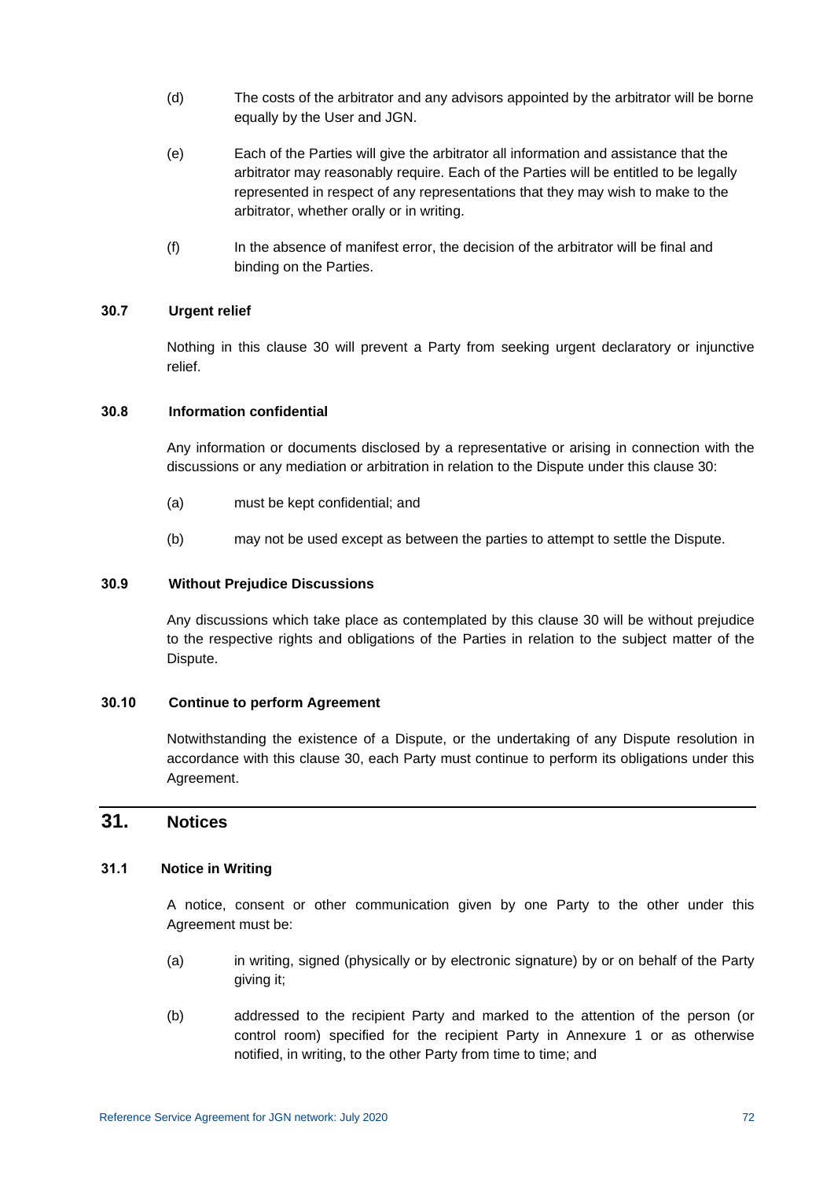(d) The costs of the arbitrator and any advisors appointed by the arbitrator will be borne equally by the User and JGN.

(e) Each of the Parties will give the arbitrator all information and assistance that the arbitrator may reasonably require. Each of the Parties will be entitled to be legally represented in respect of any representations that they may wish to make to the arbitrator, whether orally or in writing.

(f) In the absence of manifest error, the decision of the arbitrator will be final and binding on the Parties.

### 30.7 Urgent relief

Nothing in this clause 30 will prevent a Party from seeking urgent declaratory or injunctive relief.

### 30.8 Information confidential

Any information or documents disclosed by a representative or arising in connection with the discussions or any mediation or arbitration in relation to the Dispute under this clause 30:

(a) must be kept confidential; and

(b) may not be used except as between the parties to attempt to settle the Dispute.

### 30.9 Without Prejudice Discussions

Any discussions which take place as contemplated by this clause 30 will be without prejudice to the respective rights and obligations of the Parties in relation to the subject matter of the Dispute.

### 30.10 Continue to perform Agreement

Notwithstanding the existence of a Dispute, or the undertaking of any Dispute resolution in accordance with this clause 30, each Party must continue to perform its obligations under this Agreement.

## 31. Notices

### 31.1 Notice in Writing

A notice, consent or other communication given by one Party to the other under this Agreement must be:

(a) in writing, signed (physically or by electronic signature) by or on behalf of the Party giving it;

(b) addressed to the recipient Party and marked to the attention of the person (or control room) specified for the recipient Party in Annexure 1 or as otherwise notified, in writing, to the other Party from time to time; and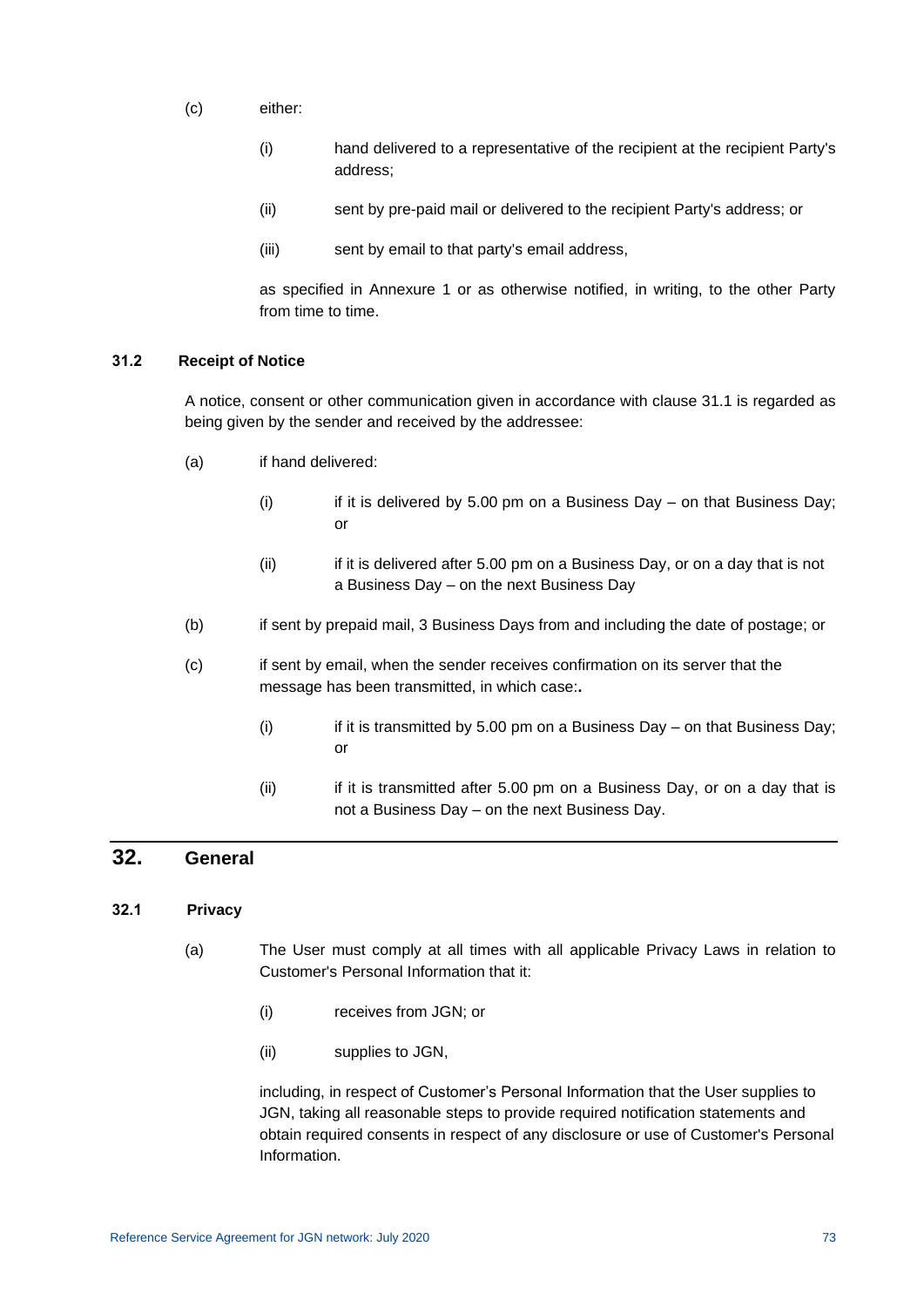(c) either:

   (i) hand delivered to a representative of the recipient at the recipient Party's address;

   (ii) sent by pre-paid mail or delivered to the recipient Party's address; or

   (iii) sent by email to that party's email address,

   as specified in Annexure 1 or as otherwise notified, in writing, to the other Party from time to time.

### 31.2 Receipt of Notice

A notice, consent or other communication given in accordance with clause 31.1 is regarded as being given by the sender and received by the addressee:

(a) if hand delivered:

   (i) if it is delivered by 5.00 pm on a Business Day – on that Business Day; or

   (ii) if it is delivered after 5.00 pm on a Business Day, or on a day that is not a Business Day – on the next Business Day

(b) if sent by prepaid mail, 3 Business Days from and including the date of postage; or

(c) if sent by email, when the sender receives confirmation on its server that the message has been transmitted, in which case:**.**

   (i) if it is transmitted by 5.00 pm on a Business Day – on that Business Day; or

   (ii) if it is transmitted after 5.00 pm on a Business Day, or on a day that is not a Business Day – on the next Business Day.

## 32. General

### 32.1 Privacy

(a) The User must comply at all times with all applicable Privacy Laws in relation to Customer's Personal Information that it:

   (i) receives from JGN; or

   (ii) supplies to JGN,

   including, in respect of Customer's Personal Information that the User supplies to JGN, taking all reasonable steps to provide required notification statements and obtain required consents in respect of any disclosure or use of Customer's Personal Information.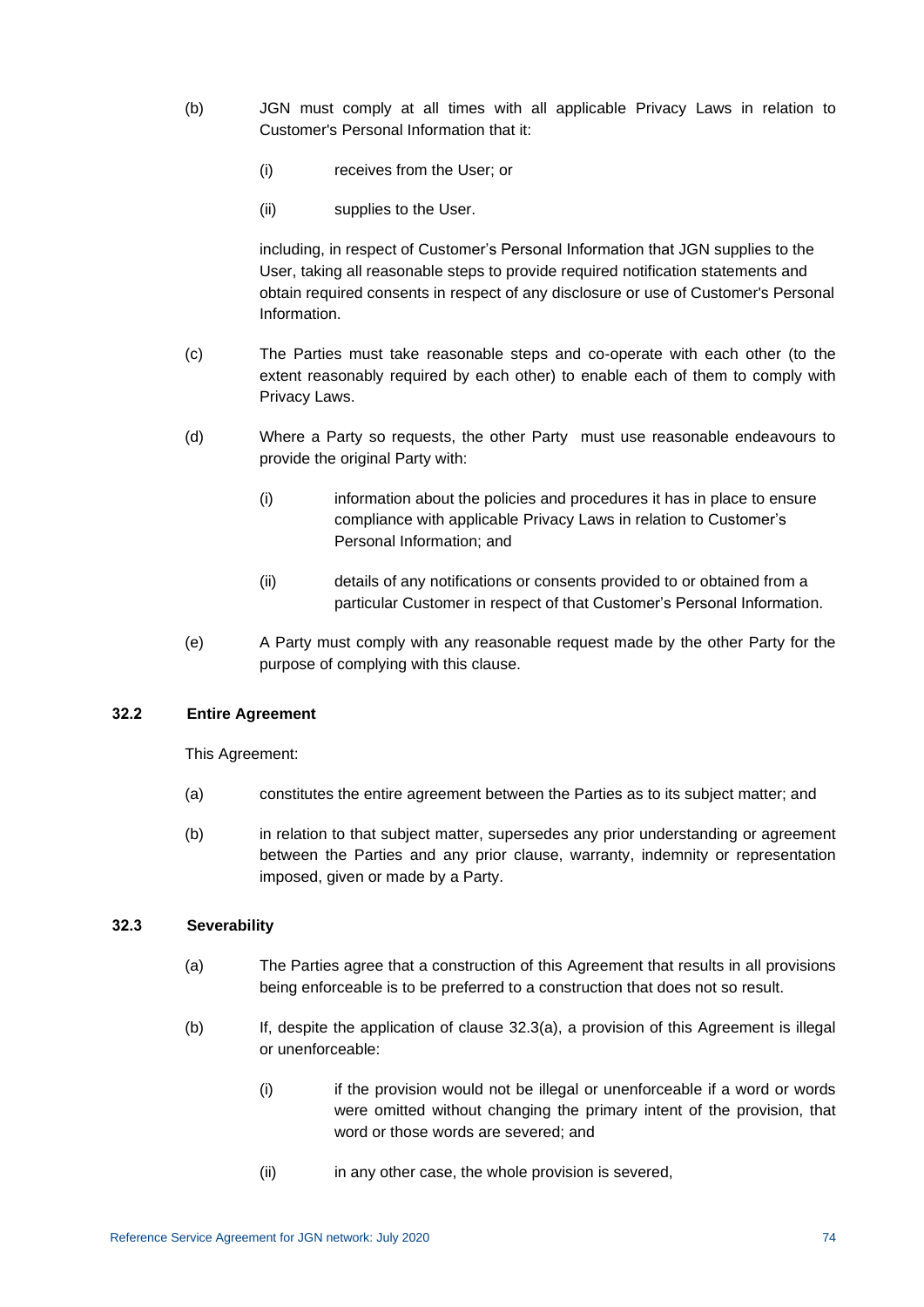(b) JGN must comply at all times with all applicable Privacy Laws in relation to Customer's Personal Information that it:

   (i) receives from the User; or

   (ii) supplies to the User.

   including, in respect of Customer's Personal Information that JGN supplies to the User, taking all reasonable steps to provide required notification statements and obtain required consents in respect of any disclosure or use of Customer's Personal Information.

(c) The Parties must take reasonable steps and co-operate with each other (to the extent reasonably required by each other) to enable each of them to comply with Privacy Laws.

(d) Where a Party so requests, the other Party must use reasonable endeavours to provide the original Party with:

   (i) information about the policies and procedures it has in place to ensure compliance with applicable Privacy Laws in relation to Customer's Personal Information; and

   (ii) details of any notifications or consents provided to or obtained from a particular Customer in respect of that Customer's Personal Information.

(e) A Party must comply with any reasonable request made by the other Party for the purpose of complying with this clause.

### 32.2 Entire Agreement

This Agreement:

(a) constitutes the entire agreement between the Parties as to its subject matter; and

(b) in relation to that subject matter, supersedes any prior understanding or agreement between the Parties and any prior clause, warranty, indemnity or representation imposed, given or made by a Party.

### 32.3 Severability

(a) The Parties agree that a construction of this Agreement that results in all provisions being enforceable is to be preferred to a construction that does not so result.

(b) If, despite the application of clause 32.3(a), a provision of this Agreement is illegal or unenforceable:

   (i) if the provision would not be illegal or unenforceable if a word or words were omitted without changing the primary intent of the provision, that word or those words are severed; and

   (ii) in any other case, the whole provision is severed,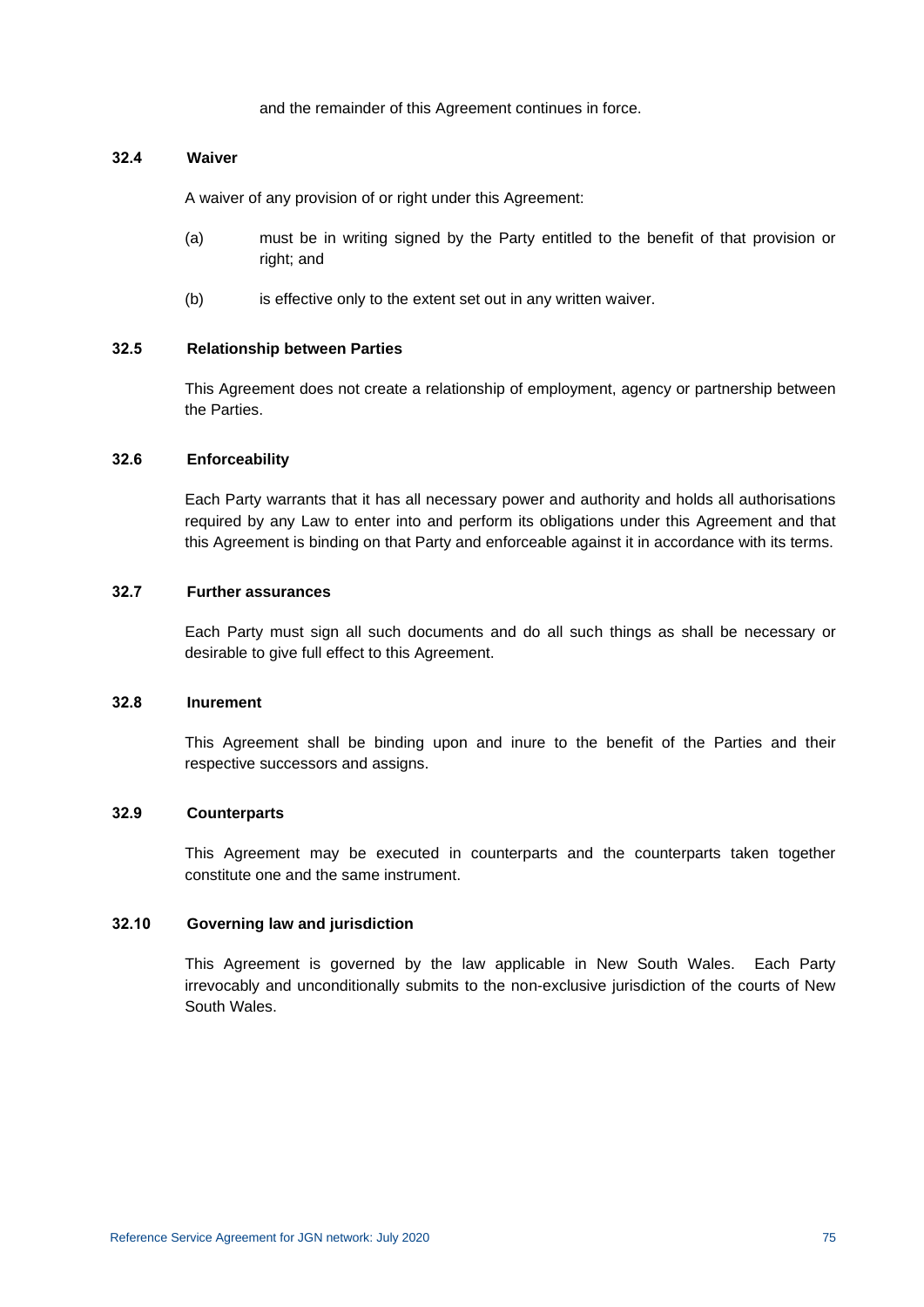and the remainder of this Agreement continues in force.

### 32.4 Waiver

A waiver of any provision of or right under this Agreement:

(a) must be in writing signed by the Party entitled to the benefit of that provision or right; and

(b) is effective only to the extent set out in any written waiver.

### 32.5 Relationship between Parties

This Agreement does not create a relationship of employment, agency or partnership between the Parties.

### 32.6 Enforceability

Each Party warrants that it has all necessary power and authority and holds all authorisations required by any Law to enter into and perform its obligations under this Agreement and that this Agreement is binding on that Party and enforceable against it in accordance with its terms.

### 32.7 Further assurances

Each Party must sign all such documents and do all such things as shall be necessary or desirable to give full effect to this Agreement.

### 32.8 Inurement

This Agreement shall be binding upon and inure to the benefit of the Parties and their respective successors and assigns.

### 32.9 Counterparts

This Agreement may be executed in counterparts and the counterparts taken together constitute one and the same instrument.

### 32.10 Governing law and jurisdiction

This Agreement is governed by the law applicable in New South Wales. Each Party irrevocably and unconditionally submits to the non-exclusive jurisdiction of the courts of New South Wales.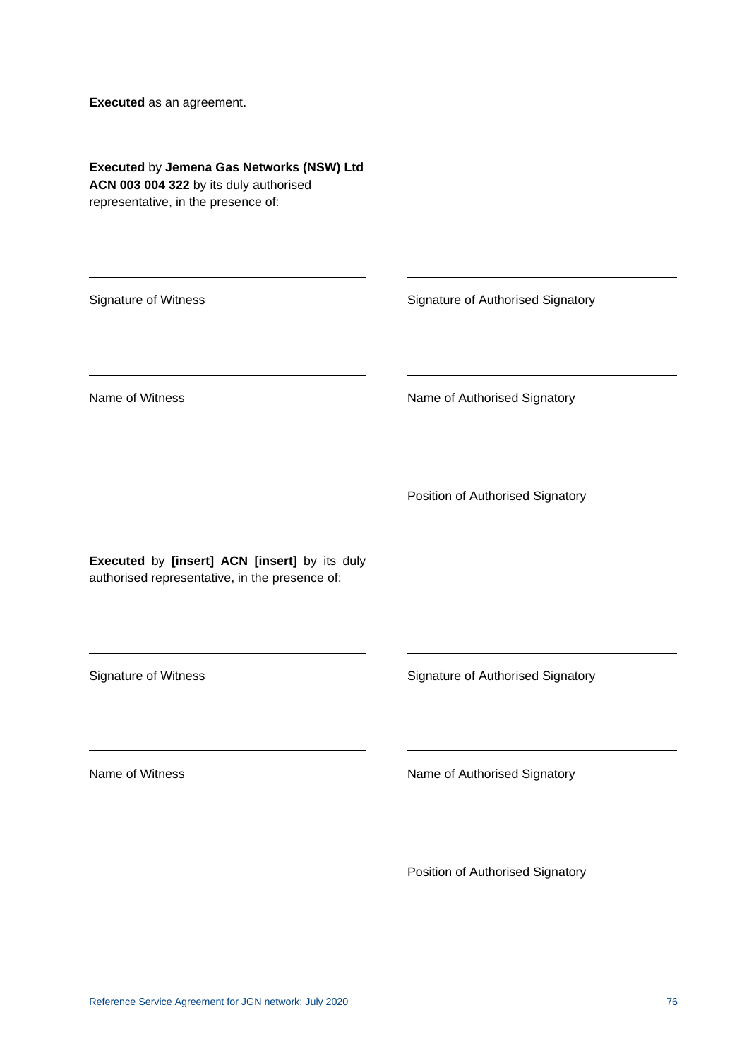**Executed** as an agreement.

**Executed** by **Jemena Gas Networks (NSW) Ltd ACN 003 004 322** by its duly authorised representative, in the presence of:

| | |
|---|---|
| ______________________________ | ______________________________ |
| Signature of Witness | Signature of Authorised Signatory |
| ______________________________ | ______________________________ |
| Name of Witness | Name of Authorised Signatory |
| | ______________________________ |
| | Position of Authorised Signatory |

**Executed** by **[insert] ACN [insert]** by its duly authorised representative, in the presence of:

| | |
|---|---|
| ______________________________ | ______________________________ |
| Signature of Witness | Signature of Authorised Signatory |
| ______________________________ | ______________________________ |
| Name of Witness | Name of Authorised Signatory |
| | ______________________________ |
| | Position of Authorised Signatory |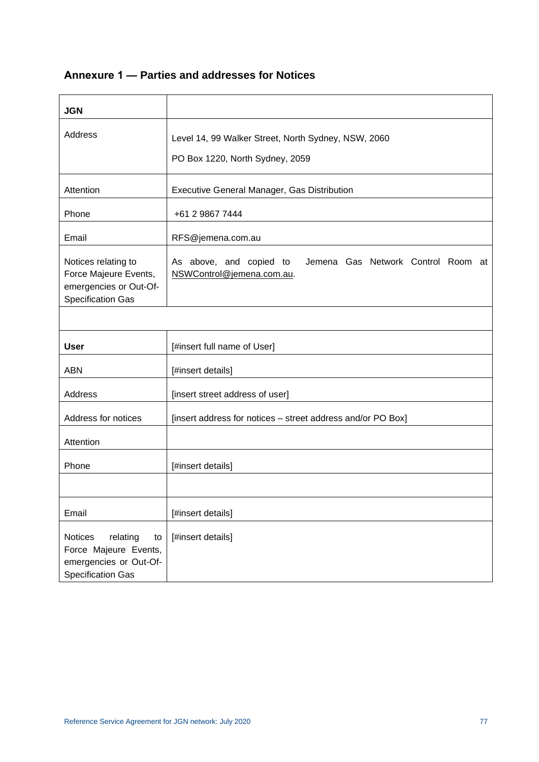## Annexure 1 — Parties and addresses for Notices

| **JGN** | |
|---|---|
| Address | Level 14, 99 Walker Street, North Sydney, NSW, 2060<br><br>PO Box 1220, North Sydney, 2059 |
| Attention | Executive General Manager, Gas Distribution |
| Phone | +61 2 9867 7444 |
| Email | RFS@jemena.com.au |
| Notices relating to Force Majeure Events, emergencies or Out-Of-Specification Gas | As above, and copied to Jemena Gas Network Control Room at NSWControl@jemena.com.au. |
| | |
| **User** | [#insert full name of User] |
| ABN | [#insert details] |
| Address | [insert street address of user] |
| Address for notices | [insert address for notices – street address and/or PO Box] |
| Attention | |
| Phone | [#insert details] |
| | |
| Email | [#insert details] |
| Notices relating to Force Majeure Events, emergencies or Out-Of-Specification Gas | [#insert details] |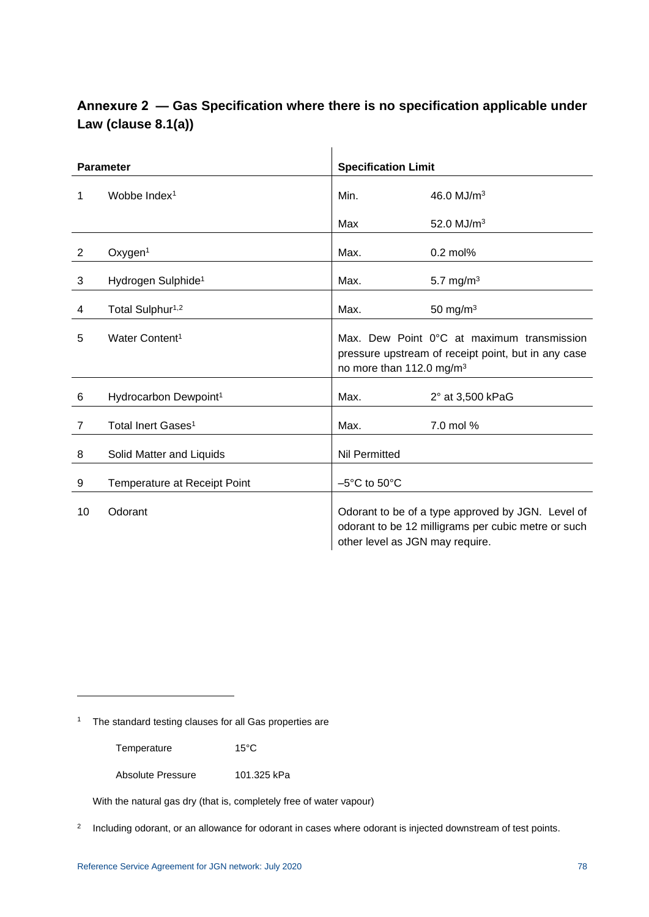## Annexure 2 — Gas Specification where there is no specification applicable under Law (clause 8.1(a))

| | Parameter | Specification Limit | |
|---|---|---|---|
| 1 | Wobbe Index[1] | Min. | 46.0 MJ/m$^3$ |
| | | Max | 52.0 MJ/m$^3$ |
| 2 | Oxygen[1] | Max. | 0.2 mol% |
| 3 | Hydrogen Sulphide[1] | Max. | 5.7 mg/m$^3$ |
| 4 | Total Sulphur[1,2] | Max. | 50 mg/m$^3$ |
| 5 | Water Content[1] | Max. Dew Point 0°C at maximum transmission pressure upstream of receipt point, but in any case no more than 112.0 mg/m$^3$ | |
| 6 | Hydrocarbon Dewpoint[1] | Max. | 2° at 3,500 kPaG |
| 7 | Total Inert Gases[1] | Max. | 7.0 mol % |
| 8 | Solid Matter and Liquids | Nil Permitted | |
| 9 | Temperature at Receipt Point | –5°C to 50°C | |
| 10 | Odorant | Odorant to be of a type approved by JGN. Level of odorant to be 12 milligrams per cubic metre or such other level as JGN may require. | |

---

[1] The standard testing clauses for all Gas properties are

| | |
|---|---|
| Temperature | 15°C |
| Absolute Pressure | 101.325 kPa |

With the natural gas dry (that is, completely free of water vapour)

[2] Including odorant, or an allowance for odorant in cases where odorant is injected downstream of test points.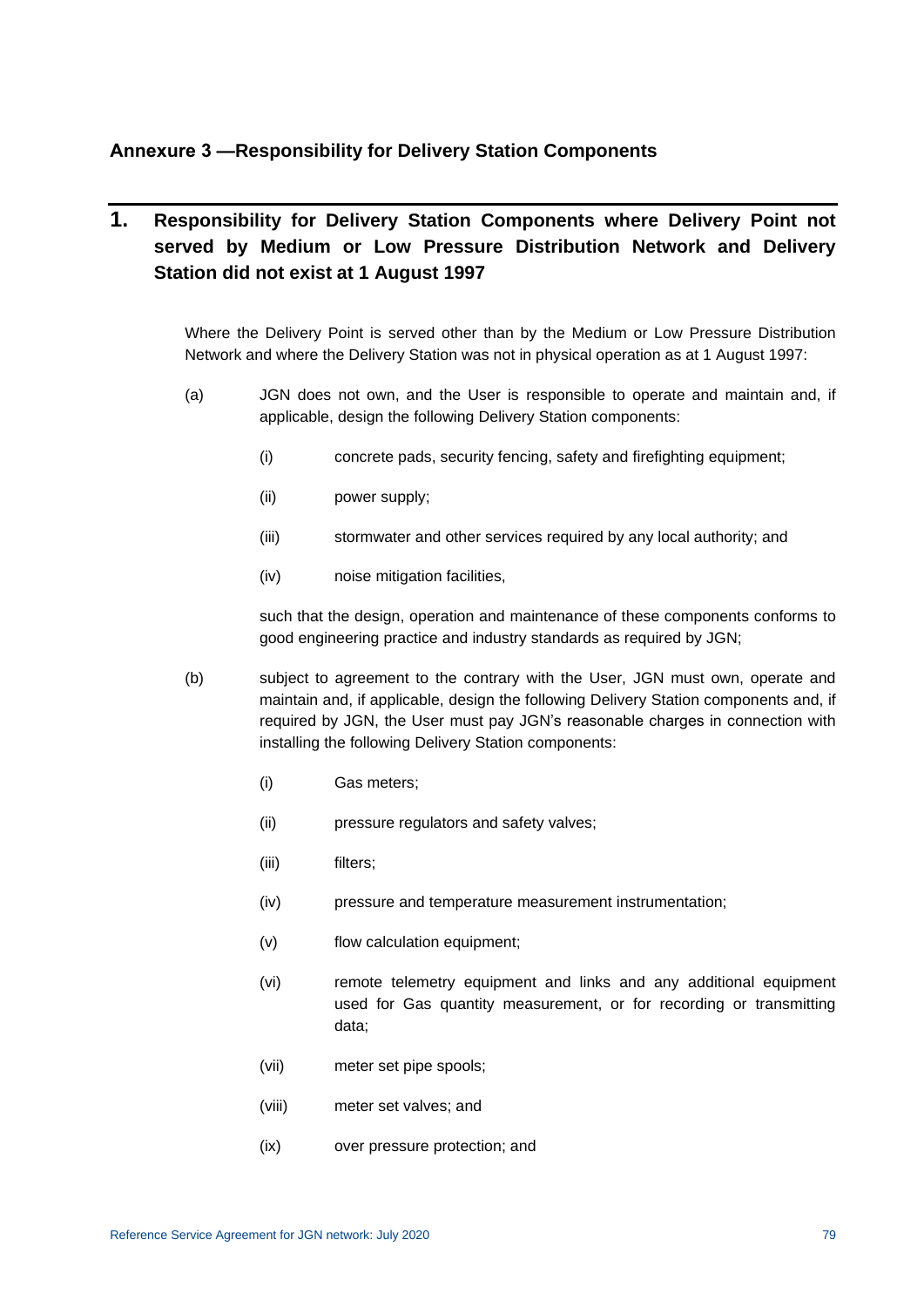## Annexure 3 —Responsibility for Delivery Station Components

### 1. Responsibility for Delivery Station Components where Delivery Point not served by Medium or Low Pressure Distribution Network and Delivery Station did not exist at 1 August 1997

Where the Delivery Point is served other than by the Medium or Low Pressure Distribution Network and where the Delivery Station was not in physical operation as at 1 August 1997:

(a) JGN does not own, and the User is responsible to operate and maintain and, if applicable, design the following Delivery Station components:

  (i) concrete pads, security fencing, safety and firefighting equipment;

  (ii) power supply;

  (iii) stormwater and other services required by any local authority; and

  (iv) noise mitigation facilities,

  such that the design, operation and maintenance of these components conforms to good engineering practice and industry standards as required by JGN;

(b) subject to agreement to the contrary with the User, JGN must own, operate and maintain and, if applicable, design the following Delivery Station components and, if required by JGN, the User must pay JGN's reasonable charges in connection with installing the following Delivery Station components:

  (i) Gas meters;

  (ii) pressure regulators and safety valves;

  (iii) filters;

  (iv) pressure and temperature measurement instrumentation;

  (v) flow calculation equipment;

  (vi) remote telemetry equipment and links and any additional equipment used for Gas quantity measurement, or for recording or transmitting data;

  (vii) meter set pipe spools;

  (viii) meter set valves; and

  (ix) over pressure protection; and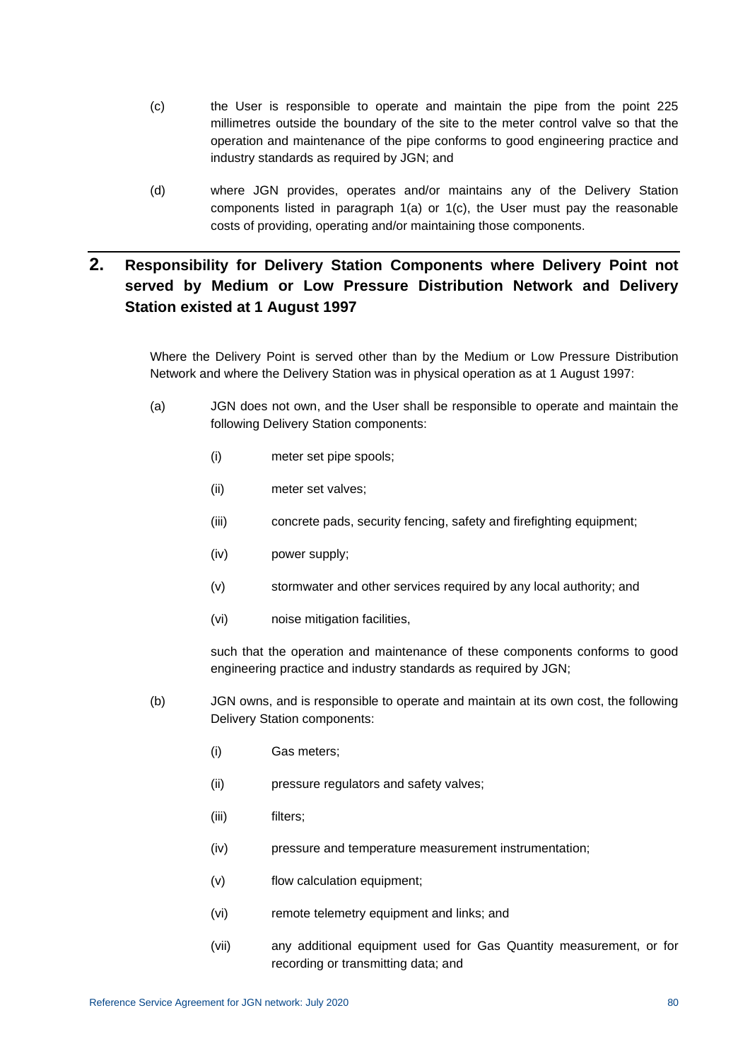(c) the User is responsible to operate and maintain the pipe from the point 225 millimetres outside the boundary of the site to the meter control valve so that the operation and maintenance of the pipe conforms to good engineering practice and industry standards as required by JGN; and

(d) where JGN provides, operates and/or maintains any of the Delivery Station components listed in paragraph 1(a) or 1(c), the User must pay the reasonable costs of providing, operating and/or maintaining those components.

## 2. Responsibility for Delivery Station Components where Delivery Point not served by Medium or Low Pressure Distribution Network and Delivery Station existed at 1 August 1997

Where the Delivery Point is served other than by the Medium or Low Pressure Distribution Network and where the Delivery Station was in physical operation as at 1 August 1997:

(a) JGN does not own, and the User shall be responsible to operate and maintain the following Delivery Station components:

  (i) meter set pipe spools;

  (ii) meter set valves;

  (iii) concrete pads, security fencing, safety and firefighting equipment;

  (iv) power supply;

  (v) stormwater and other services required by any local authority; and

  (vi) noise mitigation facilities,

  such that the operation and maintenance of these components conforms to good engineering practice and industry standards as required by JGN;

(b) JGN owns, and is responsible to operate and maintain at its own cost, the following Delivery Station components:

  (i) Gas meters;

  (ii) pressure regulators and safety valves;

  (iii) filters;

  (iv) pressure and temperature measurement instrumentation;

  (v) flow calculation equipment;

  (vi) remote telemetry equipment and links; and

  (vii) any additional equipment used for Gas Quantity measurement, or for recording or transmitting data; and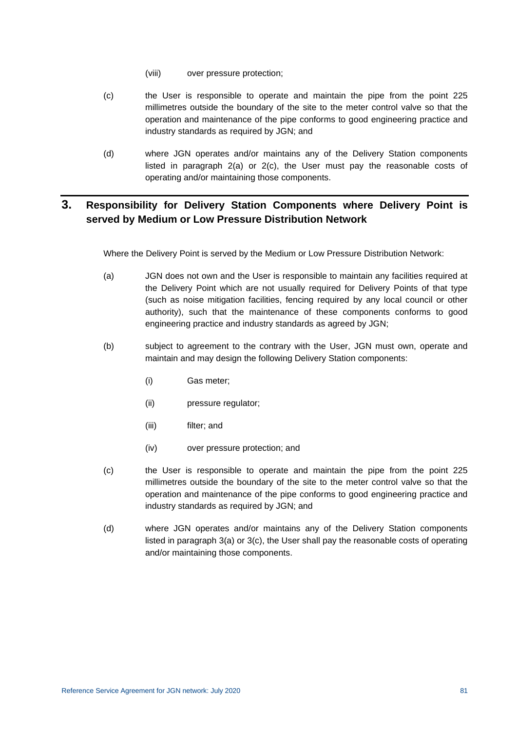(viii) over pressure protection;

(c) the User is responsible to operate and maintain the pipe from the point 225 millimetres outside the boundary of the site to the meter control valve so that the operation and maintenance of the pipe conforms to good engineering practice and industry standards as required by JGN; and

(d) where JGN operates and/or maintains any of the Delivery Station components listed in paragraph 2(a) or 2(c), the User must pay the reasonable costs of operating and/or maintaining those components.

## 3. Responsibility for Delivery Station Components where Delivery Point is served by Medium or Low Pressure Distribution Network

Where the Delivery Point is served by the Medium or Low Pressure Distribution Network:

(a) JGN does not own and the User is responsible to maintain any facilities required at the Delivery Point which are not usually required for Delivery Points of that type (such as noise mitigation facilities, fencing required by any local council or other authority), such that the maintenance of these components conforms to good engineering practice and industry standards as agreed by JGN;

(b) subject to agreement to the contrary with the User, JGN must own, operate and maintain and may design the following Delivery Station components:

(i) Gas meter;

(ii) pressure regulator;

(iii) filter; and

(iv) over pressure protection; and

(c) the User is responsible to operate and maintain the pipe from the point 225 millimetres outside the boundary of the site to the meter control valve so that the operation and maintenance of the pipe conforms to good engineering practice and industry standards as required by JGN; and

(d) where JGN operates and/or maintains any of the Delivery Station components listed in paragraph 3(a) or 3(c), the User shall pay the reasonable costs of operating and/or maintaining those components.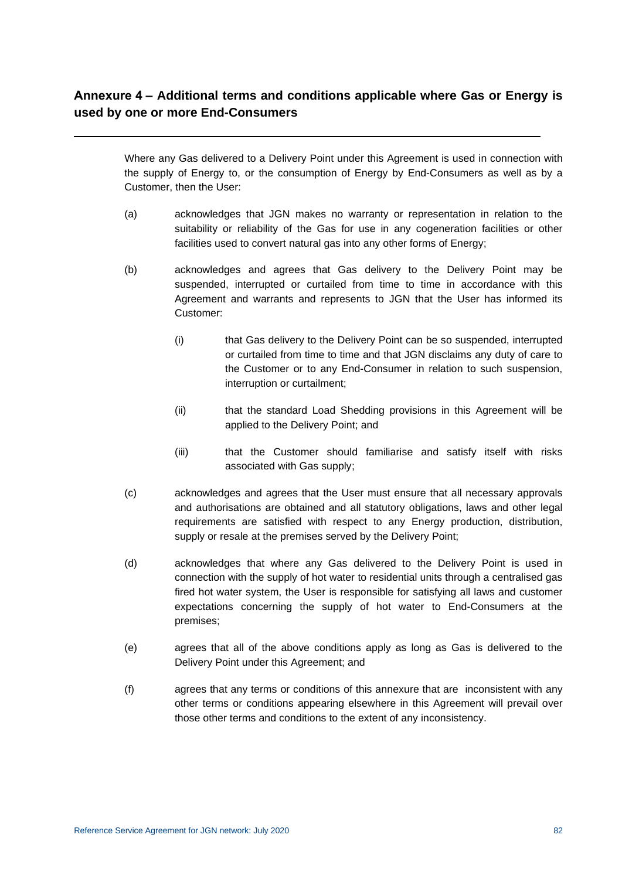## Annexure 4 – Additional terms and conditions applicable where Gas or Energy is used by one or more End-Consumers

Where any Gas delivered to a Delivery Point under this Agreement is used in connection with the supply of Energy to, or the consumption of Energy by End-Consumers as well as by a Customer, then the User:

(a) acknowledges that JGN makes no warranty or representation in relation to the suitability or reliability of the Gas for use in any cogeneration facilities or other facilities used to convert natural gas into any other forms of Energy;

(b) acknowledges and agrees that Gas delivery to the Delivery Point may be suspended, interrupted or curtailed from time to time in accordance with this Agreement and warrants and represents to JGN that the User has informed its Customer:

  (i) that Gas delivery to the Delivery Point can be so suspended, interrupted or curtailed from time to time and that JGN disclaims any duty of care to the Customer or to any End-Consumer in relation to such suspension, interruption or curtailment;

  (ii) that the standard Load Shedding provisions in this Agreement will be applied to the Delivery Point; and

  (iii) that the Customer should familiarise and satisfy itself with risks associated with Gas supply;

(c) acknowledges and agrees that the User must ensure that all necessary approvals and authorisations are obtained and all statutory obligations, laws and other legal requirements are satisfied with respect to any Energy production, distribution, supply or resale at the premises served by the Delivery Point;

(d) acknowledges that where any Gas delivered to the Delivery Point is used in connection with the supply of hot water to residential units through a centralised gas fired hot water system, the User is responsible for satisfying all laws and customer expectations concerning the supply of hot water to End-Consumers at the premises;

(e) agrees that all of the above conditions apply as long as Gas is delivered to the Delivery Point under this Agreement; and

(f) agrees that any terms or conditions of this annexure that are inconsistent with any other terms or conditions appearing elsewhere in this Agreement will prevail over those other terms and conditions to the extent of any inconsistency.